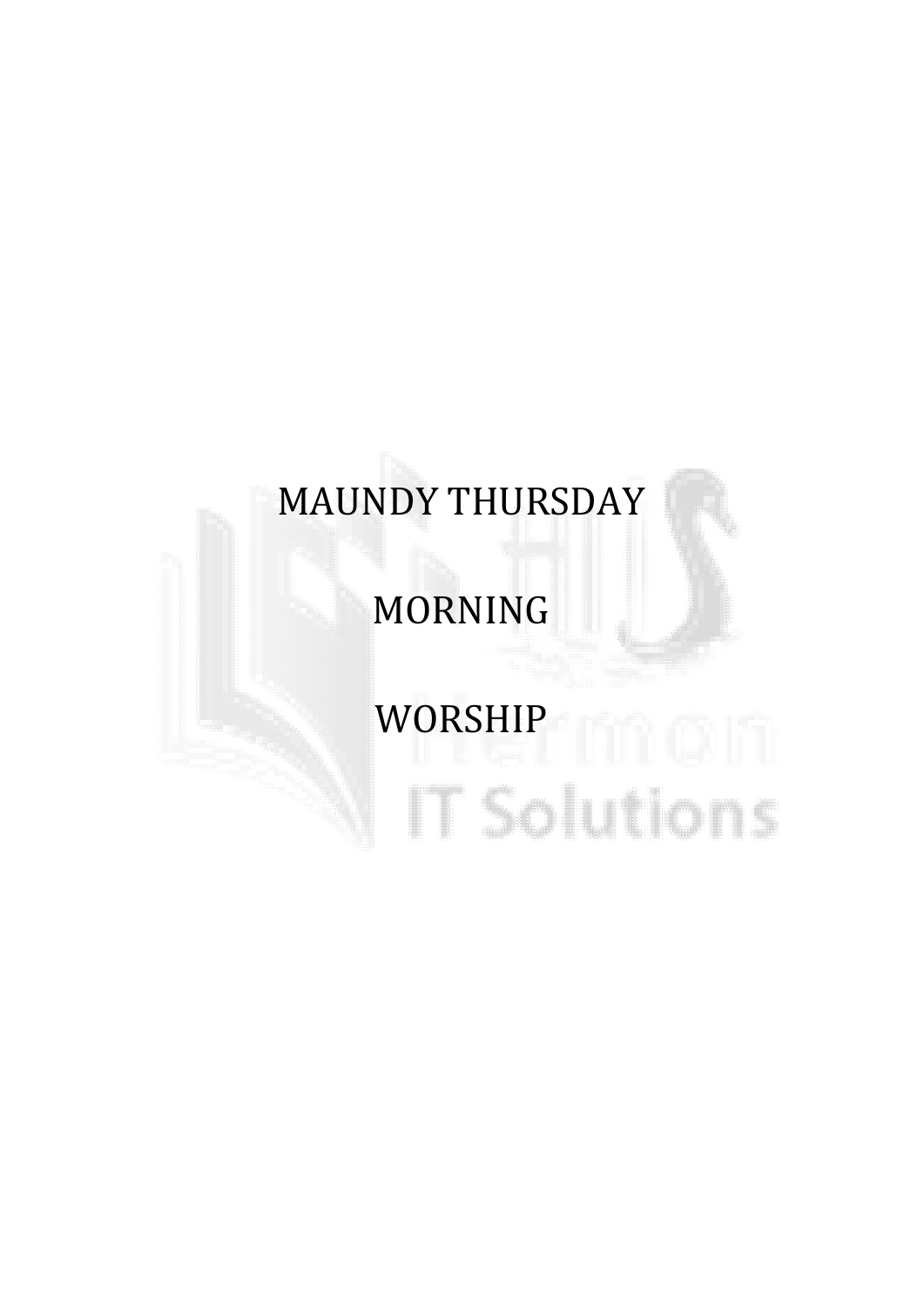# MAUNDY THURSDAY

# MORNING

# WORSHIP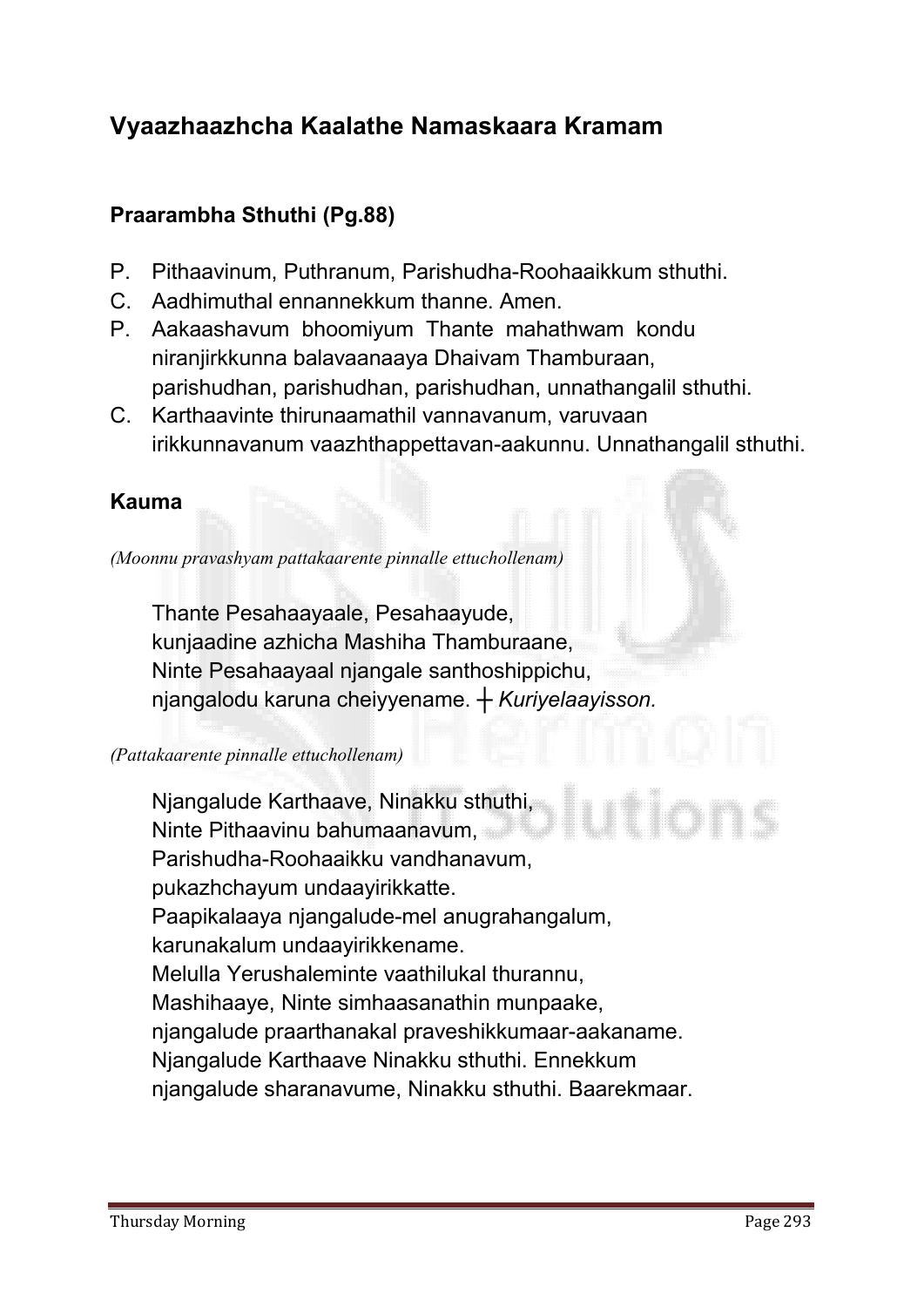## Vyaazhaazhcha Kaalathe Namaskaara Kramam

### Praarambha Sthuthi (Pg.88)

P. Pithaavinum, Puthranum, Parishudha-Roohaaikkum sthuthi.
C. Aadhimuthal ennannekkum thanne. Amen.
P. Aakaashavum bhoomiyum Thante mahathwam kondu niranjirkkunna balavaanaaya Dhaivam Thamburaan, parishudhan, parishudhan, parishudhan, unnathangalil sthuthi.
C. Karthaavinte thirunaamathil vannavanum, varuvaan irikkunnavanum vaazhthappettavan-aakunnu. Unnathangalil sthuthi.

### Kauma

*(Moonnu pravashyam pattakaarente pinnalle ettuchollenam)*

Thante Pesahaayaale, Pesahaayude,
kunjaadine azhicha Mashiha Thamburaane,
Ninte Pesahaayaal njangale santhoshippichu,
njangalodu karuna cheiyyename. ┼ *Kuriyelaayisson.*

*(Pattakaarente pinnalle ettuchollenam)*

Njangalude Karthaave, Ninakku sthuthi,
Ninte Pithaavinu bahumaanavum,
Parishudha-Roohaaikku vandhanavum,
pukazhchayum undaayirikkatte.
Paapikalaaya njangalude-mel anugrahangalum,
karunakalum undaayirikkename.
Melulla Yerushaleminte vaathilukal thurannu,
Mashihaaye, Ninte simhaasanathin munpaake,
njangalude praarthanakal praveshikkumaar-aakaname.
Njangalude Karthaave Ninakku sthuthi. Ennekkum
njangalude sharanavume, Ninakku sthuthi. Baarekmaar.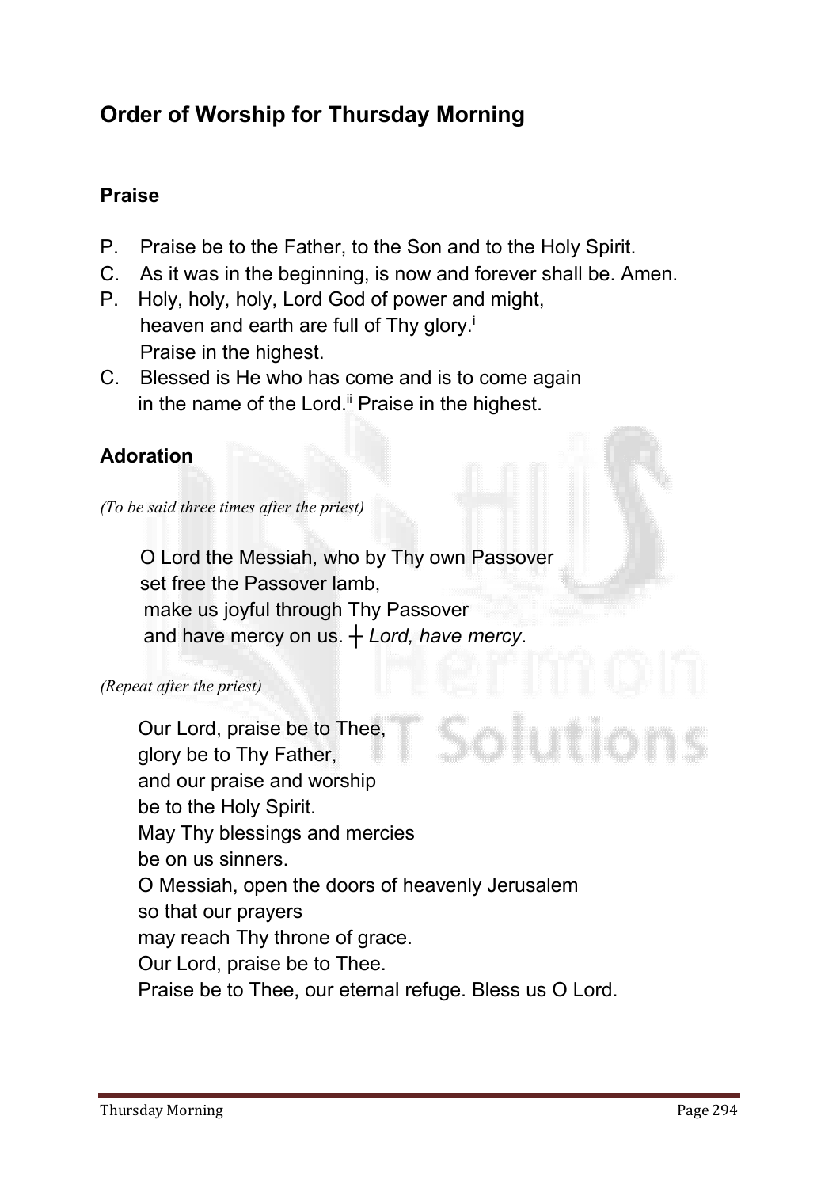## Order of Worship for Thursday Morning

### Praise

P. Praise be to the Father, to the Son and to the Holy Spirit.
C. As it was in the beginning, is now and forever shall be. Amen.
P. Holy, holy, holy, Lord God of power and might,
heaven and earth are full of Thy glory.[i]
Praise in the highest.
C. Blessed is He who has come and is to come again
in the name of the Lord.[ii] Praise in the highest.

### Adoration

*(To be said three times after the priest)*

O Lord the Messiah, who by Thy own Passover
set free the Passover lamb,
make us joyful through Thy Passover
and have mercy on us. ┼ *Lord, have mercy*.

*(Repeat after the priest)*

Our Lord, praise be to Thee,
glory be to Thy Father,
and our praise and worship
be to the Holy Spirit.
May Thy blessings and mercies
be on us sinners.
O Messiah, open the doors of heavenly Jerusalem
so that our prayers
may reach Thy throne of grace.
Our Lord, praise be to Thee.
Praise be to Thee, our eternal refuge. Bless us O Lord.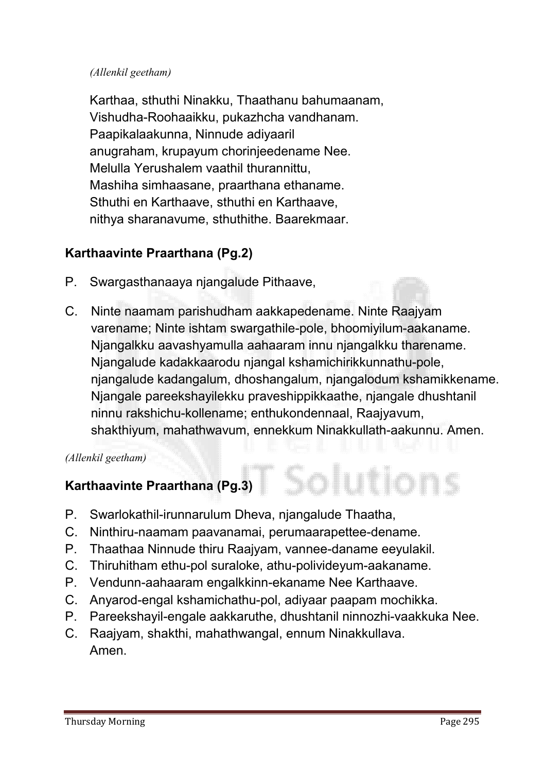*(Allenkil geetham)*

Karthaa, sthuthi Ninakku, Thaathanu bahumaanam,
Vishudha-Roohaaikku, pukazhcha vandhanam.
Paapikalaakunna, Ninnude adiyaaril
anugraham, krupayum chorinjeedename Nee.
Melulla Yerushalem vaathil thurannittu,
Mashiha simhaasane, praarthana ethaname.
Sthuthi en Karthaave, sthuthi en Karthaave,
nithya sharanavume, sthuthithe. Baarekmaar.

**Karthaavinte Praarthana (Pg.2)**

P. Swargasthanaaya njangalude Pithaave,

C. Ninte naamam parishudham aakkapedename. Ninte Raajyam varename; Ninte ishtam swargathile-pole, bhoomiyilum-aakaname. Njangalkku aavashyamulla aahaaram innu njangalkku tharename. Njangalude kadakkaarodu njangal kshamichirikkunnathu-pole, njangalude kadangalum, dhoshangalum, njangalodum kshamikkename. Njangale pareekshayilekku praveshippikkaathe, njangale dhushtanil ninnu rakshichu-kollename; enthukondennaal, Raajyavum, shakthiyum, mahathwavum, ennekkum Ninakkullath-aakunnu. Amen.

*(Allenkil geetham)*

**Karthaavinte Praarthana (Pg.3)**

P. Swarlokathil-irunnarulum Dheva, njangalude Thaatha,
C. Ninthiru-naamam paavanamai, perumaarapettee-dename.
P. Thaathaa Ninnude thiru Raajyam, vannee-daname eeyulakil.
C. Thiruhitham ethu-pol suraloke, athu-polivideyum-aakaname.
P. Vendunn-aahaaram engalkkinn-ekaname Nee Karthaave.
C. Anyarod-engal kshamichathu-pol, adiyaar paapam mochikka.
P. Pareekshayil-engale aakkaruthe, dhushtanil ninnozhi-vaakkuka Nee.
C. Raajyam, shakthi, mahathwangal, ennum Ninakkullava.
Amen.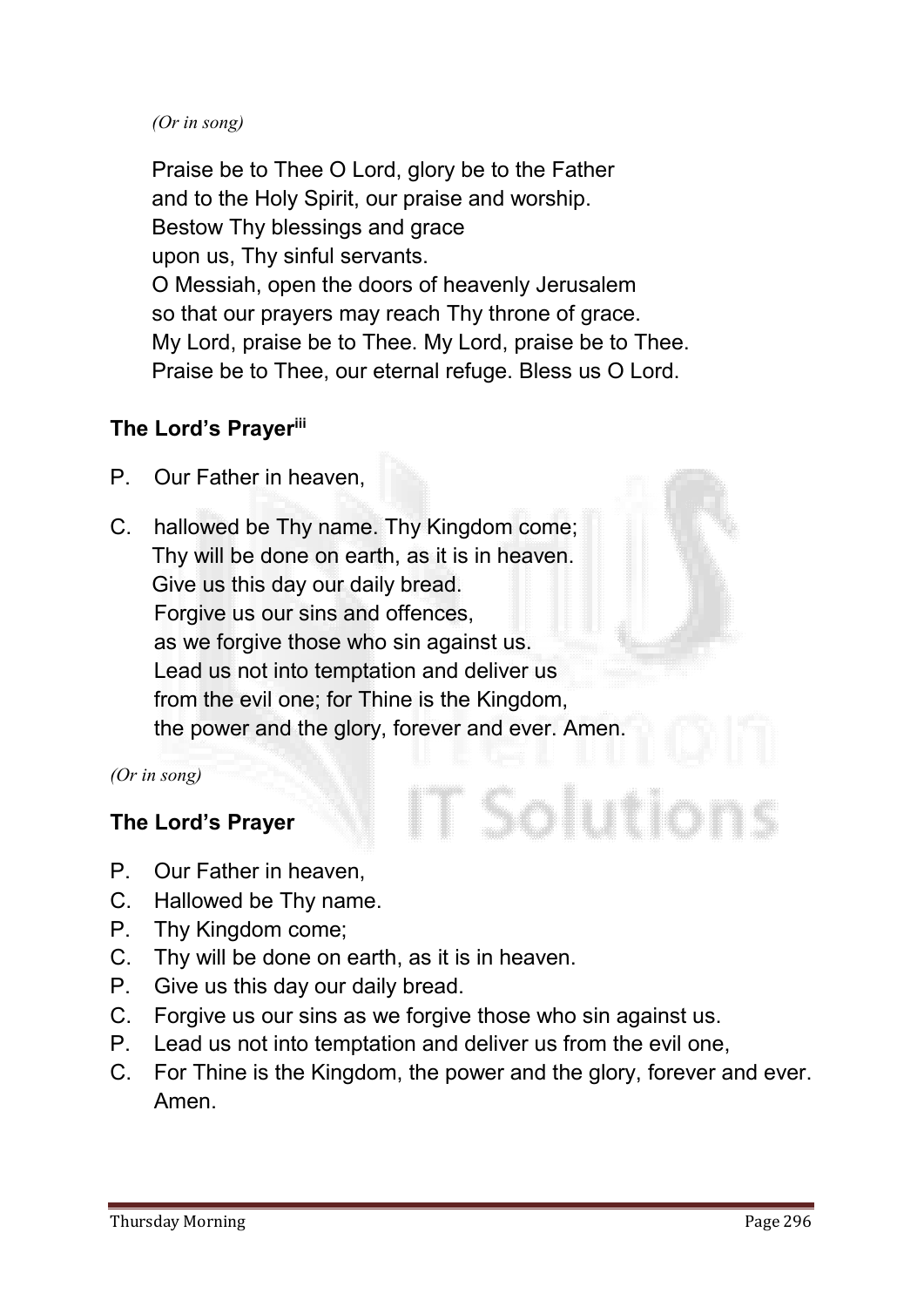*(Or in song)*

Praise be to Thee O Lord, glory be to the Father
and to the Holy Spirit, our praise and worship.
Bestow Thy blessings and grace
upon us, Thy sinful servants.
O Messiah, open the doors of heavenly Jerusalem
so that our prayers may reach Thy throne of grace.
My Lord, praise be to Thee. My Lord, praise be to Thee.
Praise be to Thee, our eternal refuge. Bless us O Lord.

**The Lord's Prayer[iii]**

P. Our Father in heaven,

C. hallowed be Thy name. Thy Kingdom come;
Thy will be done on earth, as it is in heaven.
Give us this day our daily bread.
Forgive us our sins and offences,
as we forgive those who sin against us.
Lead us not into temptation and deliver us
from the evil one; for Thine is the Kingdom,
the power and the glory, forever and ever. Amen.

*(Or in song)*

**The Lord's Prayer**

P. Our Father in heaven,
C. Hallowed be Thy name.
P. Thy Kingdom come;
C. Thy will be done on earth, as it is in heaven.
P. Give us this day our daily bread.
C. Forgive us our sins as we forgive those who sin against us.
P. Lead us not into temptation and deliver us from the evil one,
C. For Thine is the Kingdom, the power and the glory, forever and ever. Amen.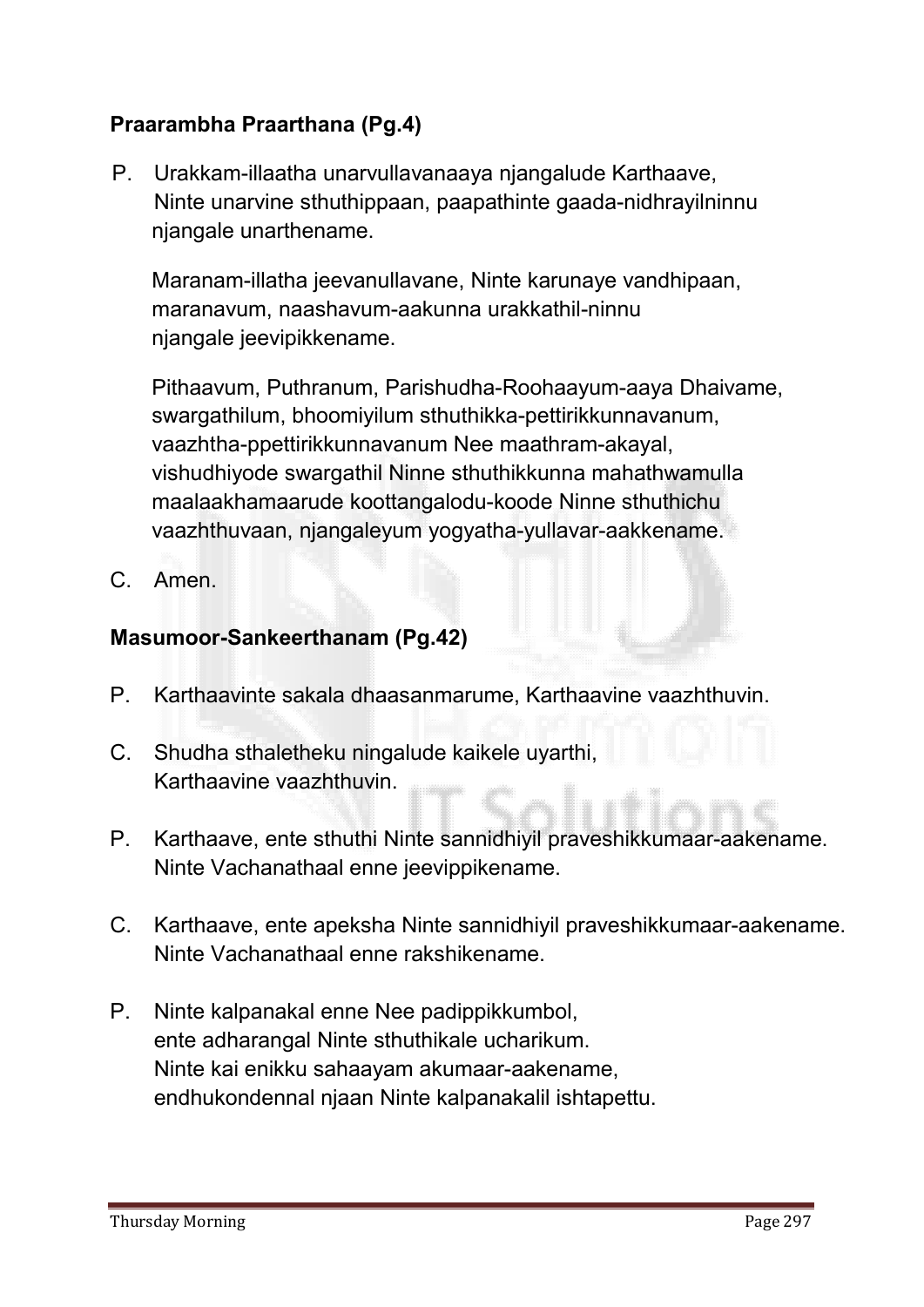**Praarambha Praarthana (Pg.4)**

P. Urakkam-illaatha unarvullavanaaya njangalude Karthaave, Ninte unarvine sthuthippaan, paapathinte gaada-nidhrayilninnu njangale unarthename.

Maranam-illatha jeevanullavane, Ninte karunaye vandhipaan, maranavum, naashavum-aakunna urakkathil-ninnu njangale jeevipikkename.

Pithaavum, Puthranum, Parishudha-Roohaayum-aaya Dhaivame, swargathilum, bhoomiyilum sthuthikka-pettirikkunnavanum, vaazhtha-ppettirikkunnavanum Nee maathram-akayal, vishudhiyode swargathil Ninne sthuthikkunna mahathwamulla maalaakhamaarude koottangalodu-koode Ninne sthuthichu vaazhthuvaan, njangaleyum yogyatha-yullavar-aakkename.

C. Amen.

**Masumoor-Sankeerthanam (Pg.42)**

P. Karthaavinte sakala dhaasanmarume, Karthaavine vaazhthuvin.

C. Shudha sthaletheku ningalude kaikele uyarthi, Karthaavine vaazhthuvin.

P. Karthaave, ente sthuthi Ninte sannidhiyil praveshikkumaar-aakename. Ninte Vachanathaal enne jeevippikename.

C. Karthaave, ente apeksha Ninte sannidhiyil praveshikkumaar-aakename. Ninte Vachanathaal enne rakshikename.

P. Ninte kalpanakal enne Nee padippikkumbol, ente adharangal Ninte sthuthikale ucharikum. Ninte kai enikku sahaayam akumaar-aakename, endhukondennal njaan Ninte kalpanakalil ishtapettu.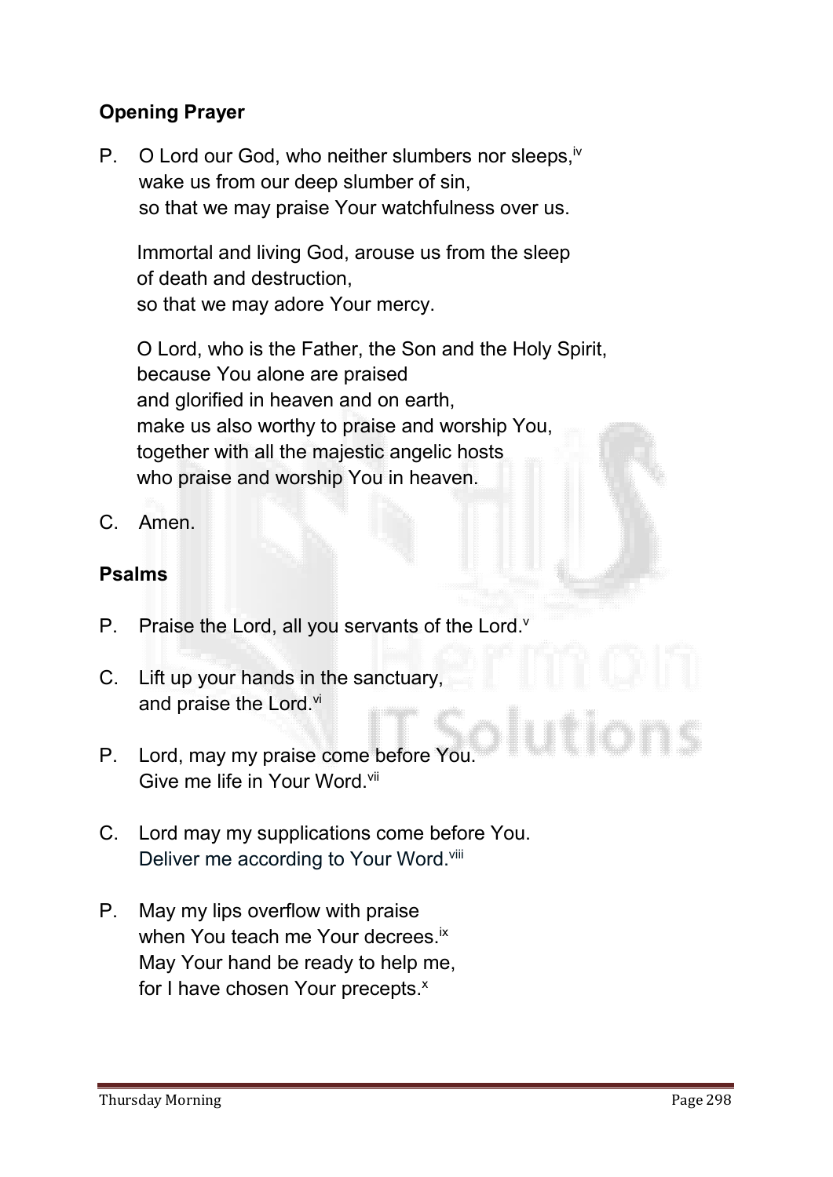**Opening Prayer**

P. O Lord our God, who neither slumbers nor sleeps,[iv]
wake us from our deep slumber of sin,
so that we may praise Your watchfulness over us.

Immortal and living God, arouse us from the sleep
of death and destruction,
so that we may adore Your mercy.

O Lord, who is the Father, the Son and the Holy Spirit,
because You alone are praised
and glorified in heaven and on earth,
make us also worthy to praise and worship You,
together with all the majestic angelic hosts
who praise and worship You in heaven.

C. Amen.

**Psalms**

P. Praise the Lord, all you servants of the Lord.[v]

C. Lift up your hands in the sanctuary,
and praise the Lord.[vi]

P. Lord, may my praise come before You.
Give me life in Your Word.[vii]

C. Lord may my supplications come before You.
Deliver me according to Your Word.[viii]

P. May my lips overflow with praise
when You teach me Your decrees.[ix]
May Your hand be ready to help me,
for I have chosen Your precepts.[x]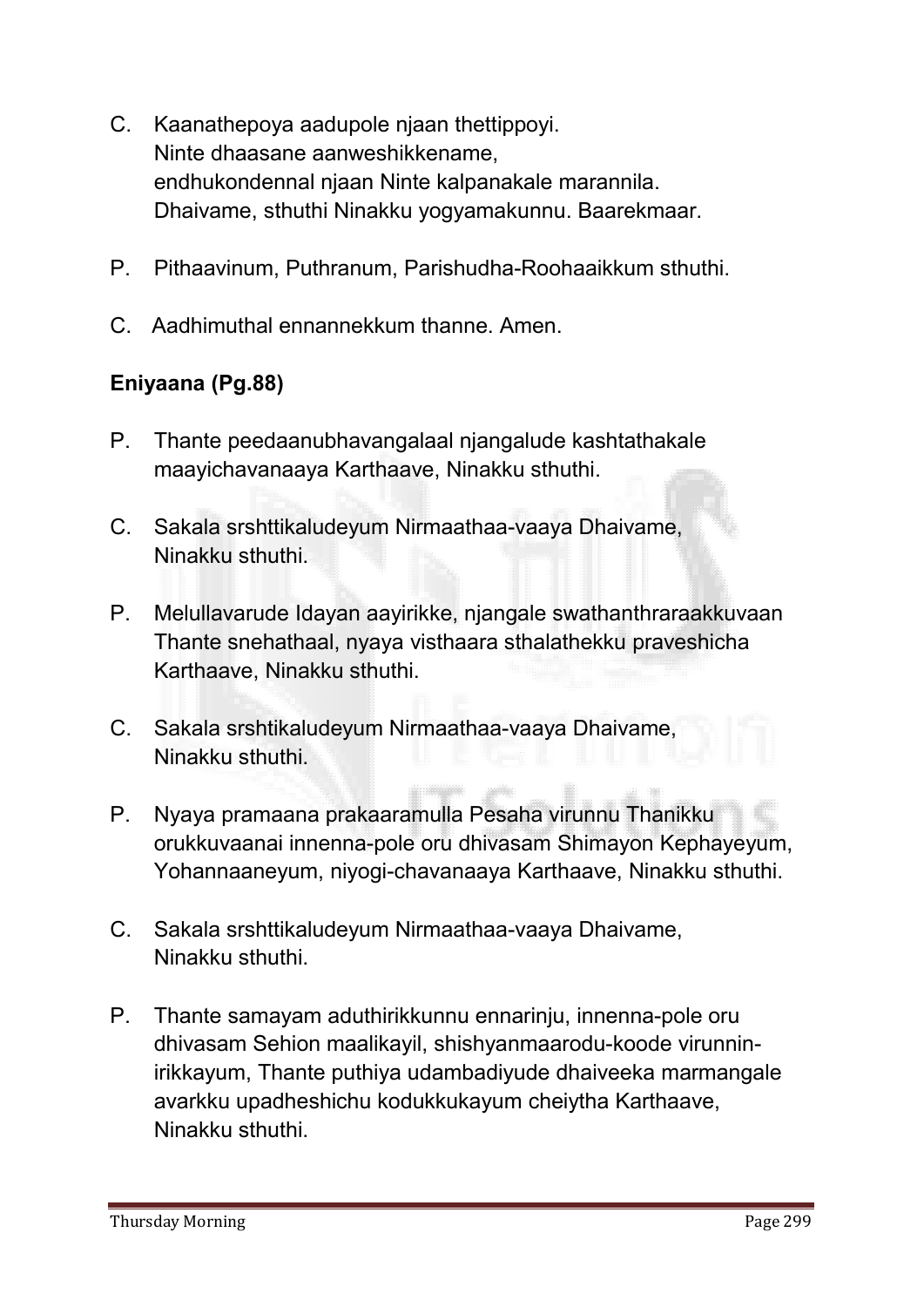C. Kaanathepoya aadupole njaan thettippoyi.
Ninte dhaasane aanweshikkename,
endhukondennal njaan Ninte kalpanakale marannila.
Dhaivame, sthuthi Ninakku yogyamakunnu. Baarekmaar.

P. Pithaavinum, Puthranum, Parishudha-Roohaaikkum sthuthi.

C. Aadhimuthal ennannekkum thanne. Amen.

**Eniyaana (Pg.88)**

P. Thante peedaanubhavangalaal njangalude kashtathakale maayichavanaaya Karthaave, Ninakku sthuthi.

C. Sakala srshttikaludeyum Nirmaathaa-vaaya Dhaivame, Ninakku sthuthi.

P. Melullavarude Idayan aayirikke, njangale swathanthraraakkuvaan Thante snehathaal, nyaya visthaara sthalathekku praveshicha Karthaave, Ninakku sthuthi.

C. Sakala srshtikaludeyum Nirmaathaa-vaaya Dhaivame, Ninakku sthuthi.

P. Nyaya pramaana prakaaramulla Pesaha virunnu Thanikku orukkuvaanai innenna-pole oru dhivasam Shimayon Kephayeyum, Yohannaaneyum, niyogi-chavanaaya Karthaave, Ninakku sthuthi.

C. Sakala srshttikaludeyum Nirmaathaa-vaaya Dhaivame, Ninakku sthuthi.

P. Thante samayam aduthirikkunnu ennarinju, innenna-pole oru dhivasam Sehion maalikayil, shishyanmaarodu-koode virunnin-irikkayum, Thante puthiya udambadiyude dhaiveeka marmangale avarkku upadheshichu kodukkukayum cheiytha Karthaave, Ninakku sthuthi.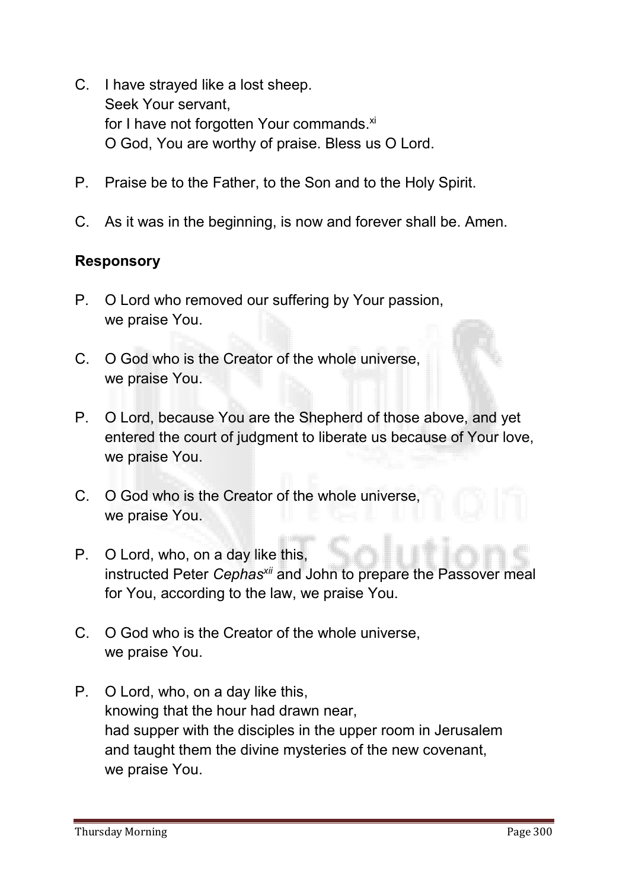C. I have strayed like a lost sheep.
   Seek Your servant,
   for I have not forgotten Your commands.[xi]
   O God, You are worthy of praise. Bless us O Lord.

P. Praise be to the Father, to the Son and to the Holy Spirit.

C. As it was in the beginning, is now and forever shall be. Amen.

**Responsory**

P. O Lord who removed our suffering by Your passion,
   we praise You.

C. O God who is the Creator of the whole universe,
   we praise You.

P. O Lord, because You are the Shepherd of those above, and yet entered the court of judgment to liberate us because of Your love, we praise You.

C. O God who is the Creator of the whole universe,
   we praise You.

P. O Lord, who, on a day like this,
   instructed Peter *Cephas*[xii] and John to prepare the Passover meal for You, according to the law, we praise You.

C. O God who is the Creator of the whole universe,
   we praise You.

P. O Lord, who, on a day like this,
   knowing that the hour had drawn near,
   had supper with the disciples in the upper room in Jerusalem
   and taught them the divine mysteries of the new covenant,
   we praise You.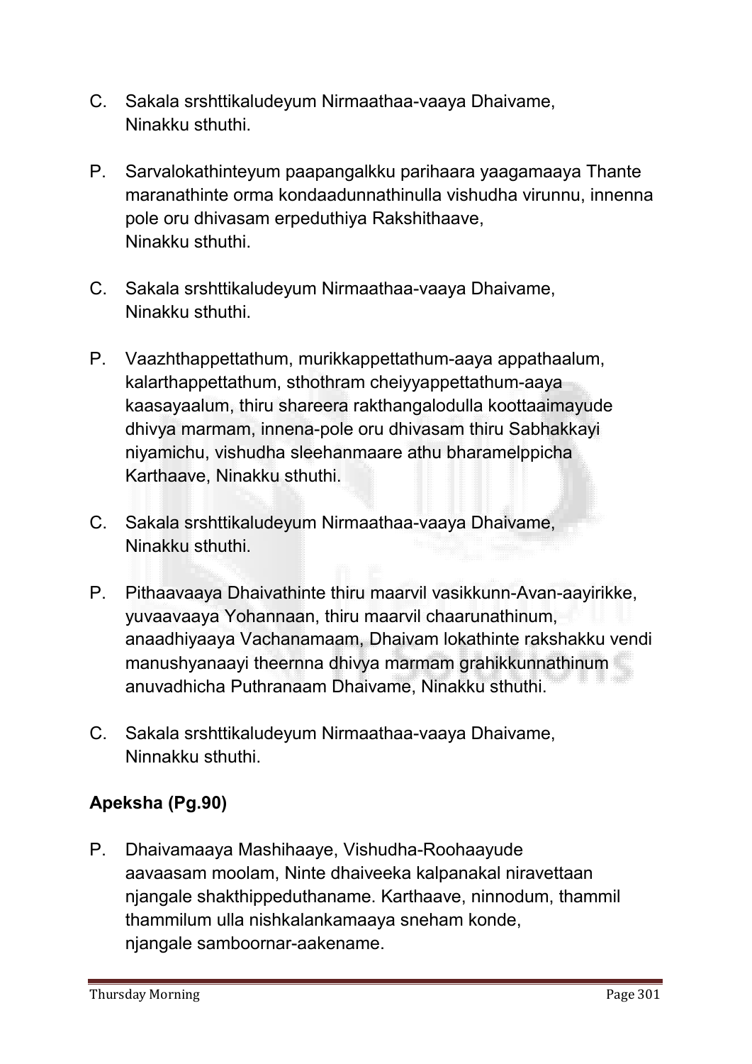C. Sakala srshttikaludeyum Nirmaathaa-vaaya Dhaivame,  
Ninakku sthuthi.

P. Sarvalokathinteyum paapangalkku parihaara yaagamaaya Thante maranathinte orma kondaadunnathinulla vishudha virunnu, innenna pole oru dhivasam erpeduthiya Rakshithaave,  
Ninakku sthuthi.

C. Sakala srshttikaludeyum Nirmaathaa-vaaya Dhaivame,  
Ninakku sthuthi.

P. Vaazhthappettathum, murikkappettathum-aaya appathaalum, kalarthappettathum, sthothram cheiyyappettathum-aaya kaasayaalum, thiru shareera rakthangalodulla koottaaimayude dhivya marmam, innena-pole oru dhivasam thiru Sabhakkayi niyamichu, vishudha sleehanmaare athu bharamelppicha Karthaave, Ninakku sthuthi.

C. Sakala srshttikaludeyum Nirmaathaa-vaaya Dhaivame,  
Ninakku sthuthi.

P. Pithaavaaya Dhaivathinte thiru maarvil vasikkunn-Avan-aayirikke, yuvaavaaya Yohannaan, thiru maarvil chaarunathinum, anaadhiyaaya Vachanamaam, Dhaivam lokathinte rakshakku vendi manushyanaayi theernna dhivya marmam grahikkunnathinum anuvadhicha Puthranaam Dhaivame, Ninakku sthuthi.

C. Sakala srshttikaludeyum Nirmaathaa-vaaya Dhaivame,  
Ninnakku sthuthi.

**Apeksha (Pg.90)**

P. Dhaivamaaya Mashihaaye, Vishudha-Roohaayude aavaasam moolam, Ninte dhaiveeka kalpanakal niravettaan njangale shakthippeduthaname. Karthaave, ninnodum, thammil thammilum ulla nishkalankamaaya sneham konde, njangale samboornar-aakename.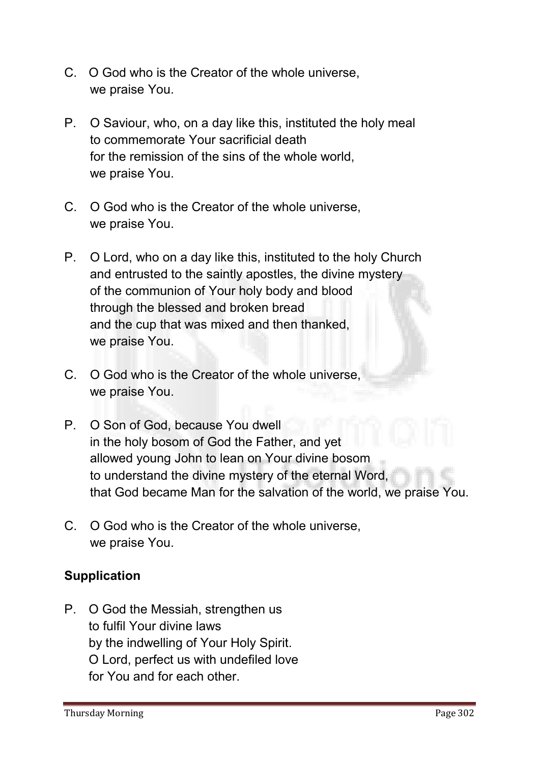C. O God who is the Creator of the whole universe,
we praise You.

P. O Saviour, who, on a day like this, instituted the holy meal
to commemorate Your sacrificial death
for the remission of the sins of the whole world,
we praise You.

C. O God who is the Creator of the whole universe,
we praise You.

P. O Lord, who on a day like this, instituted to the holy Church
and entrusted to the saintly apostles, the divine mystery
of the communion of Your holy body and blood
through the blessed and broken bread
and the cup that was mixed and then thanked,
we praise You.

C. O God who is the Creator of the whole universe,
we praise You.

P. O Son of God, because You dwell
in the holy bosom of God the Father, and yet
allowed young John to lean on Your divine bosom
to understand the divine mystery of the eternal Word,
that God became Man for the salvation of the world, we praise You.

C. O God who is the Creator of the whole universe,
we praise You.

**Supplication**

P. O God the Messiah, strengthen us
to fulfil Your divine laws
by the indwelling of Your Holy Spirit.
O Lord, perfect us with undefiled love
for You and for each other.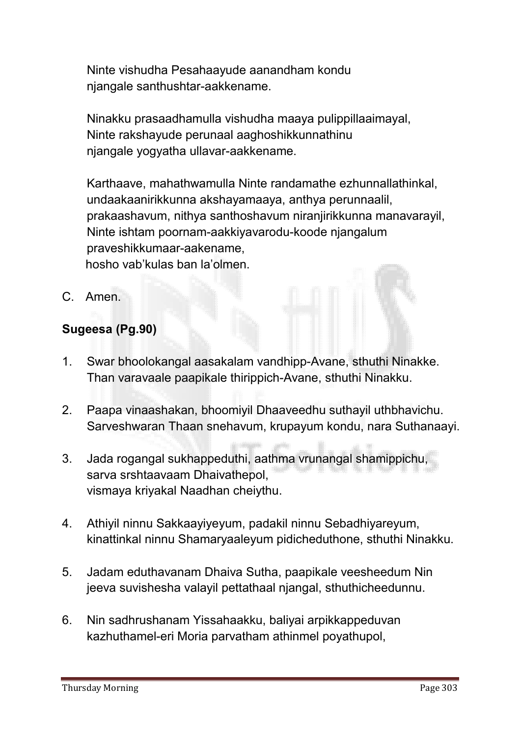Ninte vishudha Pesahaayude aanandham kondu
njangale santhushtar-aakkename.

Ninakku prasaadhamulla vishudha maaya pulippillaaimayal,
Ninte rakshayude perunaal aaghoshikkunnathinu
njangale yogyatha ullavar-aakkename.

Karthaave, mahathwamulla Ninte randamathe ezhunnallathinkal,
undaakaanirikkunna akshayamaaya, anthya perunnaalil,
prakaashavum, nithya santhoshavum niranjirikkunna manavarayil,
Ninte ishtam poornam-aakkiyavarodu-koode njangalum
praveshikkumaar-aakename,
hosho vab'kulas ban la'olmen.

C. Amen.

**Sugeesa (Pg.90)**

1. Swar bhoolokangal aasakalam vandhipp-Avane, sthuthi Ninakke.
   Than varavaale paapikale thirippich-Avane, sthuthi Ninakku.

2. Paapa vinaashakan, bhoomiyil Dhaaveedhu suthayil uthbhavichu.
   Sarveshwaran Thaan snehavum, krupayum kondu, nara Suthanaayi.

3. Jada rogangal sukhappeduthi, aathma vrunangal shamippichu,
   sarva srshtaavaam Dhaivathepol,
   vismaya kriyakal Naadhan cheiythu.

4. Athiyil ninnu Sakkaayiyeyum, padakil ninnu Sebadhiyareyum,
   kinattinkal ninnu Shamaryaaleyum pidicheduthone, sthuthi Ninakku.

5. Jadam eduthavanam Dhaiva Sutha, paapikale veesheedum Nin
   jeeva suvishesha valayil pettathaal njangal, sthuthicheedunnu.

6. Nin sadhrushanam Yissahaakku, baliyai arpikkappeduvan
   kazhuthamel-eri Moria parvatham athinmel poyathupol,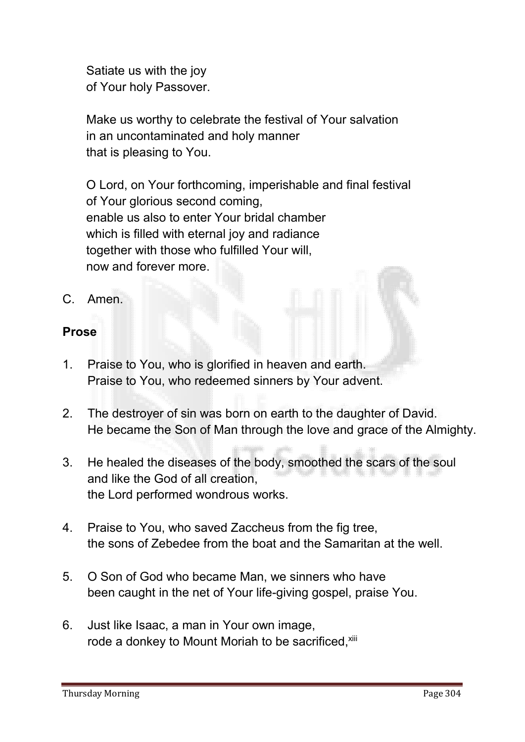Satiate us with the joy
of Your holy Passover.

Make us worthy to celebrate the festival of Your salvation
in an uncontaminated and holy manner
that is pleasing to You.

O Lord, on Your forthcoming, imperishable and final festival
of Your glorious second coming,
enable us also to enter Your bridal chamber
which is filled with eternal joy and radiance
together with those who fulfilled Your will,
now and forever more.

C. Amen.

**Prose**

1. Praise to You, who is glorified in heaven and earth.
   Praise to You, who redeemed sinners by Your advent.

2. The destroyer of sin was born on earth to the daughter of David.
   He became the Son of Man through the love and grace of the Almighty.

3. He healed the diseases of the body, smoothed the scars of the soul
   and like the God of all creation,
   the Lord performed wondrous works.

4. Praise to You, who saved Zaccheus from the fig tree,
   the sons of Zebedee from the boat and the Samaritan at the well.

5. O Son of God who became Man, we sinners who have
   been caught in the net of Your life-giving gospel, praise You.

6. Just like Isaac, a man in Your own image,
   rode a donkey to Mount Moriah to be sacrificed,[xiii]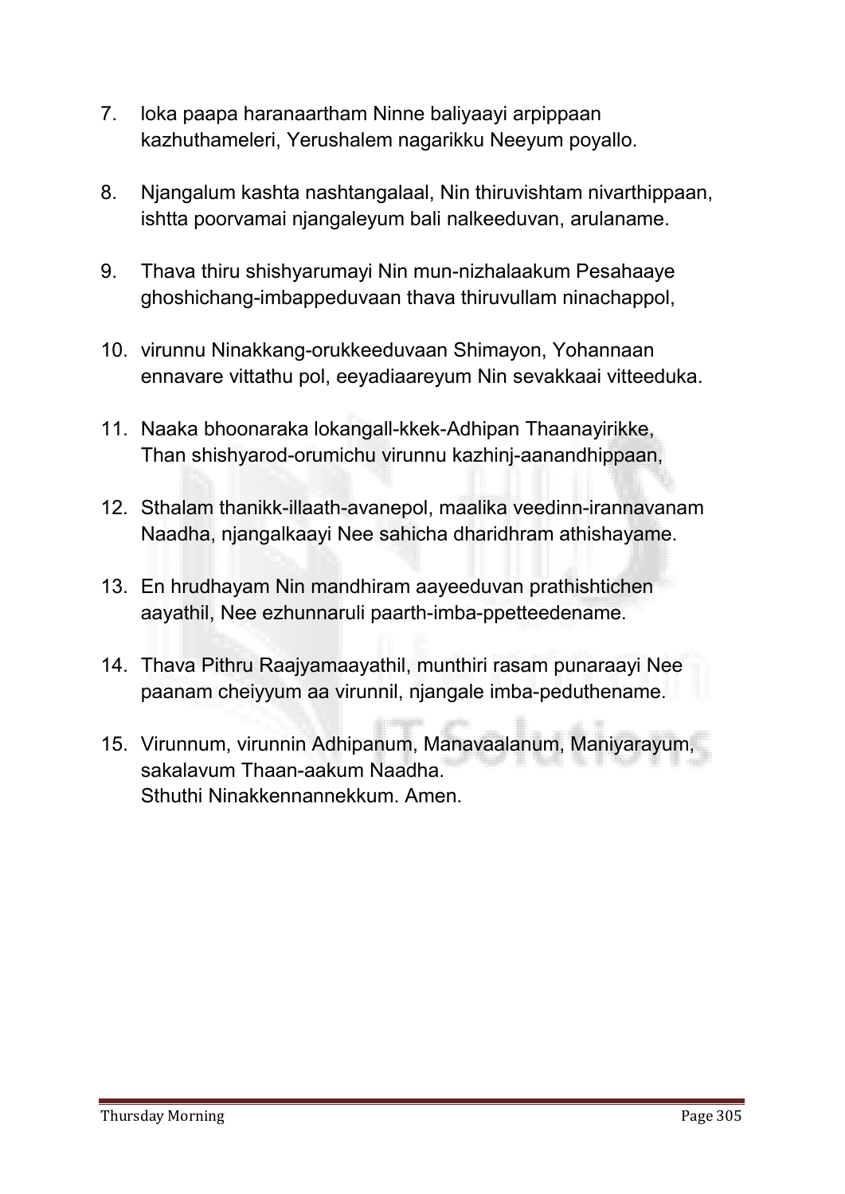7. loka paapa haranaartham Ninne baliyaayi arpippaan kazhuthameleri, Yerushalem nagarikku Neeyum poyallo.

8. Njangalum kashta nashtangalaal, Nin thiruvishtam nivarthippaan, ishtta poorvamai njangaleyum bali nalkeeduvan, arulaname.

9. Thava thiru shishyarumayi Nin mun-nizhalaakum Pesahaaye ghoshichang-imbappeduvaan thava thiruvullam ninachappol,

10. virunnu Ninakkang-orukkeeduvaan Shimayon, Yohannaan ennavare vittathu pol, eeyadiaareyum Nin sevakkaai vitteeduka.

11. Naaka bhoonaraka lokangall-kkek-Adhipan Thaanayirikke, Than shishyarod-orumichu virunnu kazhinj-aanandhippaan,

12. Sthalam thanikk-illaath-avanepol, maalika veedinn-irannavanam Naadha, njangalkaayi Nee sahicha dharidhram athishayame.

13. En hrudhayam Nin mandhiram aayeeduvan prathishtichen aayathil, Nee ezhunnaruli paarth-imba-ppetteedename.

14. Thava Pithru Raajyamaayathil, munthiri rasam punaraayi Nee paanam cheiyyum aa virunnil, njangale imba-peduthename.

15. Virunnum, virunnin Adhipanum, Manavaalanum, Maniyarayum, sakalavum Thaan-aakum Naadha.
    Sthuthi Ninakkennannekkum. Amen.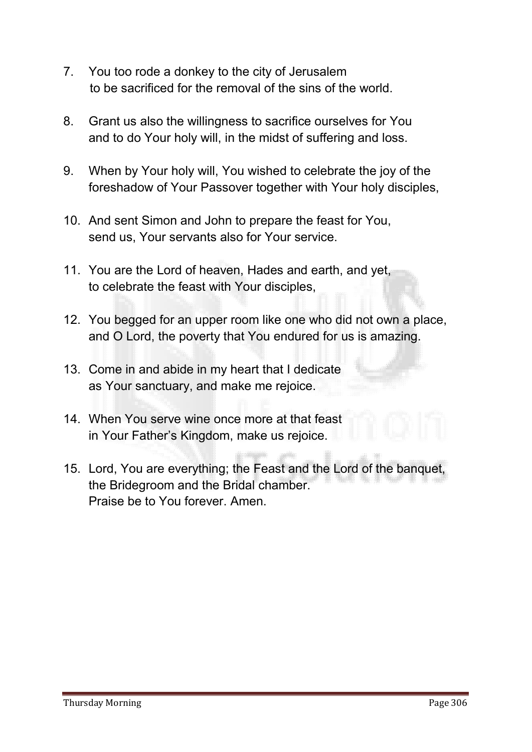7. You too rode a donkey to the city of Jerusalem
   to be sacrificed for the removal of the sins of the world.

8. Grant us also the willingness to sacrifice ourselves for You
   and to do Your holy will, in the midst of suffering and loss.

9. When by Your holy will, You wished to celebrate the joy of the
   foreshadow of Your Passover together with Your holy disciples,

10. And sent Simon and John to prepare the feast for You,
    send us, Your servants also for Your service.

11. You are the Lord of heaven, Hades and earth, and yet,
    to celebrate the feast with Your disciples,

12. You begged for an upper room like one who did not own a place,
    and O Lord, the poverty that You endured for us is amazing.

13. Come in and abide in my heart that I dedicate
    as Your sanctuary, and make me rejoice.

14. When You serve wine once more at that feast
    in Your Father's Kingdom, make us rejoice.

15. Lord, You are everything; the Feast and the Lord of the banquet,
    the Bridegroom and the Bridal chamber.
    Praise be to You forever. Amen.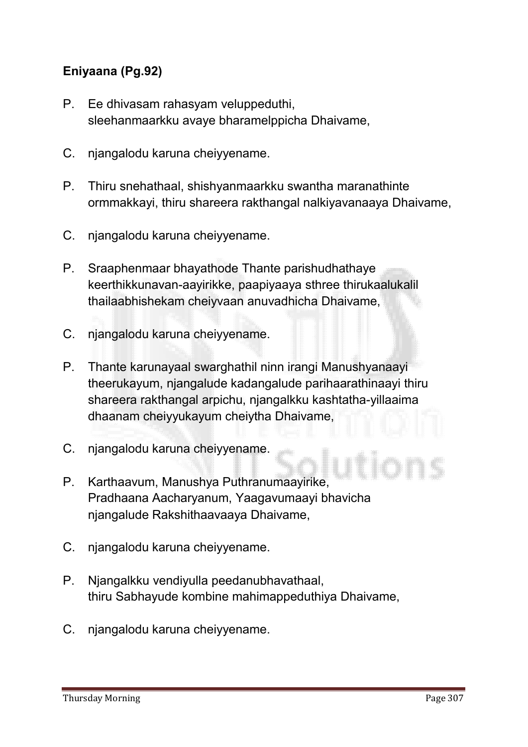**Eniyaana (Pg.92)**

P. Ee dhivasam rahasyam veluppeduthi,
sleehanmaarkku avaye bharamelppicha Dhaivame,

C. njangalodu karuna cheiyyename.

P. Thiru snehathaal, shishyanmaarkku swantha maranathinte ormmakkayi, thiru shareera rakthangal nalkiyavanaaya Dhaivame,

C. njangalodu karuna cheiyyename.

P. Sraaphenmaar bhayathode Thante parishudhathaye keerthikkunavan-aayirikke, paapiyaaya sthree thirukaalukalil thailaabhishekam cheiyvaan anuvadhicha Dhaivame,

C. njangalodu karuna cheiyyename.

P. Thante karunayaal swarghathil ninn irangi Manushyanaayi theerukayum, njangalude kadangalude parihaarathinaayi thiru shareera rakthangal arpichu, njangalkku kashtatha-yillaaima dhaanam cheiyyukayum cheiytha Dhaivame,

C. njangalodu karuna cheiyyename.

P. Karthaavum, Manushya Puthranumaayirike,
Pradhaana Aacharyanum, Yaagavumaayi bhavicha
njangalude Rakshithaavaaya Dhaivame,

C. njangalodu karuna cheiyyename.

P. Njangalkku vendiyulla peedanubhavathaal,
thiru Sabhayude kombine mahimappeduthiya Dhaivame,

C. njangalodu karuna cheiyyename.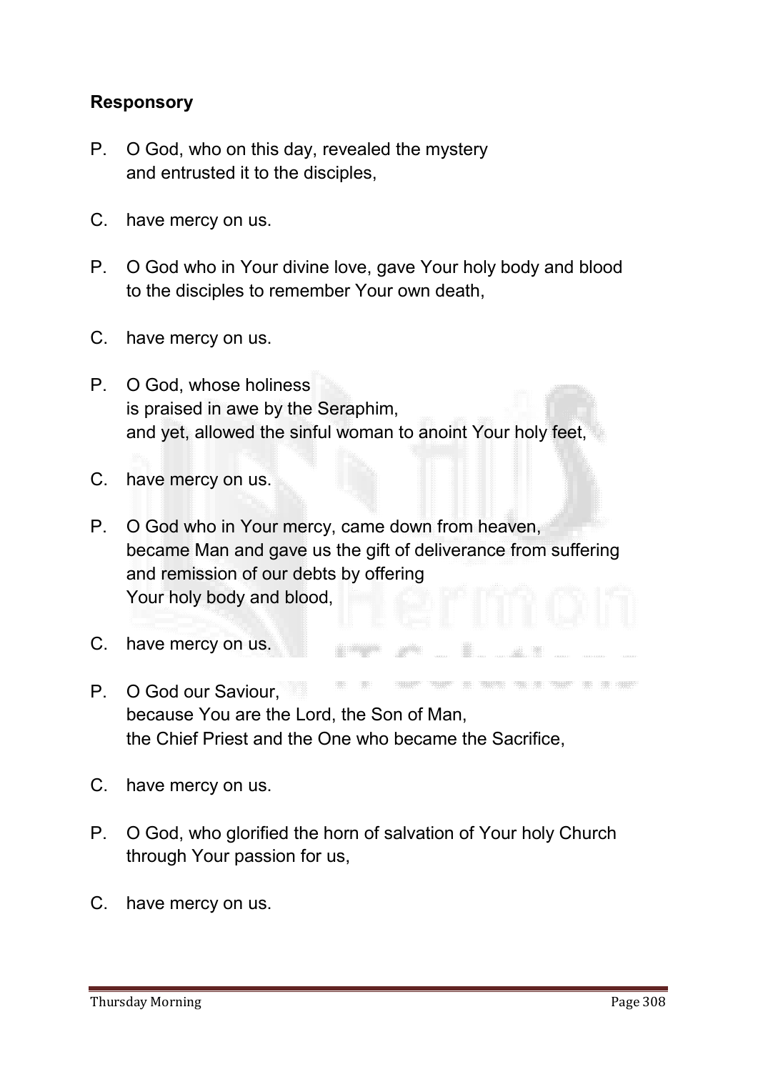**Responsory**

P. O God, who on this day, revealed the mystery
and entrusted it to the disciples,

C. have mercy on us.

P. O God who in Your divine love, gave Your holy body and blood
to the disciples to remember Your own death,

C. have mercy on us.

P. O God, whose holiness
is praised in awe by the Seraphim,
and yet, allowed the sinful woman to anoint Your holy feet,

C. have mercy on us.

P. O God who in Your mercy, came down from heaven,
became Man and gave us the gift of deliverance from suffering
and remission of our debts by offering
Your holy body and blood,

C. have mercy on us.

P. O God our Saviour,
because You are the Lord, the Son of Man,
the Chief Priest and the One who became the Sacrifice,

C. have mercy on us.

P. O God, who glorified the horn of salvation of Your holy Church
through Your passion for us,

C. have mercy on us.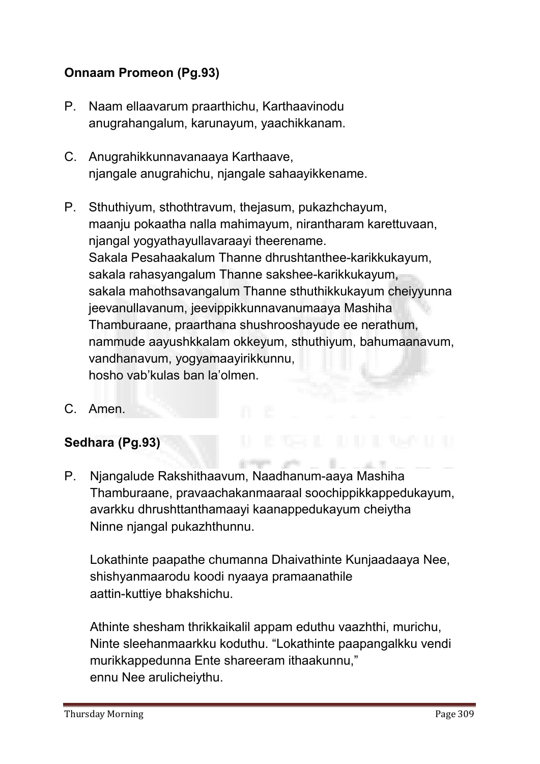**Onnaam Promeon (Pg.93)**

P. Naam ellaavarum praarthichu, Karthaavinodu anugrahangalum, karunayum, yaachikkanam.

C. Anugrahikkunnavanaaya Karthaave, njangale anugrahichu, njangale sahaayikkename.

P. Sthuthiyum, sthothtravum, thejasum, pukazhchayum, maanju pokaatha nalla mahimayum, nirantharam karettuvaan, njangal yogyathayullavaraayi theerename.
Sakala Pesahaakalum Thanne dhrushtanthee-karikkukayum, sakala rahasyangalum Thanne sakshee-karikkukayum, sakala mahothsavangalum Thanne sthuthikkukayum cheiyyunna jeevanullavanum, jeevippikkunnavanumaaya Mashiha Thamburaane, praarthana shushrooshayude ee nerathum, nammude aayushkkalam okkeyum, sthuthiyum, bahumaanavum, vandhanavum, yogyamaayirikkunnu, hosho vab'kulas ban la'olmen.

C. Amen.

**Sedhara (Pg.93)**

P. Njangalude Rakshithaavum, Naadhanum-aaya Mashiha Thamburaane, pravaachakanmaaraal soochippikkappedukayum, avarkku dhrushttanthamaayi kaanappedukayum cheiytha Ninne njangal pukazhthunnu.

Lokathinte paapathe chumanna Dhaivathinte Kunjaadaaya Nee, shishyanmaarodu koodi nyaaya pramaanathile aattin-kuttiye bhakshichu.

Athinte shesham thrikkaikalil appam eduthu vaazhthi, murichu, Ninte sleehanmaarkku koduthu. "Lokathinte paapangalkku vendi murikkappedunna Ente shareeram ithaakunnu," ennu Nee arulicheiythu.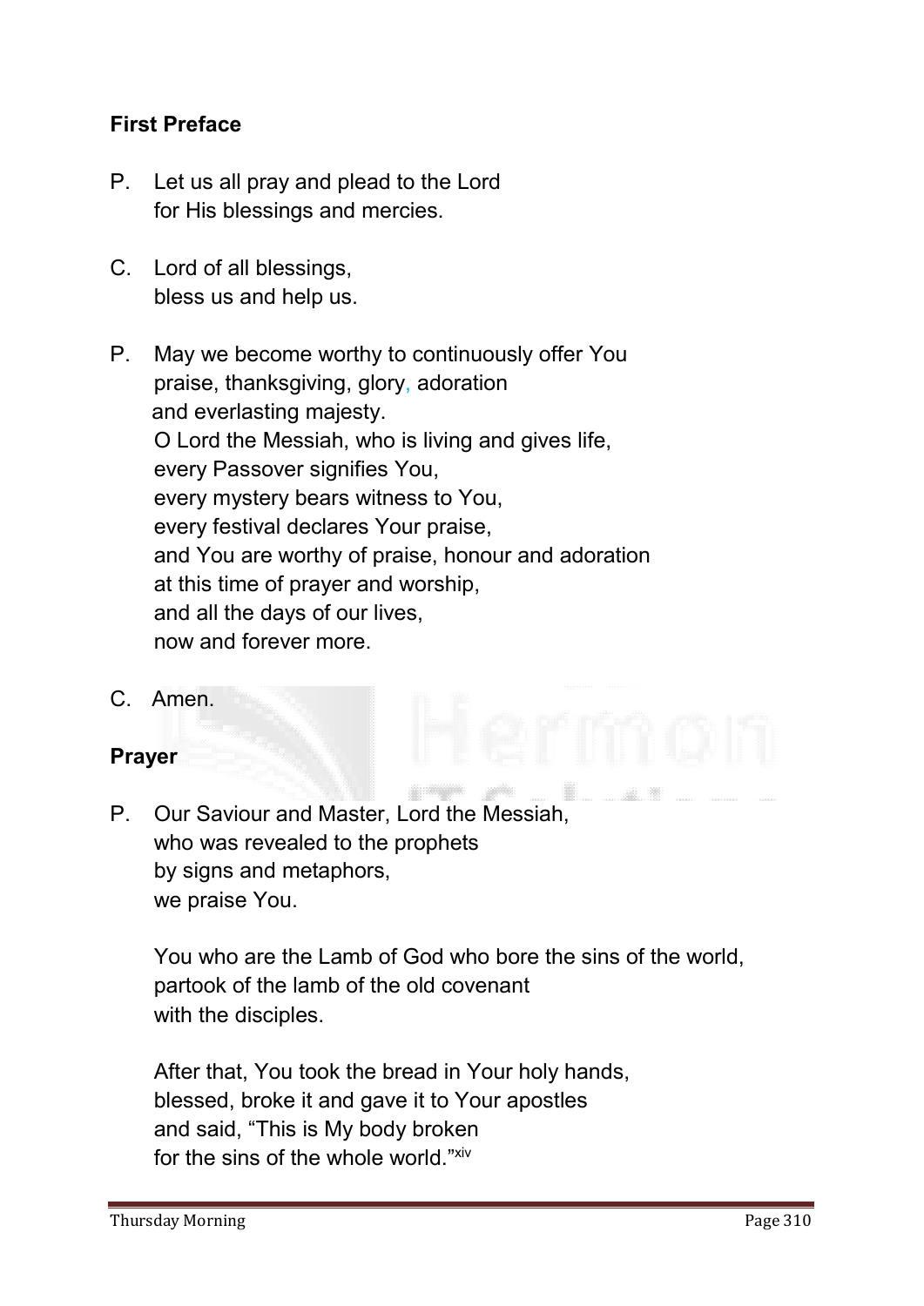**First Preface**

P. Let us all pray and plead to the Lord
for His blessings and mercies.

C. Lord of all blessings,
bless us and help us.

P. May we become worthy to continuously offer You
praise, thanksgiving, glory, adoration
and everlasting majesty.
O Lord the Messiah, who is living and gives life,
every Passover signifies You,
every mystery bears witness to You,
every festival declares Your praise,
and You are worthy of praise, honour and adoration
at this time of prayer and worship,
and all the days of our lives,
now and forever more.

C. Amen.

**Prayer**

P. Our Saviour and Master, Lord the Messiah,
who was revealed to the prophets
by signs and metaphors,
we praise You.

You who are the Lamb of God who bore the sins of the world,
partook of the lamb of the old covenant
with the disciples.

After that, You took the bread in Your holy hands,
blessed, broke it and gave it to Your apostles
and said, "This is My body broken
for the sins of the whole world."[xiv]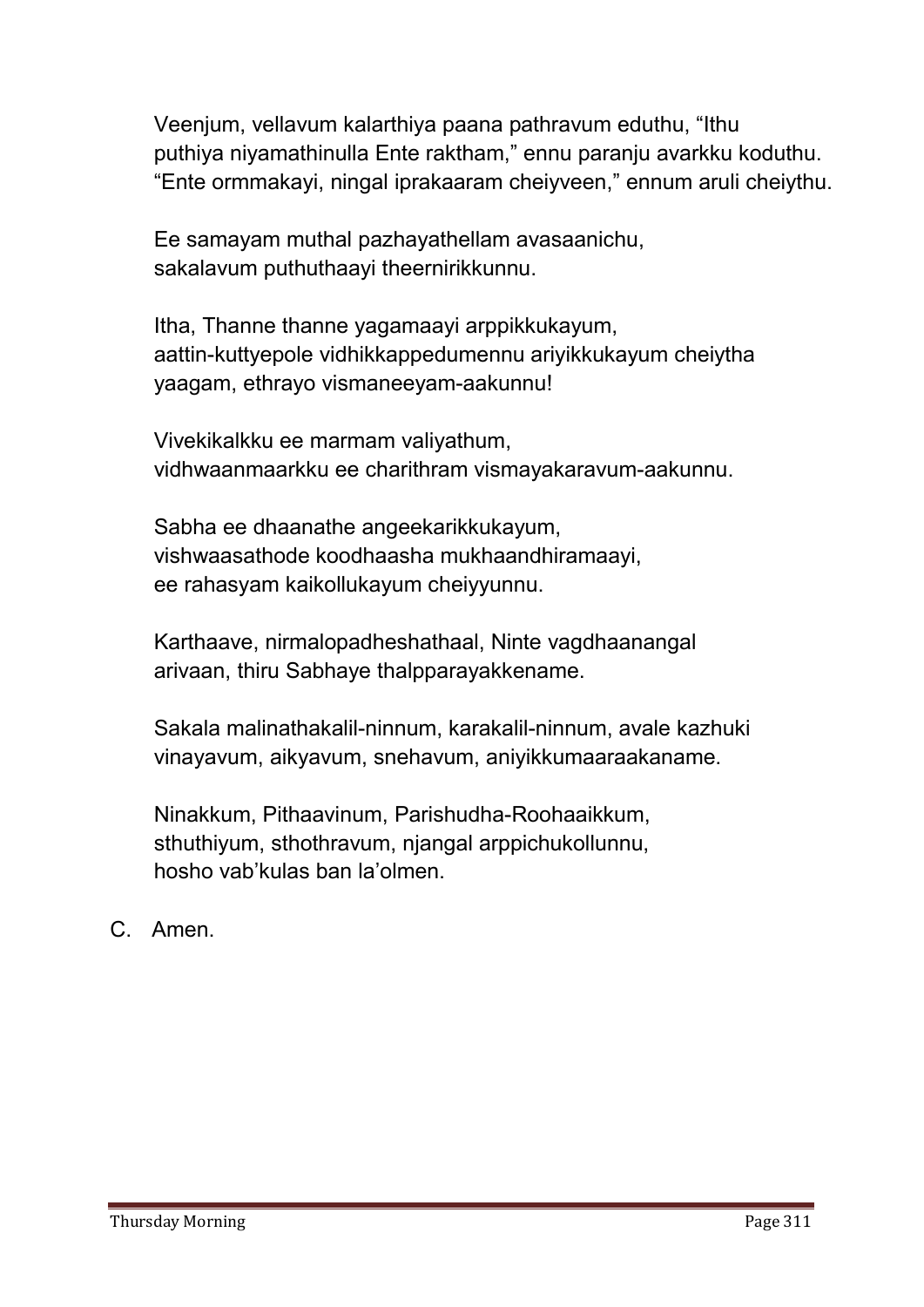Veenjum, vellavum kalarthiya paana pathravum eduthu, “Ithu puthiya niyamathinulla Ente raktham,” ennu paranju avarkku koduthu. “Ente ormmakayi, ningal iprakaaram cheiyveen,” ennum aruli cheiythu.

Ee samayam muthal pazhayathellam avasaanichu, sakalavum puthuthaayi theernirikkunnu.

Itha, Thanne thanne yagamaayi arppikkukayum, aattin-kuttyepole vidhikkappedumennu ariyikkukayum cheiytha yaagam, ethrayo vismaneeyam-aakunnu!

Vivekikalkku ee marmam valiyathum, vidhwaanmaarkku ee charithram vismayakaravum-aakunnu.

Sabha ee dhaanathe angeekarikkukayum, vishwaasathode koodhaasha mukhaandhiramaayi, ee rahasyam kaikollukayum cheiyyunnu.

Karthaave, nirmalopadheshathaal, Ninte vagdhaanangal arivaan, thiru Sabhaye thalpparayakkename.

Sakala malinathakalil-ninnum, karakalil-ninnum, avale kazhuki vinayavum, aikyavum, snehavum, aniyikkumaaraakaname.

Ninakkum, Pithaavinum, Parishudha-Roohaaikkum, sthuthiyum, sthothravum, njangal arppichukollunnu, hosho vab’kulas ban la’olmen.

C. Amen.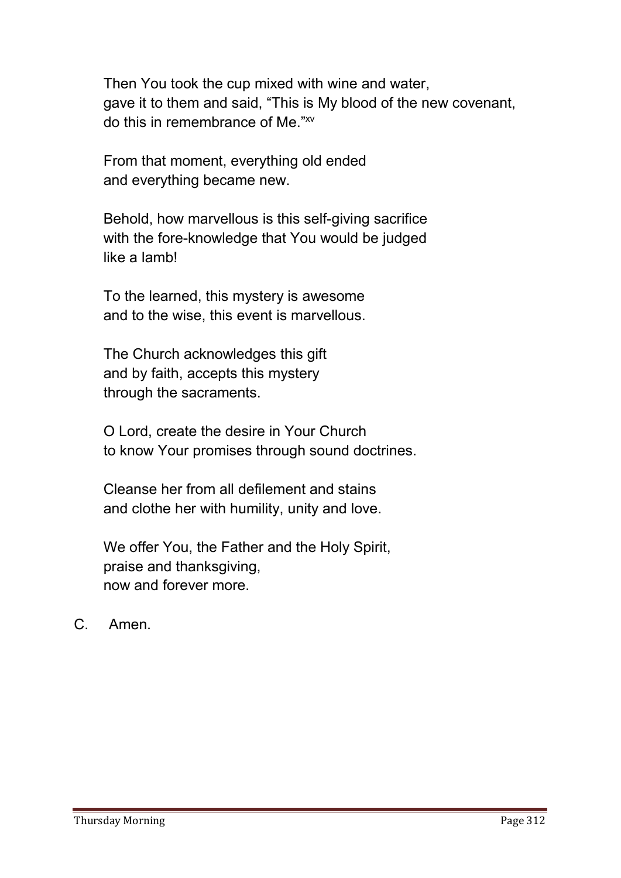Then You took the cup mixed with wine and water,
gave it to them and said, "This is My blood of the new covenant,
do this in remembrance of Me."[xv]

From that moment, everything old ended
and everything became new.

Behold, how marvellous is this self-giving sacrifice
with the fore-knowledge that You would be judged
like a lamb!

To the learned, this mystery is awesome
and to the wise, this event is marvellous.

The Church acknowledges this gift
and by faith, accepts this mystery
through the sacraments.

O Lord, create the desire in Your Church
to know Your promises through sound doctrines.

Cleanse her from all defilement and stains
and clothe her with humility, unity and love.

We offer You, the Father and the Holy Spirit,
praise and thanksgiving,
now and forever more.

C. Amen.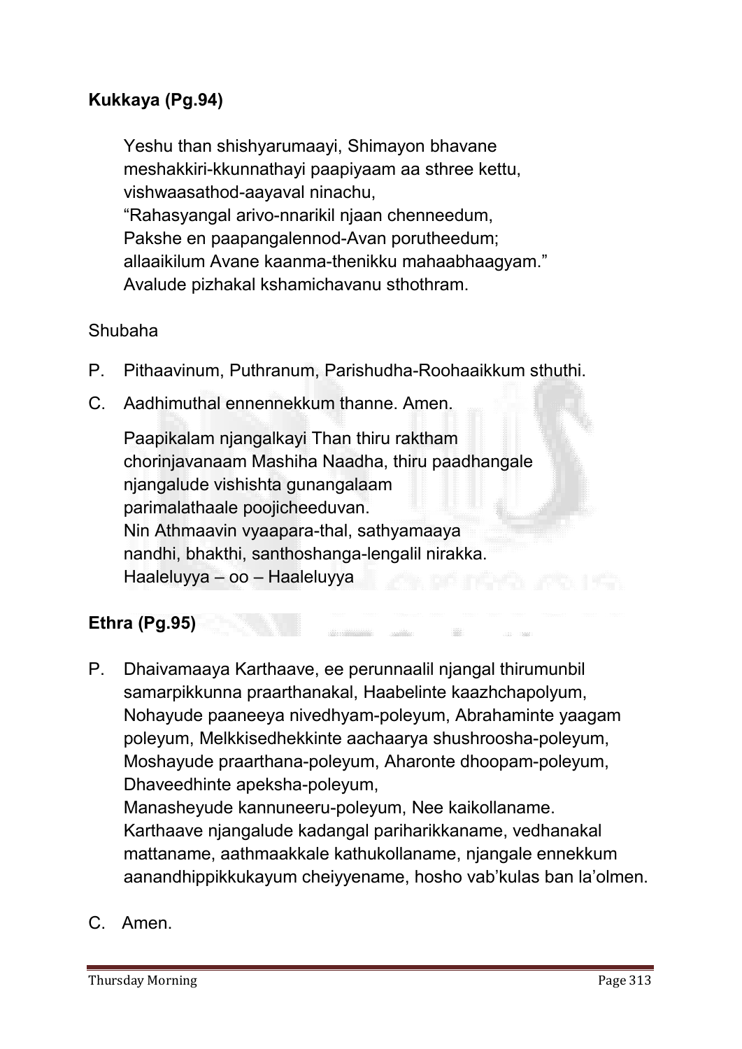**Kukkaya (Pg.94)**

Yeshu than shishyarumaayi, Shimayon bhavane
meshakkiri-kkunnathayi paapiyaam aa sthree kettu,
vishwaasathod-aayaval ninachu,
“Rahasyangal arivo-nnarikil njaan chenneedum,
Pakshe en paapangalennod-Avan porutheedum;
allaaikilum Avane kaanma-thenikku mahaabhaagyam.”
Avalude pizhakal kshamichavanu sthothram.

Shubaha

P. Pithaavinum, Puthranum, Parishudha-Roohaaikkum sthuthi.

C. Aadhimuthal ennennekkum thanne. Amen.

Paapikalam njangalkayi Than thiru raktham
chorinjavanaam Mashiha Naadha, thiru paadhangale
njangalude vishishta gunangalaam
parimalathaale poojicheeduvan.
Nin Athmaavin vyaapara-thal, sathyamaaya
nandhi, bhakthi, santhoshanga-lengalil nirakka.
Haaleluyya – oo – Haaleluyya

**Ethra (Pg.95)**

P. Dhaivamaaya Karthaave, ee perunnaalil njangal thirumunbil samarpikkunna praarthanakal, Haabelinte kaazhchapolyum, Nohayude paaneeya nivedhyam-poleyum, Abrahaminte yaagam poleyum, Melkkisedhekkinte aachaarya shushroosha-poleyum, Moshayude praarthana-poleyum, Aharonte dhoopam-poleyum, Dhaveedhinte apeksha-poleyum,
Manasheyude kannuneeru-poleyum, Nee kaikollaname. Karthaave njangalude kadangal pariharikkaname, vedhanakal mattaname, aathmaakkale kathukollaname, njangale ennekkum aanandhippikkukayum cheiyyename, hosho vab’kulas ban la’olmen.

C. Amen.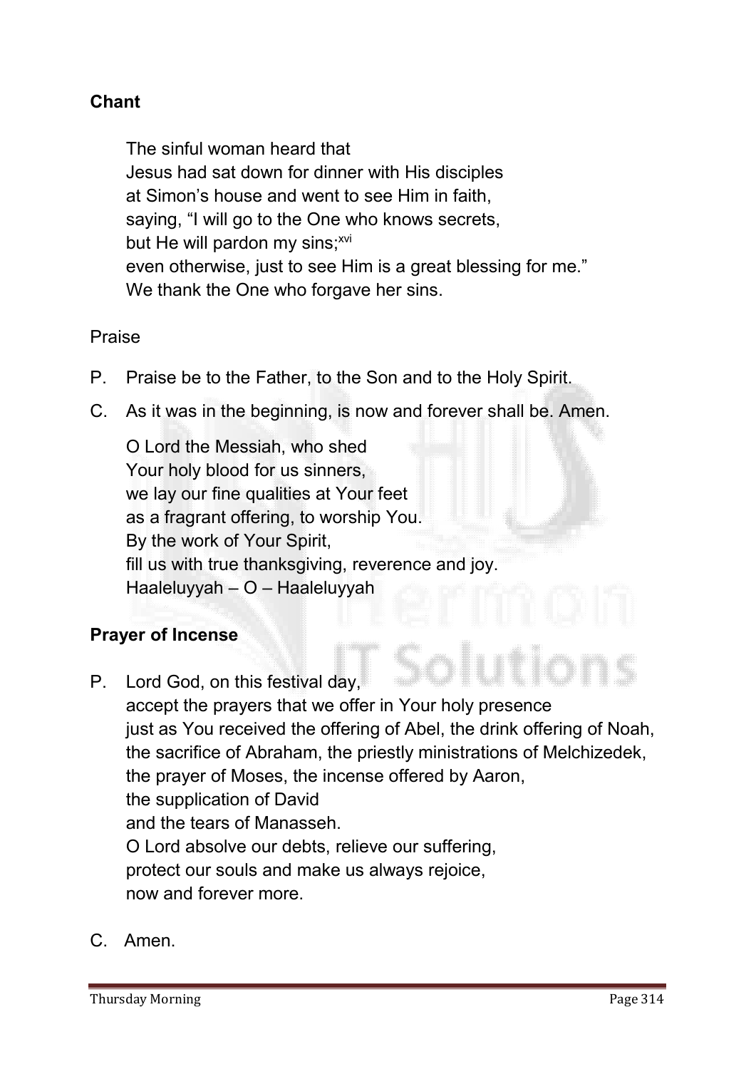**Chant**

The sinful woman heard that
Jesus had sat down for dinner with His disciples
at Simon's house and went to see Him in faith,
saying, "I will go to the One who knows secrets,
but He will pardon my sins;[xvi]
even otherwise, just to see Him is a great blessing for me."
We thank the One who forgave her sins.

Praise

P. Praise be to the Father, to the Son and to the Holy Spirit.

C. As it was in the beginning, is now and forever shall be. Amen.

O Lord the Messiah, who shed
Your holy blood for us sinners,
we lay our fine qualities at Your feet
as a fragrant offering, to worship You.
By the work of Your Spirit,
fill us with true thanksgiving, reverence and joy.
Haaleluyyah – O – Haaleluyyah

**Prayer of Incense**

P. Lord God, on this festival day,
accept the prayers that we offer in Your holy presence
just as You received the offering of Abel, the drink offering of Noah,
the sacrifice of Abraham, the priestly ministrations of Melchizedek,
the prayer of Moses, the incense offered by Aaron,
the supplication of David
and the tears of Manasseh.
O Lord absolve our debts, relieve our suffering,
protect our souls and make us always rejoice,
now and forever more.

C. Amen.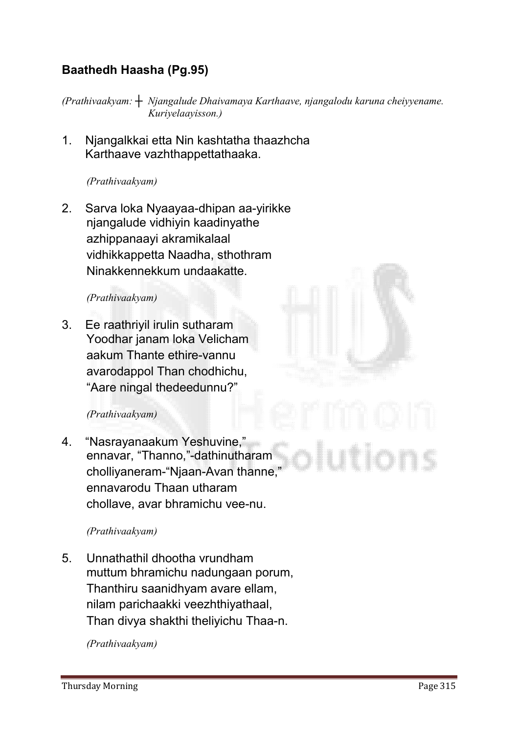## Baathedh Haasha (Pg.95)

*(Prathivaakyam: ┼ Njangalude Dhaivamaya Karthaave, njangalodu karuna cheiyyename. Kuriyelaayisson.)*

1. Njangalkkai etta Nin kashtatha thaazhcha
   Karthaave vazhthappettathaaka.

   *(Prathivaakyam)*

2. Sarva loka Nyaayaa-dhipan aa-yirikke
   njangalude vidhiyin kaadinyathe
   azhippanaayi akramikalaal
   vidhikkappetta Naadha, sthothram
   Ninakkennekkum undaakatte.

   *(Prathivaakyam)*

3. Ee raathriyil irulin sutharam
   Yoodhar janam loka Velicham
   aakum Thante ethire-vannu
   avarodappol Than chodhichu,
   "Aare ningal thedeedunnu?"

   *(Prathivaakyam)*

4. "Nasrayanaakum Yeshuvine,"
   ennavar, "Thanno,"-dathinutharam
   cholliyaneram-"Njaan-Avan thanne,"
   ennavarodu Thaan utharam
   chollave, avar bhramichu vee-nu.

   *(Prathivaakyam)*

5. Unnathathil dhootha vrundham
   muttum bhramichu nadungaan porum,
   Thanthiru saanidhyam avare ellam,
   nilam parichaakki veezhthiyathaal,
   Than divya shakthi theliyichu Thaa-n.

   *(Prathivaakyam)*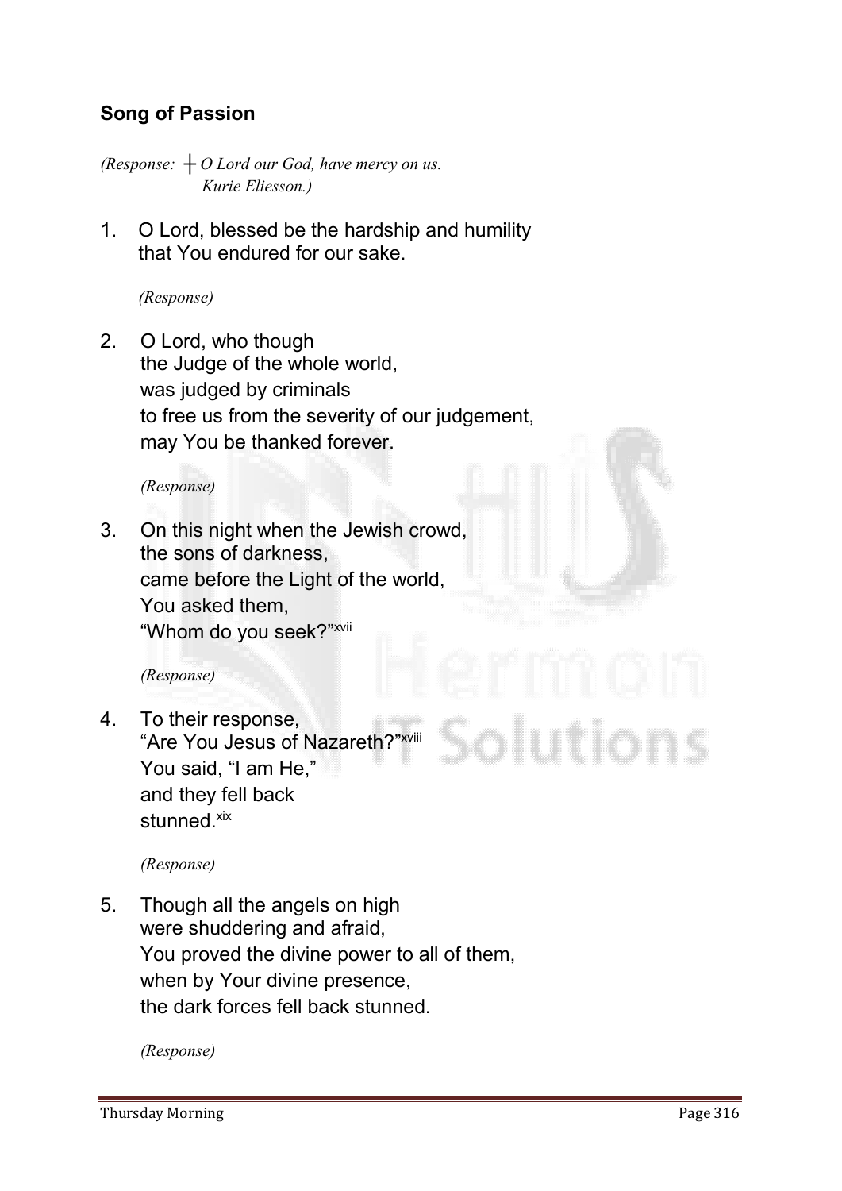## Song of Passion

*(Response: ┼ O Lord our God, have mercy on us.*
*Kurie Eliesson.)*

1. O Lord, blessed be the hardship and humility
   that You endured for our sake.

   *(Response)*

2. O Lord, who though
   the Judge of the whole world,
   was judged by criminals
   to free us from the severity of our judgement,
   may You be thanked forever.

   *(Response)*

3. On this night when the Jewish crowd,
   the sons of darkness,
   came before the Light of the world,
   You asked them,
   "Whom do you seek?"[xvii]

   *(Response)*

4. To their response,
   "Are You Jesus of Nazareth?"[xviii]
   You said, "I am He,"
   and they fell back
   stunned.[xix]

   *(Response)*

5. Though all the angels on high
   were shuddering and afraid,
   You proved the divine power to all of them,
   when by Your divine presence,
   the dark forces fell back stunned.

   *(Response)*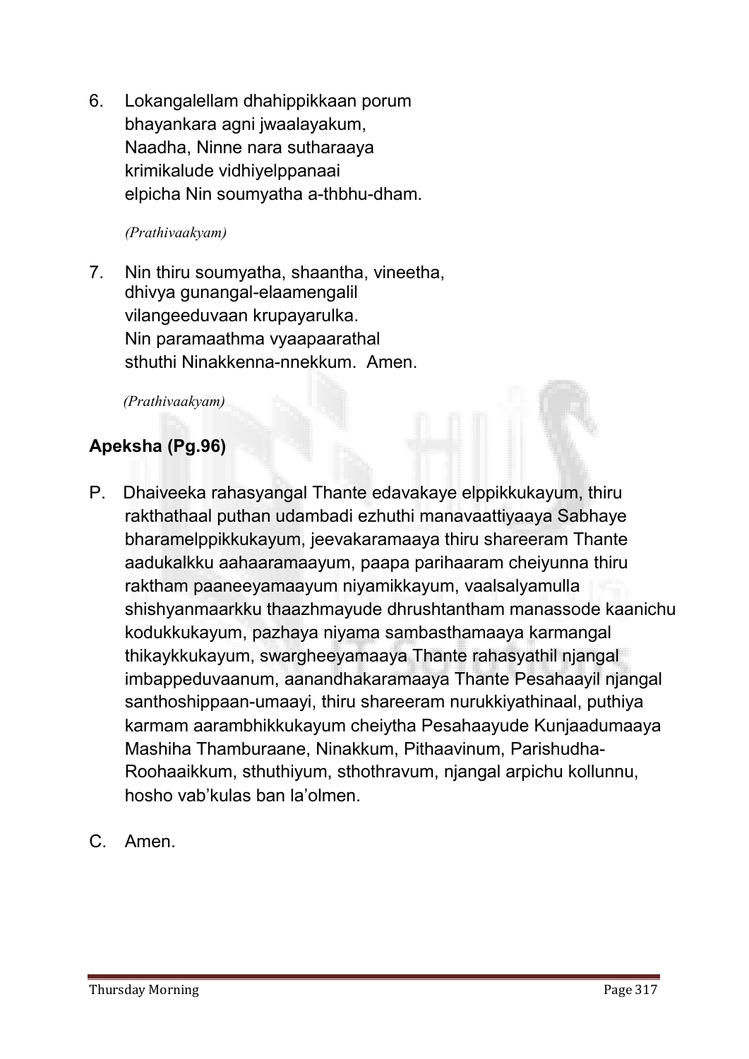6. Lokangalellam dhahippikkaan porum
   bhayankara agni jwaalayakum,
   Naadha, Ninne nara sutharaaya
   krimikalude vidhiyelppanaai
   elpicha Nin soumyatha a-thbhu-dham.

   *(Prathivaakyam)*

7. Nin thiru soumyatha, shaantha, vineetha,
   dhivya gunangal-elaamengalil
   vilangeeduvaan krupayarulka.
   Nin paramaathma vyaapaarathal
   sthuthi Ninakkenna-nnekkum. Amen.

   *(Prathivaakyam)*

**Apeksha (Pg.96)**

P. Dhaiveeka rahasyangal Thante edavakaye elppikkukayum, thiru rakthathaal puthan udambadi ezhuthi manavaattiyaaya Sabhaye bharamelppikkukayum, jeevakaramaaya thiru shareeram Thante aadukalkku aahaaramaayum, paapa parihaaram cheiyunna thiru raktham paaneeyamaayum niyamikkayum, vaalsalyamulla shishyanmaarkku thaazhmayude dhrushtantham manassode kaanichu kodukkukayum, pazhaya niyama sambasthamaaya karmangal thikaykkukayum, swargheeyamaaya Thante rahasyathil njangal imbappeduvaanum, aanandhakaramaaya Thante Pesahaayil njangal santhoshippaan-umaayi, thiru shareeram nurukkiyathinaal, puthiya karmam aarambhikkukayum cheiytha Pesahaayude Kunjaadumaaya Mashiha Thamburaane, Ninakkum, Pithaavinum, Parishudha-Roohaaikkum, sthuthiyum, sthothravum, njangal arpichu kollunnu, hosho vab'kulas ban la'olmen.

C. Amen.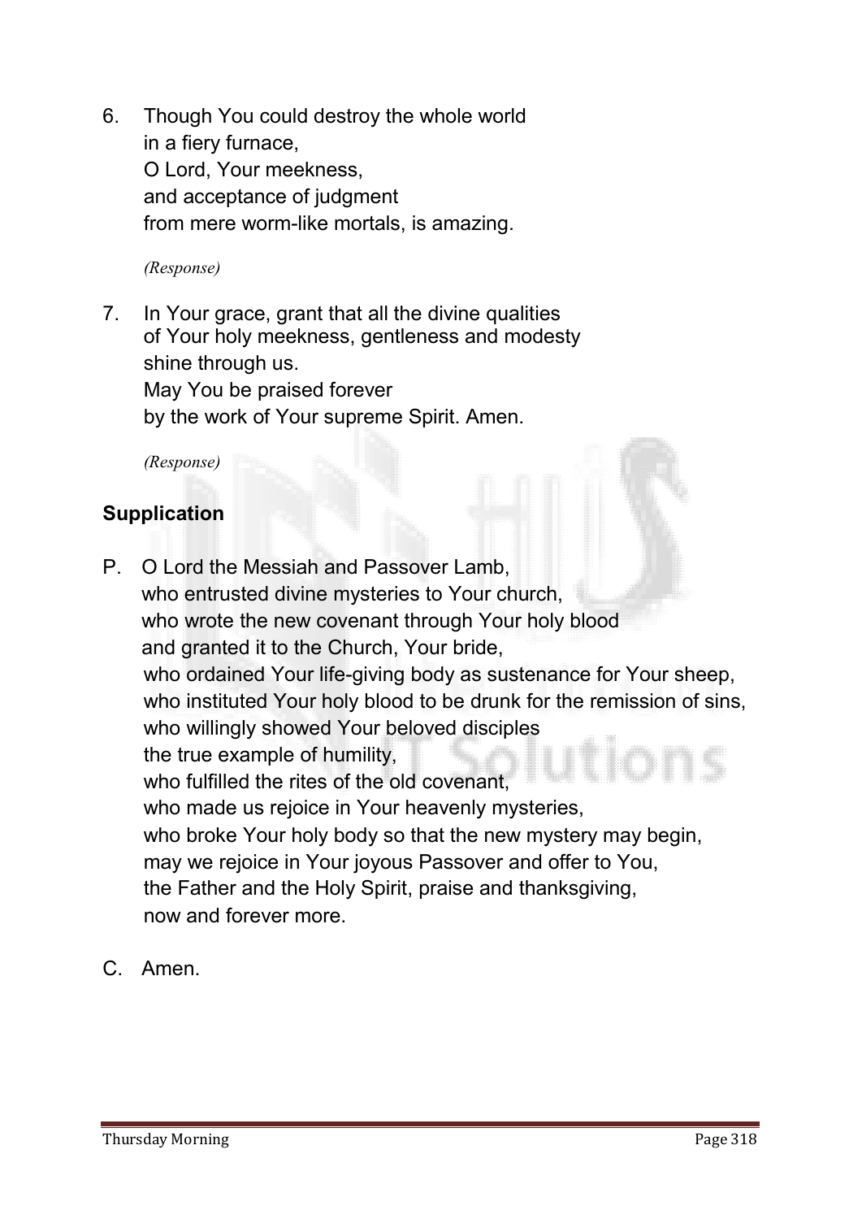6. Though You could destroy the whole world
   in a fiery furnace,
   O Lord, Your meekness,
   and acceptance of judgment
   from mere worm-like mortals, is amazing.

   *(Response)*

7. In Your grace, grant that all the divine qualities
   of Your holy meekness, gentleness and modesty
   shine through us.
   May You be praised forever
   by the work of Your supreme Spirit. Amen.

   *(Response)*

**Supplication**

P. O Lord the Messiah and Passover Lamb,
who entrusted divine mysteries to Your church,
who wrote the new covenant through Your holy blood
and granted it to the Church, Your bride,
who ordained Your life-giving body as sustenance for Your sheep,
who instituted Your holy blood to be drunk for the remission of sins,
who willingly showed Your beloved disciples
the true example of humility,
who fulfilled the rites of the old covenant,
who made us rejoice in Your heavenly mysteries,
who broke Your holy body so that the new mystery may begin,
may we rejoice in Your joyous Passover and offer to You,
the Father and the Holy Spirit, praise and thanksgiving,
now and forever more.

C. Amen.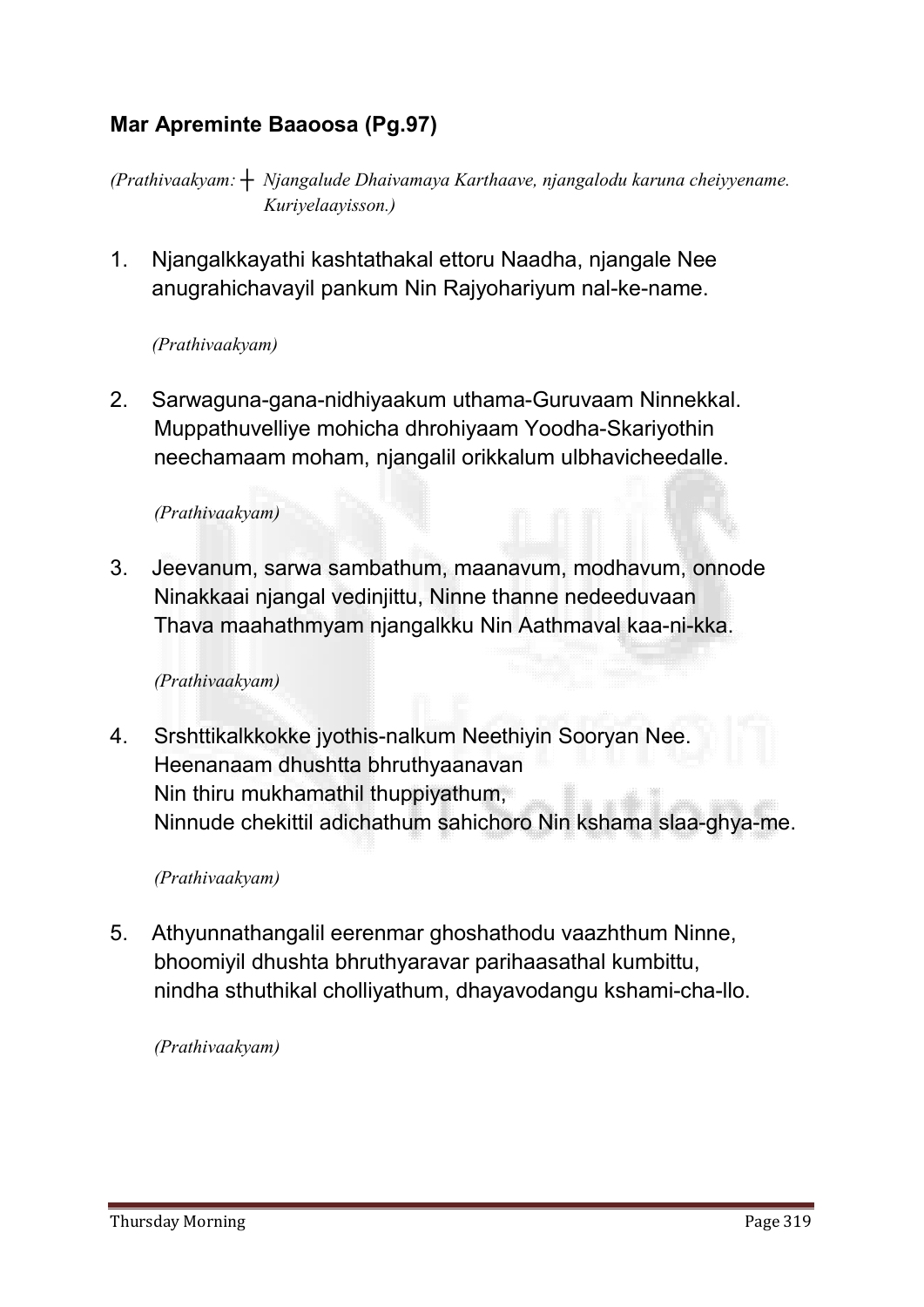## Mar Apreminte Baaoosa (Pg.97)

*(Prathivaakyam: ┼ Njangalude Dhaivamaya Karthaave, njangalodu karuna cheiyyename. Kuriyelaayisson.)*

1. Njangalkkayathi kashtathakal ettoru Naadha, njangale Nee anugrahichavayil pankum Nin Rajyohariyum nal-ke-name.

   *(Prathivaakyam)*

2. Sarwaguna-gana-nidhiyaakum uthama-Guruvaam Ninnekkal. Muppathuvelliye mohicha dhrohiyaam Yoodha-Skariyothin neechamaam moham, njangalil orikkalum ulbhavicheedalle.

   *(Prathivaakyam)*

3. Jeevanum, sarwa sambathum, maanavum, modhavum, onnode Ninakkaai njangal vedinjittu, Ninne thanne nedeeduvaan Thava maahathmyam njangalkku Nin Aathmaval kaa-ni-kka.

   *(Prathivaakyam)*

4. Srshttikalkkokke jyothis-nalkum Neethiyin Sooryan Nee. Heenanaam dhushtta bhruthyaanavan Nin thiru mukhamathil thuppiyathum, Ninnude chekittil adichathum sahichoro Nin kshama slaa-ghya-me.

   *(Prathivaakyam)*

5. Athyunnathangalil eerenmar ghoshathodu vaazhthum Ninne, bhoomiyil dhushta bhruthyaravar parihaasathal kumbittu, nindha sthuthikal cholliyathum, dhayavodangu kshami-cha-llo.

   *(Prathivaakyam)*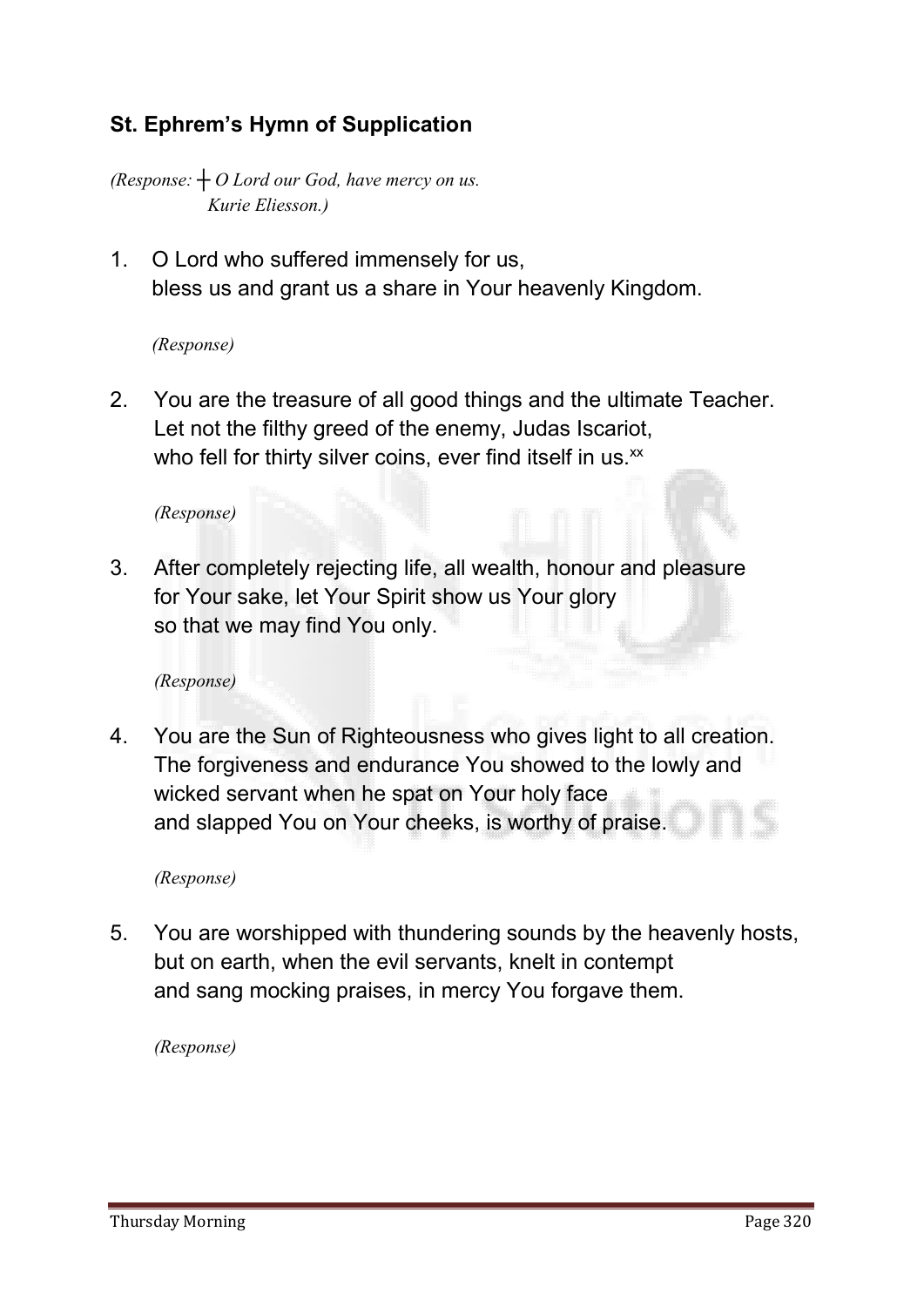## St. Ephrem's Hymn of Supplication

*(Response: ┼ O Lord our God, have mercy on us.*
*Kurie Eliesson.)*

1. O Lord who suffered immensely for us,
   bless us and grant us a share in Your heavenly Kingdom.

   *(Response)*

2. You are the treasure of all good things and the ultimate Teacher.
   Let not the filthy greed of the enemy, Judas Iscariot,
   who fell for thirty silver coins, ever find itself in us.[xx]

   *(Response)*

3. After completely rejecting life, all wealth, honour and pleasure
   for Your sake, let Your Spirit show us Your glory
   so that we may find You only.

   *(Response)*

4. You are the Sun of Righteousness who gives light to all creation.
   The forgiveness and endurance You showed to the lowly and
   wicked servant when he spat on Your holy face
   and slapped You on Your cheeks, is worthy of praise.

   *(Response)*

5. You are worshipped with thundering sounds by the heavenly hosts,
   but on earth, when the evil servants, knelt in contempt
   and sang mocking praises, in mercy You forgave them.

   *(Response)*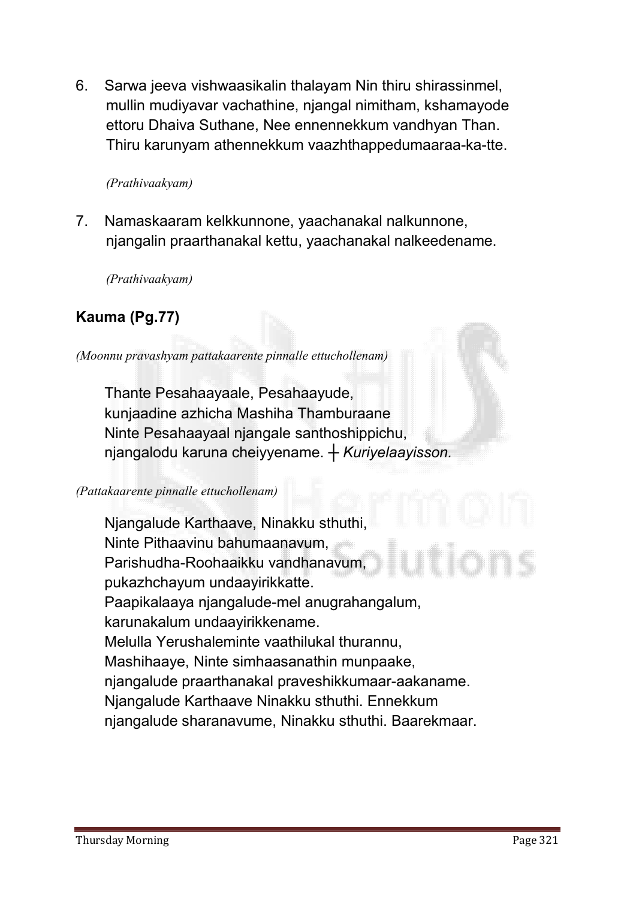6. Sarwa jeeva vishwaasikalin thalayam Nin thiru shirassinmel, mullin mudiyavar vachathine, njangal nimitham, kshamayode ettoru Dhaiva Suthane, Nee ennennekkum vandhyan Than. Thiru karunyam athennekkum vaazhthappedumaaraa-ka-tte.

*(Prathivaakyam)*

7. Namaskaaram kelkkunnone, yaachanakal nalkunnone, njangalin praarthanakal kettu, yaachanakal nalkeedename.

*(Prathivaakyam)*

## Kauma (Pg.77)

*(Moonnu pravashyam pattakaarente pinnalle ettuchollenam)*

Thante Pesahaayaale, Pesahaayude,
kunjaadine azhicha Mashiha Thamburaane
Ninte Pesahaayaal njangale santhoshippichu,
njangalodu karuna cheiyyename. ┼ *Kuriyelaayisson.*

*(Pattakaarente pinnalle ettuchollenam)*

Njangalude Karthaave, Ninakku sthuthi,
Ninte Pithaavinu bahumaanavum,
Parishudha-Roohaaikku vandhanavum,
pukazhchayum undaayirikkatte.
Paapikalaaya njangalude-mel anugrahangalum,
karunakalum undaayirikkename.
Melulla Yerushaleminte vaathilukal thurannu,
Mashihaaye, Ninte simhaasanathin munpaake,
njangalude praarthanakal praveshikkumaar-aakaname.
Njangalude Karthaave Ninakku sthuthi. Ennekkum
njangalude sharanavume, Ninakku sthuthi. Baarekmaar.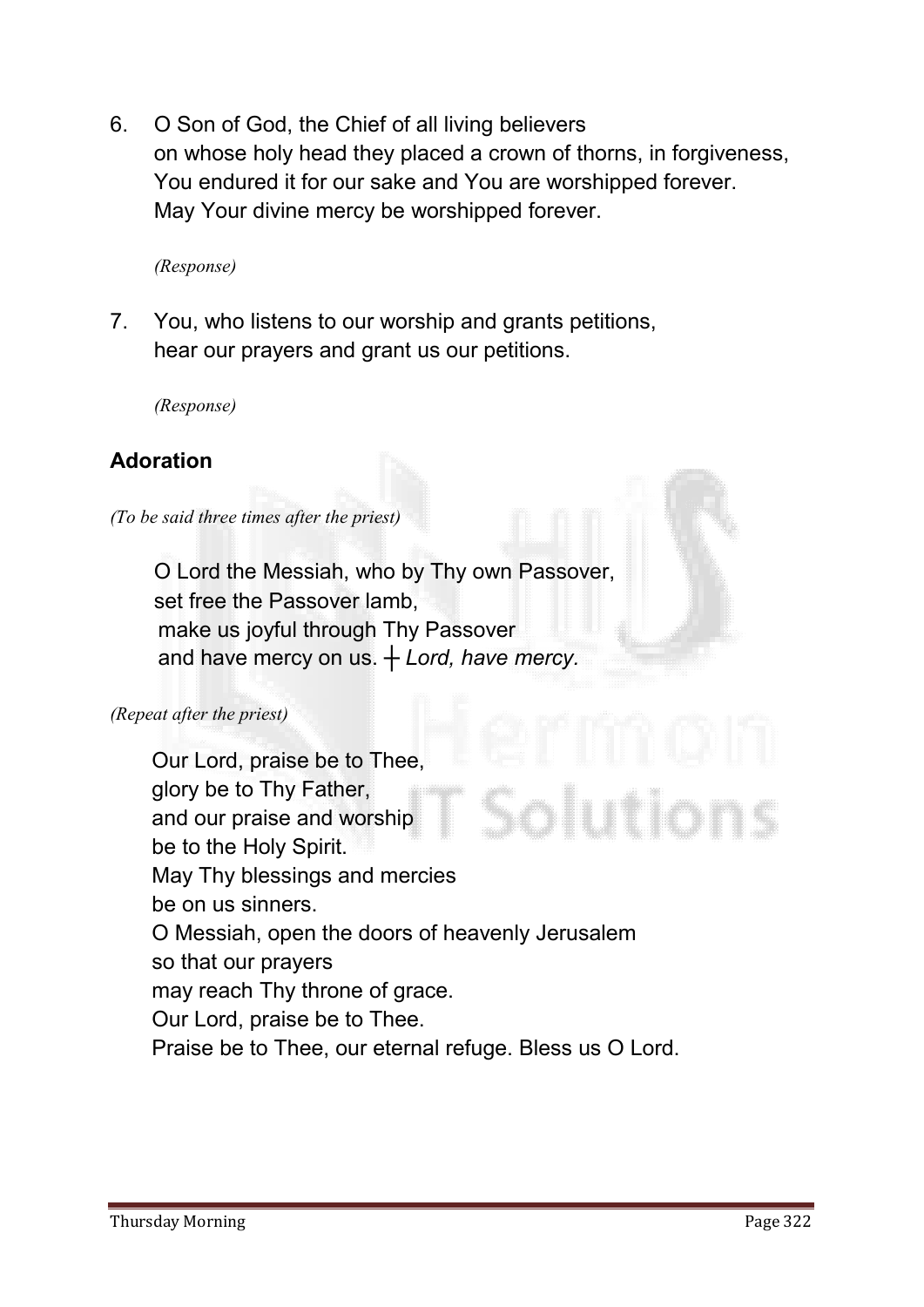6. O Son of God, the Chief of all living believers
   on whose holy head they placed a crown of thorns, in forgiveness,
   You endured it for our sake and You are worshipped forever.
   May Your divine mercy be worshipped forever.

   *(Response)*

7. You, who listens to our worship and grants petitions,
   hear our prayers and grant us our petitions.

   *(Response)*

**Adoration**

*(To be said three times after the priest)*

O Lord the Messiah, who by Thy own Passover,
set free the Passover lamb,
make us joyful through Thy Passover
and have mercy on us. ┼ *Lord, have mercy.*

*(Repeat after the priest)*

Our Lord, praise be to Thee,
glory be to Thy Father,
and our praise and worship
be to the Holy Spirit.
May Thy blessings and mercies
be on us sinners.
O Messiah, open the doors of heavenly Jerusalem
so that our prayers
may reach Thy throne of grace.
Our Lord, praise be to Thee.
Praise be to Thee, our eternal refuge. Bless us O Lord.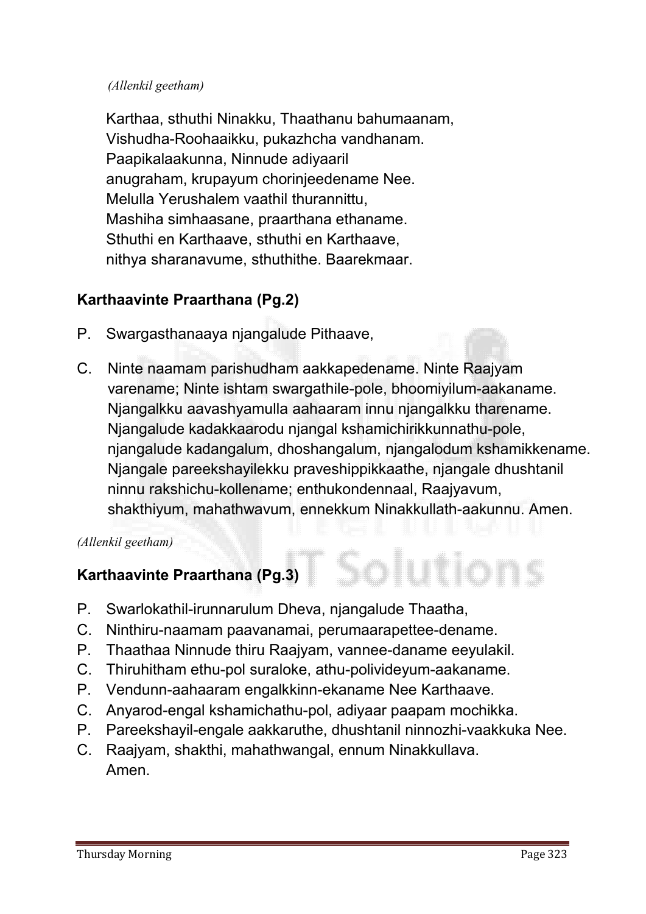*(Allenkil geetham)*

Karthaa, sthuthi Ninakku, Thaathanu bahumaanam,
Vishudha-Roohaaikku, pukazhcha vandhanam.
Paapikalaakunna, Ninnude adiyaaril
anugraham, krupayum chorinjeedename Nee.
Melulla Yerushalem vaathil thurannittu,
Mashiha simhaasane, praarthana ethaname.
Sthuthi en Karthaave, sthuthi en Karthaave,
nithya sharanavume, sthuthithe. Baarekmaar.

**Karthaavinte Praarthana (Pg.2)**

P. Swargasthanaaya njangalude Pithaave,

C. Ninte naamam parishudham aakkapedename. Ninte Raajyam varename; Ninte ishtam swargathile-pole, bhoomiyilum-aakaname. Njangalkku aavashyamulla aahaaram innu njangalkku tharename. Njangalude kadakkaarodu njangal kshamichirikkunnathu-pole, njangalude kadangalum, dhoshangalum, njangalodum kshamikkename. Njangale pareekshayilekku praveshippikkaathe, njangale dhushtanil ninnu rakshichu-kollename; enthukondennaal, Raajyavum, shakthiyum, mahathwavum, ennekkum Ninakkullath-aakunnu. Amen.

*(Allenkil geetham)*

**Karthaavinte Praarthana (Pg.3)**

P. Swarlokathil-irunnarulum Dheva, njangalude Thaatha,
C. Ninthiru-naamam paavanamai, perumaarapettee-dename.
P. Thaathaa Ninnude thiru Raajyam, vannee-daname eeyulakil.
C. Thiruhitham ethu-pol suraloke, athu-polivideyum-aakaname.
P. Vendunn-aahaaram engalkkinn-ekaname Nee Karthaave.
C. Anyarod-engal kshamichathu-pol, adiyaar paapam mochikka.
P. Pareekshayil-engale aakkaruthe, dhushtanil ninnozhi-vaakkuka Nee.
C. Raajyam, shakthi, mahathwangal, ennum Ninakkullava.
Amen.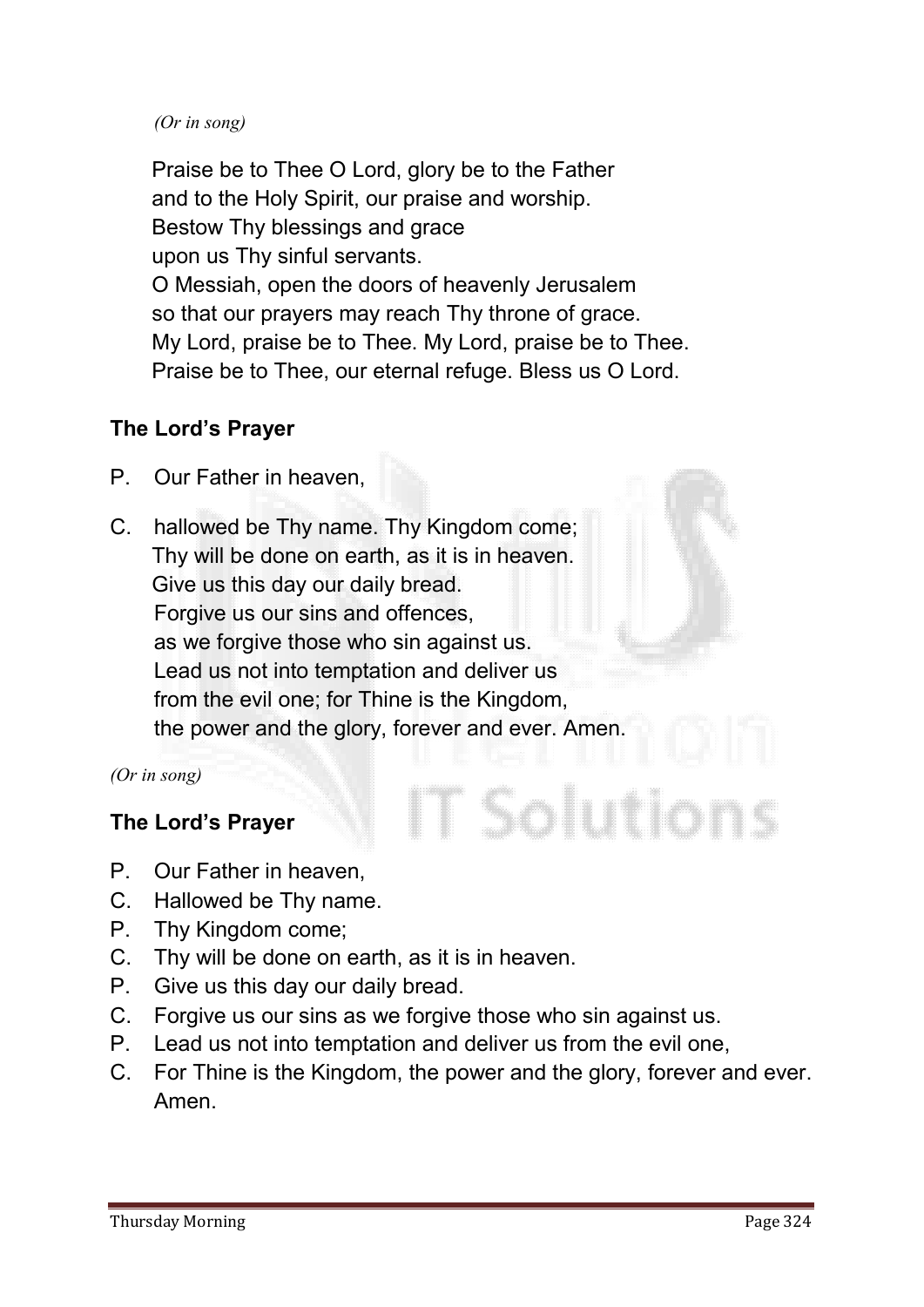*(Or in song)*

Praise be to Thee O Lord, glory be to the Father
and to the Holy Spirit, our praise and worship.
Bestow Thy blessings and grace
upon us Thy sinful servants.
O Messiah, open the doors of heavenly Jerusalem
so that our prayers may reach Thy throne of grace.
My Lord, praise be to Thee. My Lord, praise be to Thee.
Praise be to Thee, our eternal refuge. Bless us O Lord.

**The Lord's Prayer**

P. Our Father in heaven,

C. hallowed be Thy name. Thy Kingdom come;
Thy will be done on earth, as it is in heaven.
Give us this day our daily bread.
Forgive us our sins and offences,
as we forgive those who sin against us.
Lead us not into temptation and deliver us
from the evil one; for Thine is the Kingdom,
the power and the glory, forever and ever. Amen.

*(Or in song)*

**The Lord's Prayer**

P. Our Father in heaven,
C. Hallowed be Thy name.
P. Thy Kingdom come;
C. Thy will be done on earth, as it is in heaven.
P. Give us this day our daily bread.
C. Forgive us our sins as we forgive those who sin against us.
P. Lead us not into temptation and deliver us from the evil one,
C. For Thine is the Kingdom, the power and the glory, forever and ever. Amen.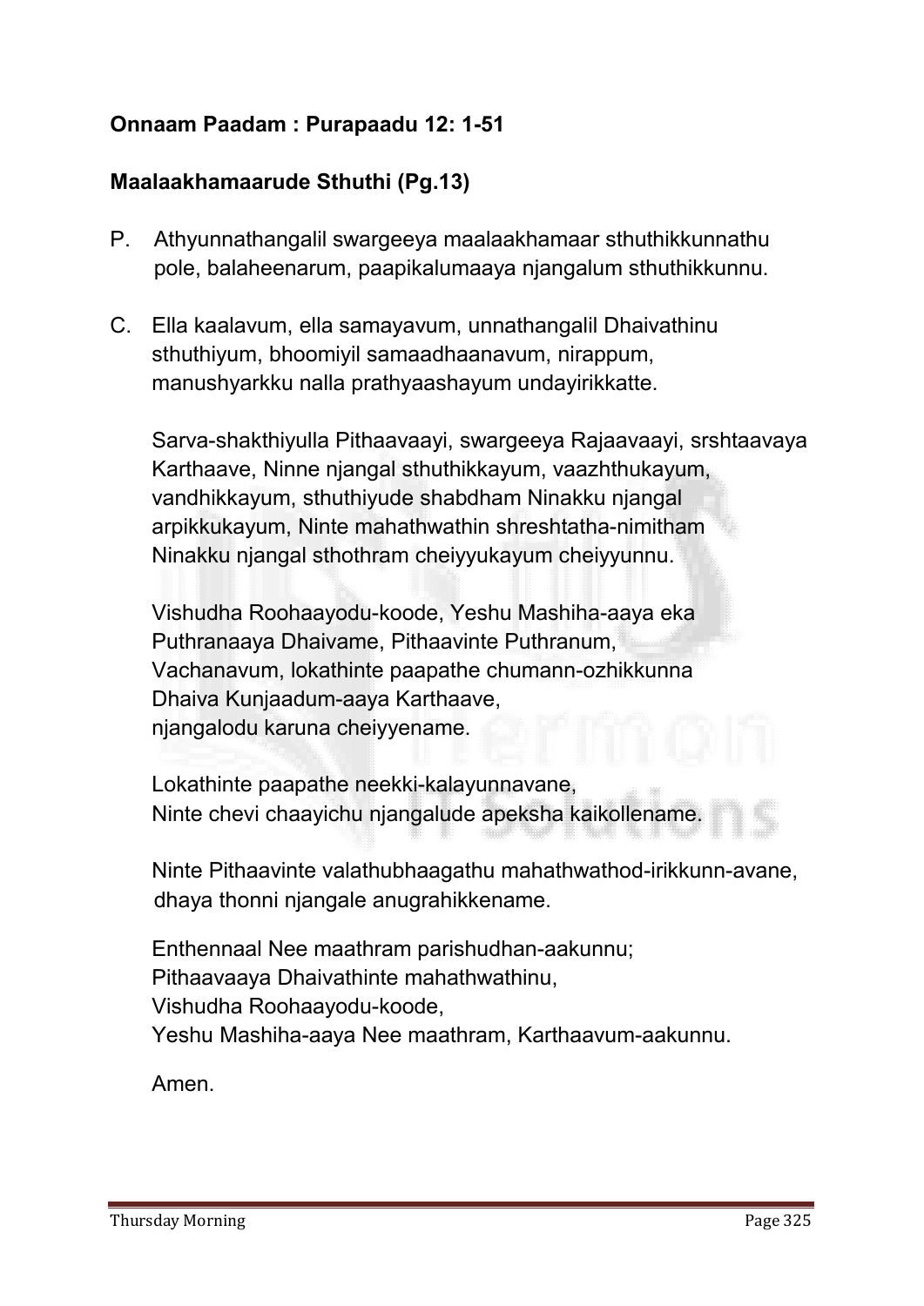**Onnaam Paadam : Purapaadu 12: 1-51**

**Maalaakhamaarude Sthuthi (Pg.13)**

P. Athyunnathangalil swargeeya maalaakhamaar sthuthikkunnathu pole, balaheenarum, paapikalumaaya njangalum sthuthikkunnu.

C. Ella kaalavum, ella samayavum, unnathangalil Dhaivathinu sthuthiyum, bhoomiyil samaadhaanavum, nirappum, manushyarkku nalla prathyaashayum undayirikkatte.

Sarva-shakthiyulla Pithaavaayi, swargeeya Rajaavaayi, srshtaavaya Karthaave, Ninne njangal sthuthikkayum, vaazhthukayum, vandhikkayum, sthuthiyude shabdham Ninakku njangal arpikkukayum, Ninte mahathwathin shreshtatha-nimitham Ninakku njangal sthothram cheiyyukayum cheiyyunnu.

Vishudha Roohaayodu-koode, Yeshu Mashiha-aaya eka Puthranaaya Dhaivame, Pithaavinte Puthranum, Vachanavum, lokathinte paapathe chumann-ozhikkunna Dhaiva Kunjaadum-aaya Karthaave, njangalodu karuna cheiyyename.

Lokathinte paapathe neekki-kalayunnavane, Ninte chevi chaayichu njangalude apeksha kaikollename.

Ninte Pithaavinte valathubhaagathu mahathwathod-irikkunn-avane, dhaya thonni njangale anugrahikkename.

Enthennaal Nee maathram parishudhan-aakunnu;
Pithaavaaya Dhaivathinte mahathwathinu,
Vishudha Roohaayodu-koode,
Yeshu Mashiha-aaya Nee maathram, Karthaavum-aakunnu.

Amen.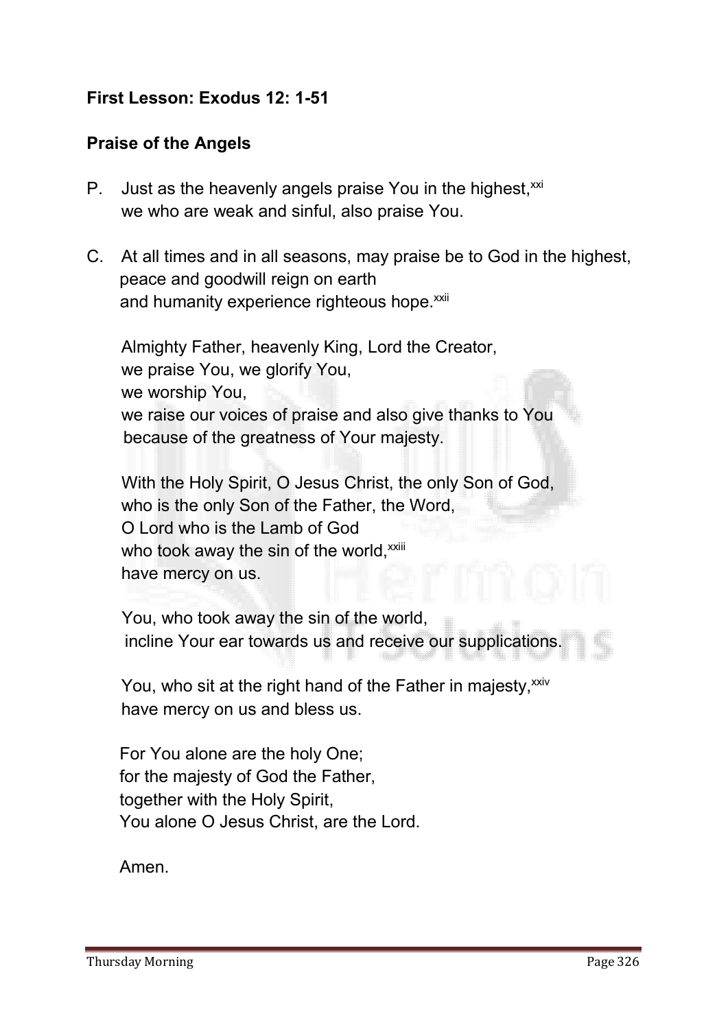**First Lesson: Exodus 12: 1-51**

**Praise of the Angels**

P. Just as the heavenly angels praise You in the highest,[xxi]
we who are weak and sinful, also praise You.

C. At all times and in all seasons, may praise be to God in the highest,
peace and goodwill reign on earth
and humanity experience righteous hope.[xxii]

Almighty Father, heavenly King, Lord the Creator,
we praise You, we glorify You,
we worship You,
we raise our voices of praise and also give thanks to You
because of the greatness of Your majesty.

With the Holy Spirit, O Jesus Christ, the only Son of God,
who is the only Son of the Father, the Word,
O Lord who is the Lamb of God
who took away the sin of the world,[xxiii]
have mercy on us.

You, who took away the sin of the world,
incline Your ear towards us and receive our supplications.

You, who sit at the right hand of the Father in majesty,[xxiv]
have mercy on us and bless us.

For You alone are the holy One;
for the majesty of God the Father,
together with the Holy Spirit,
You alone O Jesus Christ, are the Lord.

Amen.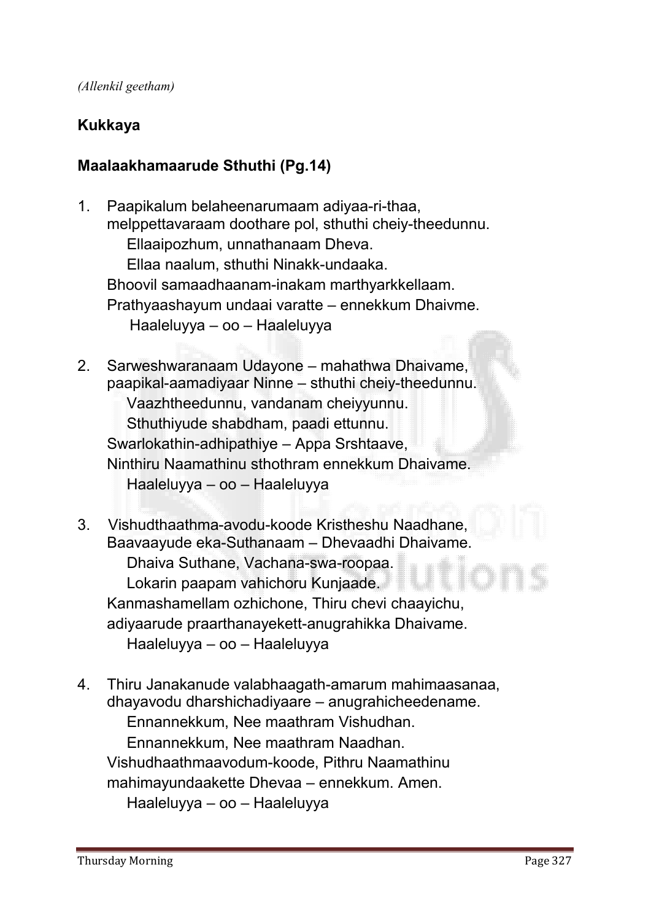*(Allenkil geetham)*

**Kukkaya**

**Maalaakhamaarude Sthuthi (Pg.14)**

1. Paapikalum belaheenarumaam adiyaa-ri-thaa,
   melppettavaraam doothare pol, sthuthi cheiy-theedunnu.
   Ellaaipozhum, unnathanaam Dheva.
   Ellaa naalum, sthuthi Ninakk-undaaka.
   Bhoovil samaadhaanam-inakam marthyarkkellaam.
   Prathyaashayum undaai varatte – ennekkum Dhaivme.
   Haaleluyya – oo – Haaleluyya

2. Sarweshwaranaam Udayone – mahathwa Dhaivame,
   paapikal-aamadiyaar Ninne – sthuthi cheiy-theedunnu.
   Vaazhtheedunnu, vandanam cheiyyunnu.
   Sthuthiyude shabdham, paadi ettunnu.
   Swarlokathin-adhipathiye – Appa Srshtaave,
   Ninthiru Naamathinu sthothram ennekkum Dhaivame.
   Haaleluyya – oo – Haaleluyya

3. Vishudthaathma-avodu-koode Kristheshu Naadhane,
   Baavaayude eka-Suthanaam – Dhevaadhi Dhaivame.
   Dhaiva Suthane, Vachana-swa-roopaa.
   Lokarin paapam vahichoru Kunjaade.
   Kanmashamellam ozhichone, Thiru chevi chaayichu,
   adiyaarude praarthanayekett-anugrahikka Dhaivame.
   Haaleluyya – oo – Haaleluyya

4. Thiru Janakanude valabhaagath-amarum mahimaasanaa,
   dhayavodu dharshichadiyaare – anugrahicheedename.
   Ennannekkum, Nee maathram Vishudhan.
   Ennannekkum, Nee maathram Naadhan.
   Vishudhaathmaavodum-koode, Pithru Naamathinu
   mahimayundaakette Dhevaa – ennekkum. Amen.
   Haaleluyya – oo – Haaleluyya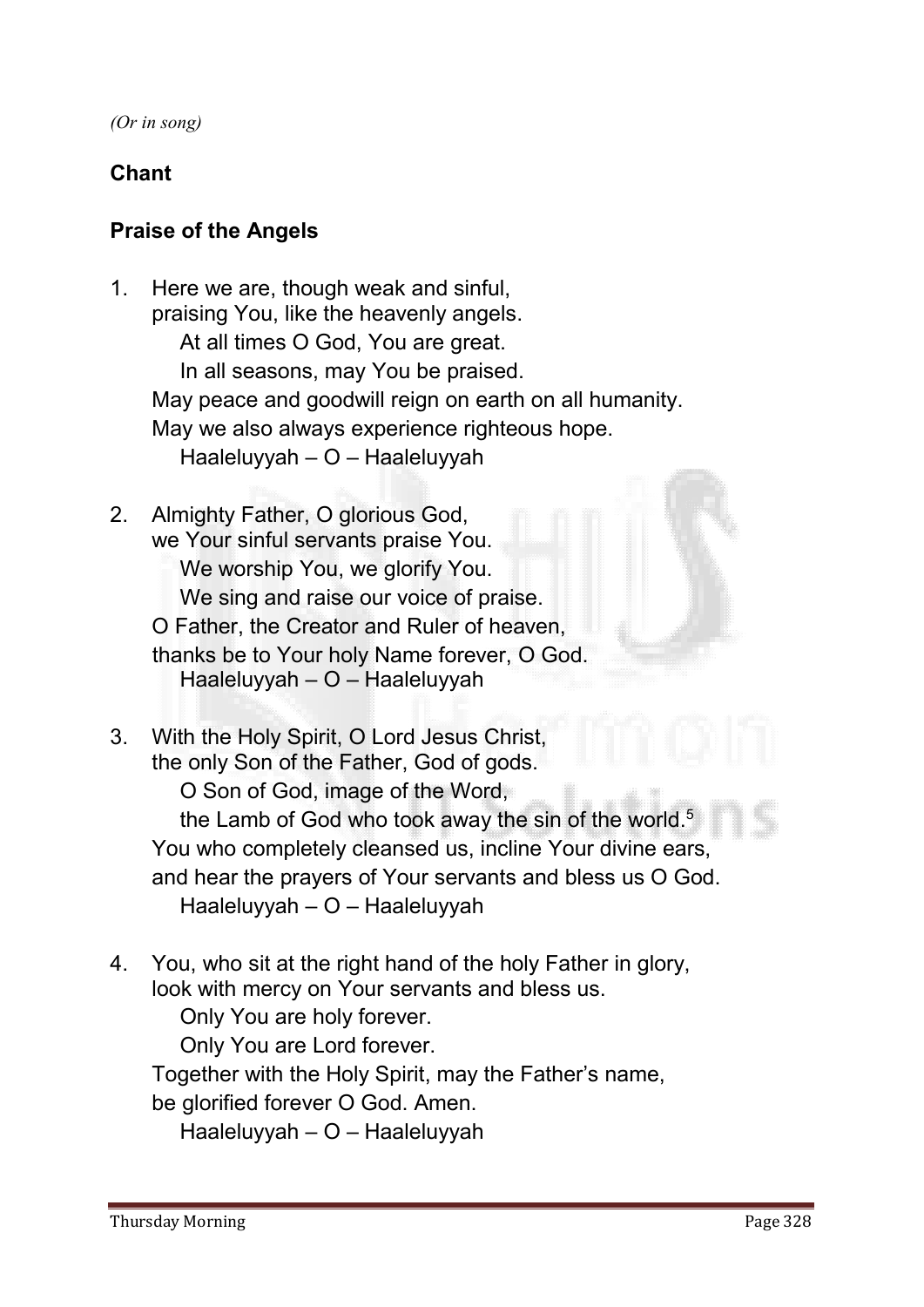*(Or in song)*

**Chant**

**Praise of the Angels**

1. Here we are, though weak and sinful,
   praising You, like the heavenly angels.
   At all times O God, You are great.
   In all seasons, may You be praised.
   May peace and goodwill reign on earth on all humanity.
   May we also always experience righteous hope.
   Haaleluyyah – O – Haaleluyyah

2. Almighty Father, O glorious God,
   we Your sinful servants praise You.
   We worship You, we glorify You.
   We sing and raise our voice of praise.
   O Father, the Creator and Ruler of heaven,
   thanks be to Your holy Name forever, O God.
   Haaleluyyah – O – Haaleluyyah

3. With the Holy Spirit, O Lord Jesus Christ,
   the only Son of the Father, God of gods.
   O Son of God, image of the Word,
   the Lamb of God who took away the sin of the world.[5]
   You who completely cleansed us, incline Your divine ears,
   and hear the prayers of Your servants and bless us O God.
   Haaleluyyah – O – Haaleluyyah

4. You, who sit at the right hand of the holy Father in glory,
   look with mercy on Your servants and bless us.
   Only You are holy forever.
   Only You are Lord forever.
   Together with the Holy Spirit, may the Father's name,
   be glorified forever O God. Amen.
   Haaleluyyah – O – Haaleluyyah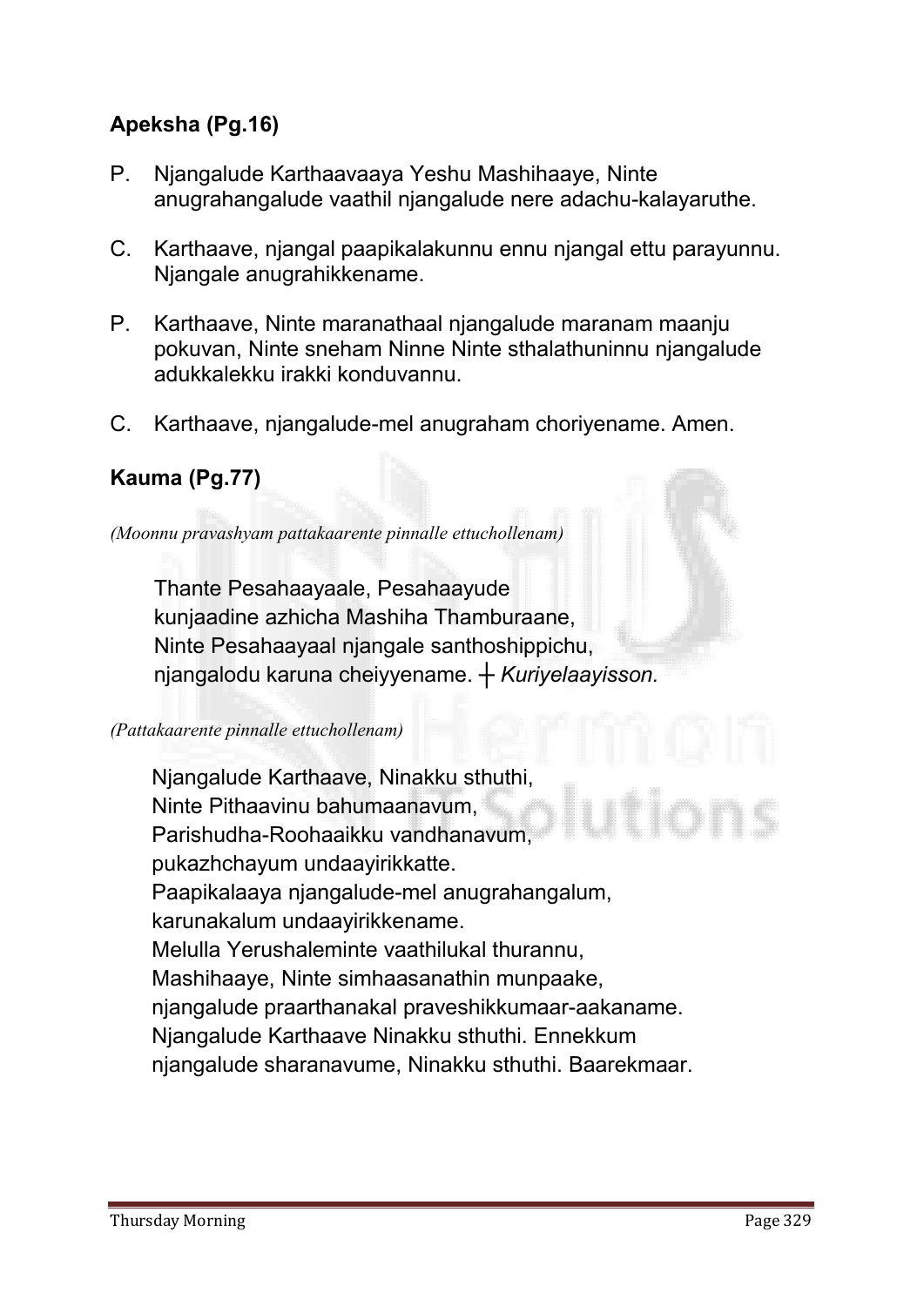### **Apeksha (Pg.16)**

P. Njangalude Karthaavaaya Yeshu Mashihaaye, Ninte anugrahangalude vaathil njangalude nere adachu-kalayaruthe.

C. Karthaave, njangal paapikalakunnu ennu njangal ettu parayunnu. Njangale anugrahikkename.

P. Karthaave, Ninte maranathaal njangalude maranam maanju pokuvan, Ninte sneham Ninne Ninte sthalathuninnu njangalude adukkalekku irakki konduvannu.

C. Karthaave, njangalude-mel anugraham choriyename. Amen.

### **Kauma (Pg.77)**

*(Moonnu pravashyam pattakaarente pinnalle ettuchollenam)*

Thante Pesahaayaale, Pesahaayude
kunjaadine azhicha Mashiha Thamburaane,
Ninte Pesahaayaal njangale santhoshippichu,
njangalodu karuna cheiyyename. ┼ *Kuriyelaayisson.*

*(Pattakaarente pinnalle ettuchollenam)*

Njangalude Karthaave, Ninakku sthuthi,
Ninte Pithaavinu bahumaanavum,
Parishudha-Roohaaikku vandhanavum,
pukazhchayum undaayirikkatte.
Paapikalaaya njangalude-mel anugrahangalum,
karunakalum undaayirikkename.
Melulla Yerushaleminte vaathilukal thurannu,
Mashihaaye, Ninte simhaasanathin munpaake,
njangalude praarthanakal praveshikkumaar-aakaname.
Njangalude Karthaave Ninakku sthuthi. Ennekkum
njangalude sharanavume, Ninakku sthuthi. Baarekmaar.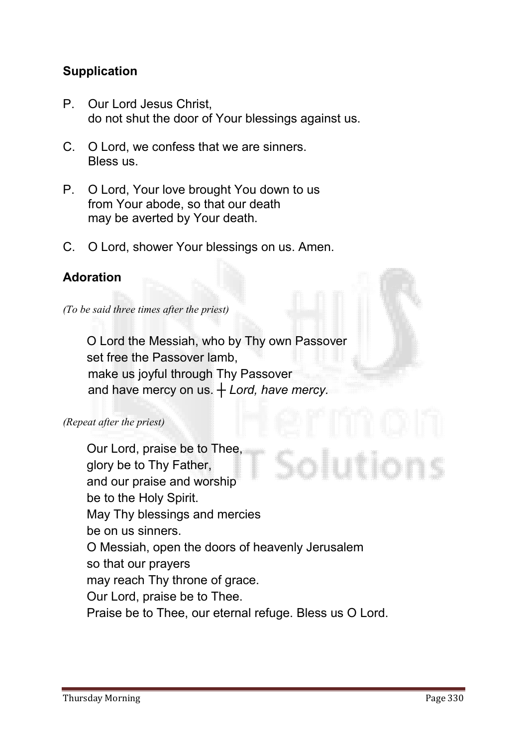## Supplication

P. Our Lord Jesus Christ,
do not shut the door of Your blessings against us.

C. O Lord, we confess that we are sinners.
Bless us.

P. O Lord, Your love brought You down to us
from Your abode, so that our death
may be averted by Your death.

C. O Lord, shower Your blessings on us. Amen.

## Adoration

*(To be said three times after the priest)*

O Lord the Messiah, who by Thy own Passover
set free the Passover lamb,
make us joyful through Thy Passover
and have mercy on us. ┼ *Lord, have mercy.*

*(Repeat after the priest)*

Our Lord, praise be to Thee,
glory be to Thy Father,
and our praise and worship
be to the Holy Spirit.
May Thy blessings and mercies
be on us sinners.
O Messiah, open the doors of heavenly Jerusalem
so that our prayers
may reach Thy throne of grace.
Our Lord, praise be to Thee.
Praise be to Thee, our eternal refuge. Bless us O Lord.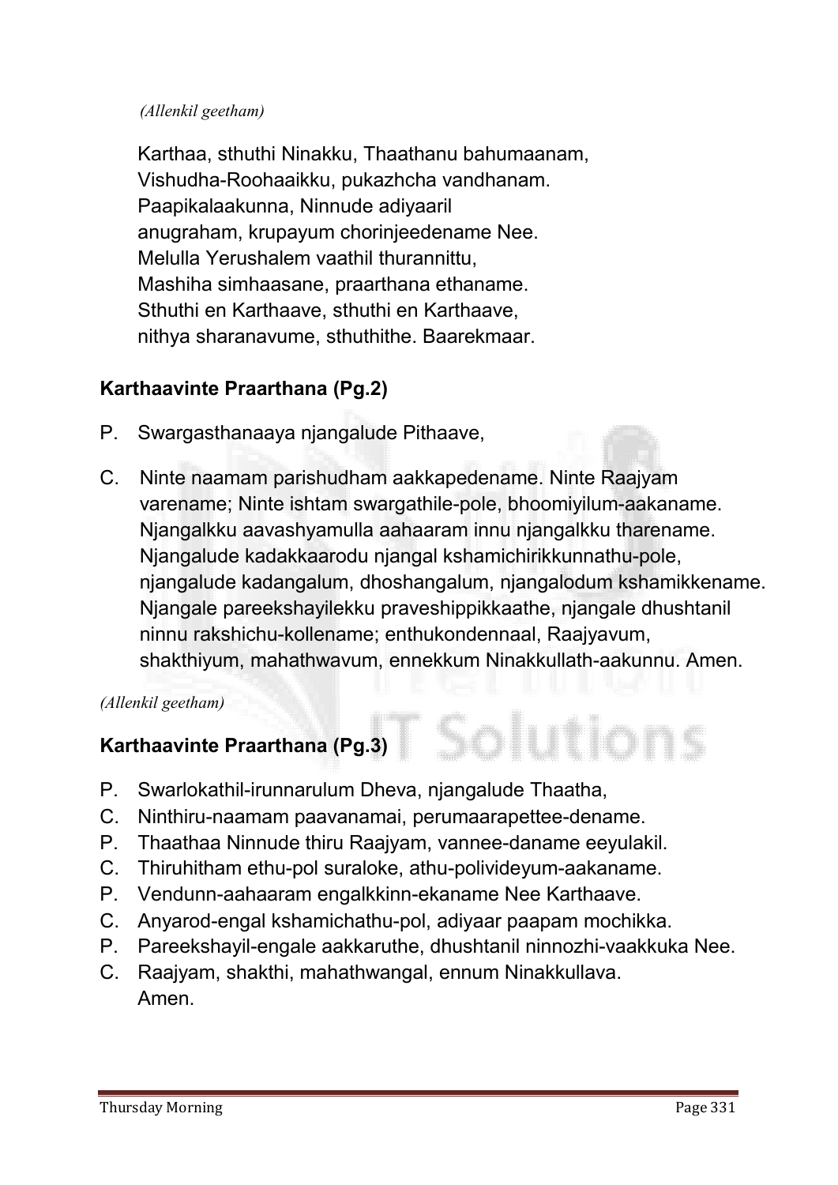*(Allenkil geetham)*

Karthaa, sthuthi Ninakku, Thaathanu bahumaanam,
Vishudha-Roohaaikku, pukazhcha vandhanam.
Paapikalaakunna, Ninnude adiyaaril
anugraham, krupayum chorinjeedename Nee.
Melulla Yerushalem vaathil thurannittu,
Mashiha simhaasane, praarthana ethaname.
Sthuthi en Karthaave, sthuthi en Karthaave,
nithya sharanavume, sthuthithe. Baarekmaar.

## Karthaavinte Praarthana (Pg.2)

P. Swargasthanaaya njangalude Pithaave,

C. Ninte naamam parishudham aakkapedename. Ninte Raajyam varename; Ninte ishtam swargathile-pole, bhoomiyilum-aakaname. Njangalkku aavashyamulla aahaaram innu njangalkku tharename. Njangalude kadakkaarodu njangal kshamichirikkunnathu-pole, njangalude kadangalum, dhoshangalum, njangalodum kshamikkename. Njangale pareekshayilekku praveshippikkaathe, njangale dhushtanil ninnu rakshichu-kollename; enthukondennaal, Raajyavum, shakthiyum, mahathwavum, ennekkum Ninakkullath-aakunnu. Amen.

*(Allenkil geetham)*

## Karthaavinte Praarthana (Pg.3)

P. Swarlokathil-irunnarulum Dheva, njangalude Thaatha,
C. Ninthiru-naamam paavanamai, perumaarapettee-dename.
P. Thaathaa Ninnude thiru Raajyam, vannee-daname eeyulakil.
C. Thiruhitham ethu-pol suraloke, athu-polivideyum-aakaname.
P. Vendunn-aahaaram engalkkinn-ekaname Nee Karthaave.
C. Anyarod-engal kshamichathu-pol, adiyaar paapam mochikka.
P. Pareekshayil-engale aakkaruthe, dhushtanil ninnozhi-vaakkuka Nee.
C. Raajyam, shakthi, mahathwangal, ennum Ninakkullava.
Amen.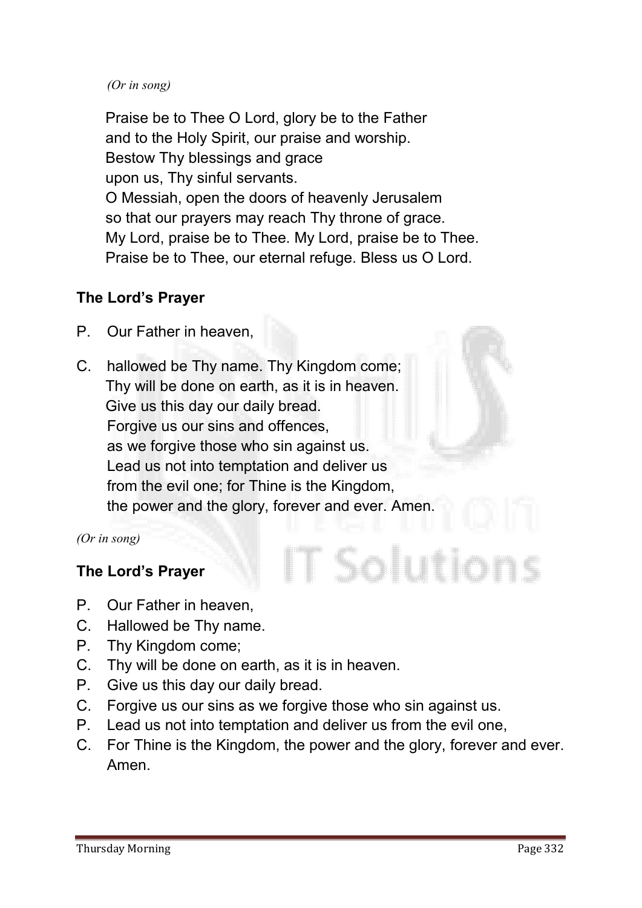*(Or in song)*

Praise be to Thee O Lord, glory be to the Father
and to the Holy Spirit, our praise and worship.
Bestow Thy blessings and grace
upon us, Thy sinful servants.
O Messiah, open the doors of heavenly Jerusalem
so that our prayers may reach Thy throne of grace.
My Lord, praise be to Thee. My Lord, praise be to Thee.
Praise be to Thee, our eternal refuge. Bless us O Lord.

### The Lord's Prayer

P. Our Father in heaven,

C. hallowed be Thy name. Thy Kingdom come;
Thy will be done on earth, as it is in heaven.
Give us this day our daily bread.
Forgive us our sins and offences,
as we forgive those who sin against us.
Lead us not into temptation and deliver us
from the evil one; for Thine is the Kingdom,
the power and the glory, forever and ever. Amen.

*(Or in song)*

### The Lord's Prayer

P. Our Father in heaven,
C. Hallowed be Thy name.
P. Thy Kingdom come;
C. Thy will be done on earth, as it is in heaven.
P. Give us this day our daily bread.
C. Forgive us our sins as we forgive those who sin against us.
P. Lead us not into temptation and deliver us from the evil one,
C. For Thine is the Kingdom, the power and the glory, forever and ever. Amen.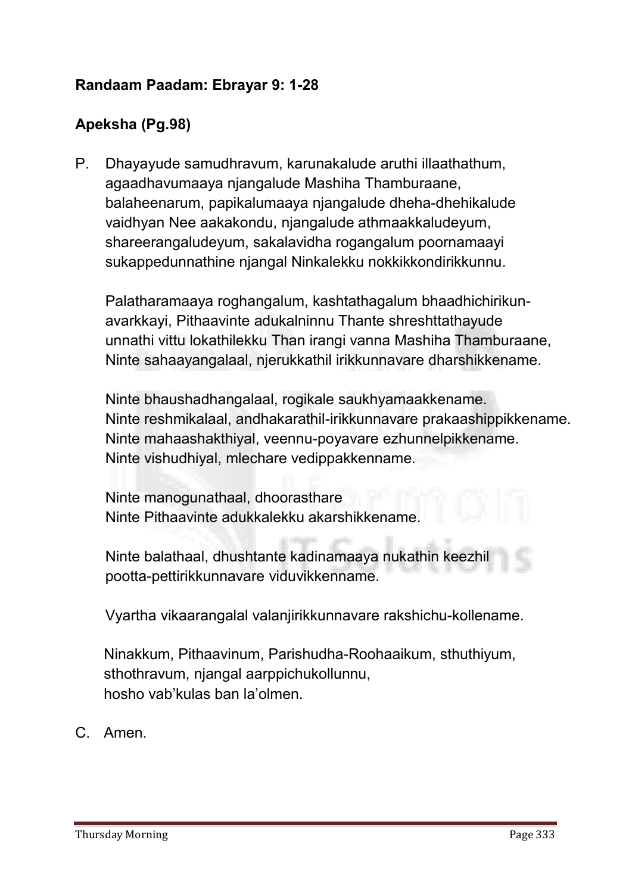**Randaam Paadam: Ebrayar 9: 1-28**

**Apeksha (Pg.98)**

P. Dhayayude samudhravum, karunakalude aruthi illaathathum, agaadhavumaaya njangalude Mashiha Thamburaane, balaheenarum, papikalumaaya njangalude dheha-dhehikalude vaidhyan Nee aakakondu, njangalude athmaakkaludeyum, shareerangaludeyum, sakalavidha rogangalum poornamaayi sukappedunnathine njangal Ninkalekku nokkikkondirikkunnu.

Palatharamaaya roghangalum, kashtathagalum bhaadhichirikun-avarkkayi, Pithaavinte adukalninnu Thante shreshttathayude unnathi vittu lokathilekku Than irangi vanna Mashiha Thamburaane, Ninte sahaayangalaal, njerukkathil irikkunnavare dharshikkename.

Ninte bhaushadhangalaal, rogikale saukhyamaakkename.
Ninte reshmikalaal, andhakarathil-irikkunnavare prakaashippikkename.
Ninte mahaashakthiyal, veennu-poyavare ezhunnelpikkename.
Ninte vishudhiyal, mlechare vedippakkenname.

Ninte manogunathaal, dhoorasthare
Ninte Pithaavinte adukkalekku akarshikkename.

Ninte balathaal, dhushtante kadinamaaya nukathin keezhil pootta-pettirikkunnavare viduvikkenname.

Vyartha vikaarangalal valanjirikkunnavare rakshichu-kollename.

Ninakkum, Pithaavinum, Parishudha-Roohaaikum, sthuthiyum, sthothravum, njangal aarppichukollunnu,
hosho vab'kulas ban la'olmen.

C. Amen.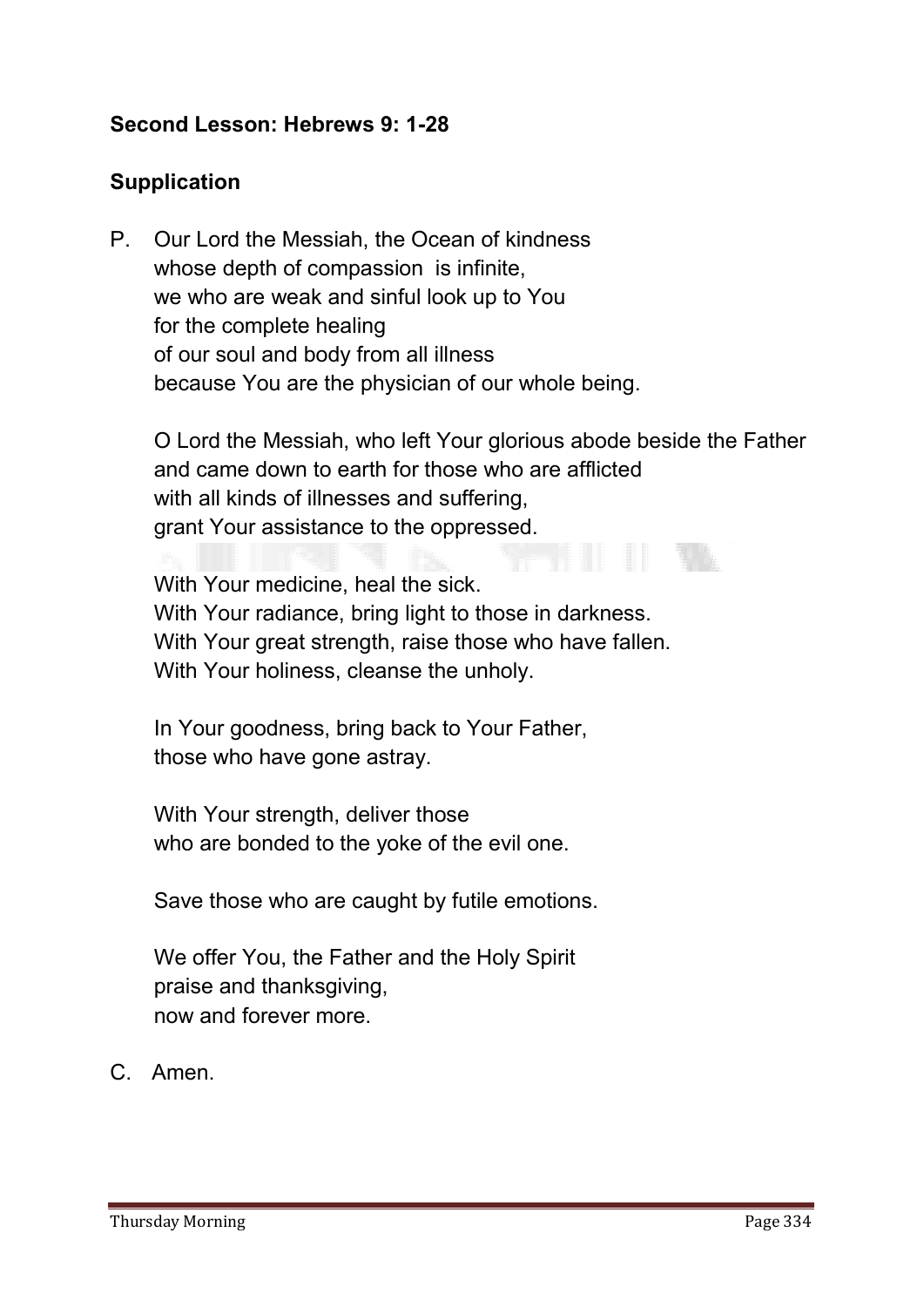**Second Lesson: Hebrews 9: 1-28**

**Supplication**

P. Our Lord the Messiah, the Ocean of kindness
whose depth of compassion is infinite,
we who are weak and sinful look up to You
for the complete healing
of our soul and body from all illness
because You are the physician of our whole being.

O Lord the Messiah, who left Your glorious abode beside the Father
and came down to earth for those who are afflicted
with all kinds of illnesses and suffering,
grant Your assistance to the oppressed.

With Your medicine, heal the sick.
With Your radiance, bring light to those in darkness.
With Your great strength, raise those who have fallen.
With Your holiness, cleanse the unholy.

In Your goodness, bring back to Your Father,
those who have gone astray.

With Your strength, deliver those
who are bonded to the yoke of the evil one.

Save those who are caught by futile emotions.

We offer You, the Father and the Holy Spirit
praise and thanksgiving,
now and forever more.

C. Amen.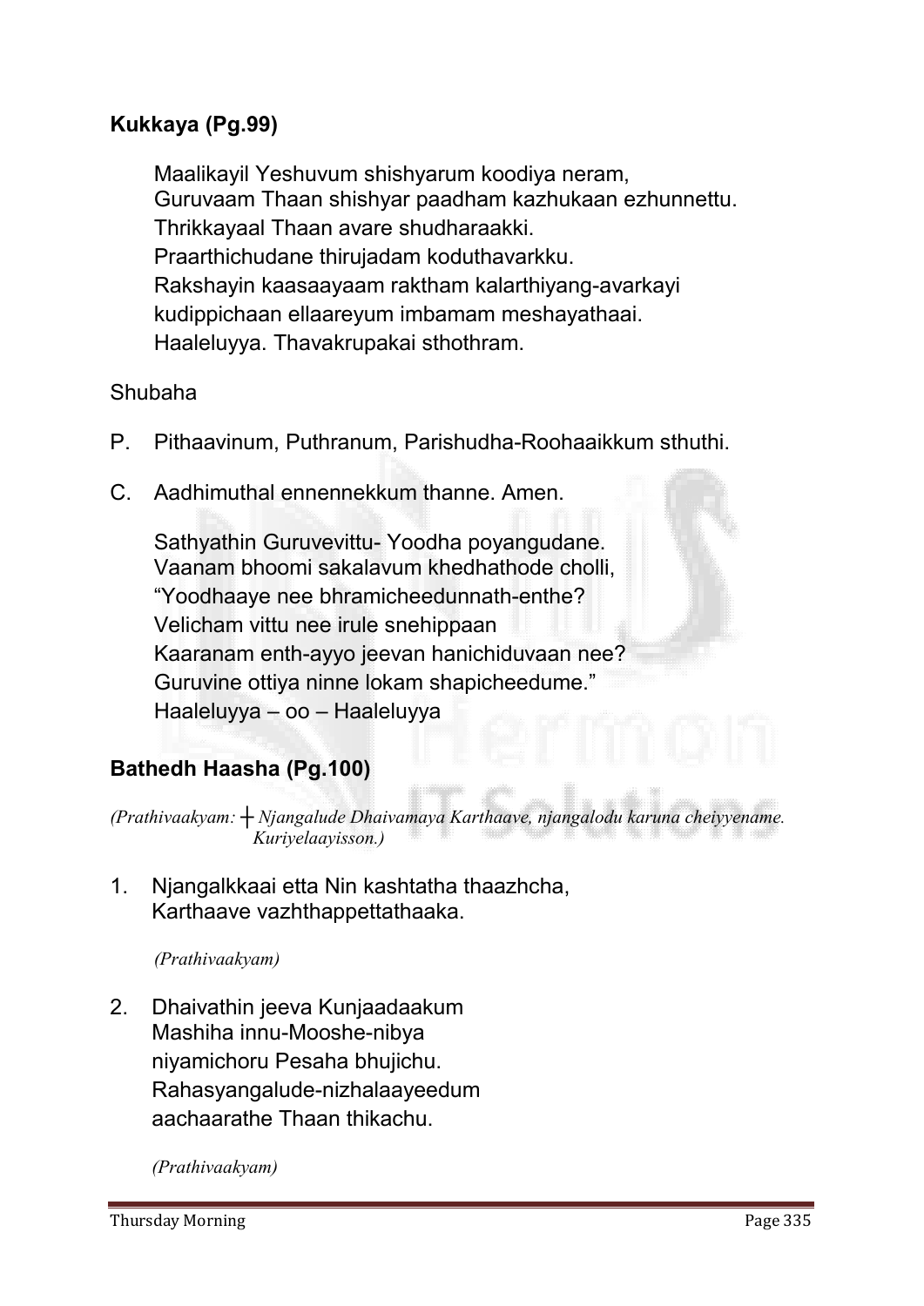### **Kukkaya (Pg.99)**

Maalikayil Yeshuvum shishyarum koodiya neram,
Guruvaam Thaan shishyar paadham kazhukaan ezhunnettu.
Thrikkayaal Thaan avare shudharaakki.
Praarthichudane thirujadam koduthavarkku.
Rakshayin kaasaayaam raktham kalarthiyang-avarkayi
kudippichaan ellaareyum imbamam meshayathaai.
Haaleluyya. Thavakrupakai sthothram.

Shubaha

P. Pithaavinum, Puthranum, Parishudha-Roohaaikkum sthuthi.

C. Aadhimuthal ennennekkum thanne. Amen.

Sathyathin Guruvevittu- Yoodha poyangudane.
Vaanam bhoomi sakalavum khedhathode cholli,
"Yoodhaaye nee bhramicheedunnath-enthe?
Velicham vittu nee irule snehippaan
Kaaranam enth-ayyo jeevan hanichiduvaan nee?
Guruvine ottiya ninne lokam shapicheedume."
Haaleluyya – oo – Haaleluyya

### **Bathedh Haasha (Pg.100)**

*(Prathivaakyam: ┼ Njangalude Dhaivamaya Karthaave, njangalodu karuna cheiyyename. Kuriyelaayisson.)*

1. Njangalkkaai etta Nin kashtatha thaazhcha,
   Karthaave vazhthappettathaaka.

   *(Prathivaakyam)*

2. Dhaivathin jeeva Kunjaadaakum
   Mashiha innu-Mooshe-nibya
   niyamichoru Pesaha bhujichu.
   Rahasyangalude-nizhalaayeedum
   aachaarathe Thaan thikachu.

   *(Prathivaakyam)*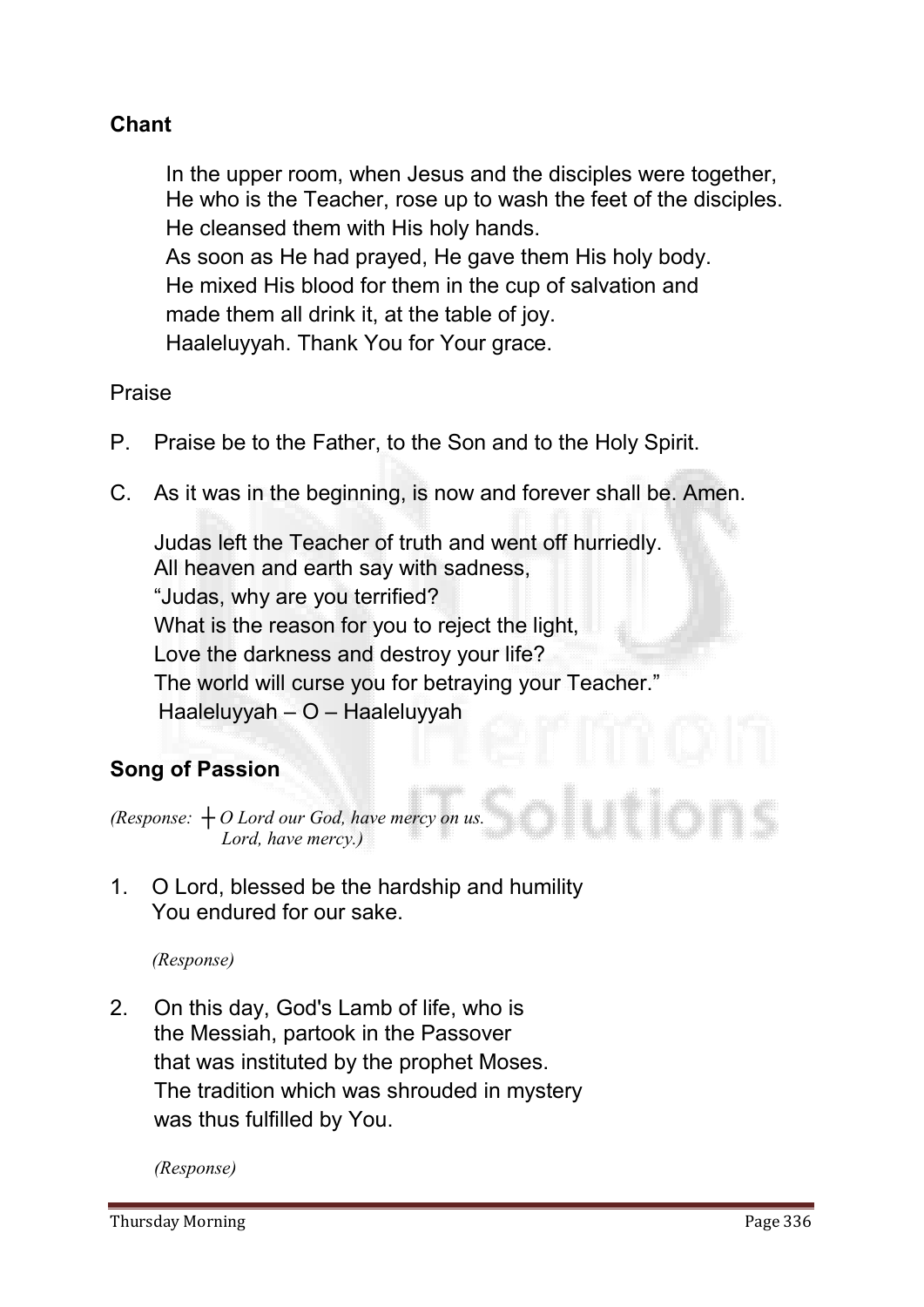**Chant**

In the upper room, when Jesus and the disciples were together,
He who is the Teacher, rose up to wash the feet of the disciples.
He cleansed them with His holy hands.
As soon as He had prayed, He gave them His holy body.
He mixed His blood for them in the cup of salvation and
made them all drink it, at the table of joy.
Haaleluyyah. Thank You for Your grace.

Praise

P. Praise be to the Father, to the Son and to the Holy Spirit.

C. As it was in the beginning, is now and forever shall be. Amen.

Judas left the Teacher of truth and went off hurriedly.
All heaven and earth say with sadness,
"Judas, why are you terrified?
What is the reason for you to reject the light,
Love the darkness and destroy your life?
The world will curse you for betraying your Teacher."
Haaleluyyah – O – Haaleluyyah

**Song of Passion**

*(Response: ┼ O Lord our God, have mercy on us.*
*Lord, have mercy.)*

1. O Lord, blessed be the hardship and humility
   You endured for our sake.

   *(Response)*

2. On this day, God's Lamb of life, who is
   the Messiah, partook in the Passover
   that was instituted by the prophet Moses.
   The tradition which was shrouded in mystery
   was thus fulfilled by You.

   *(Response)*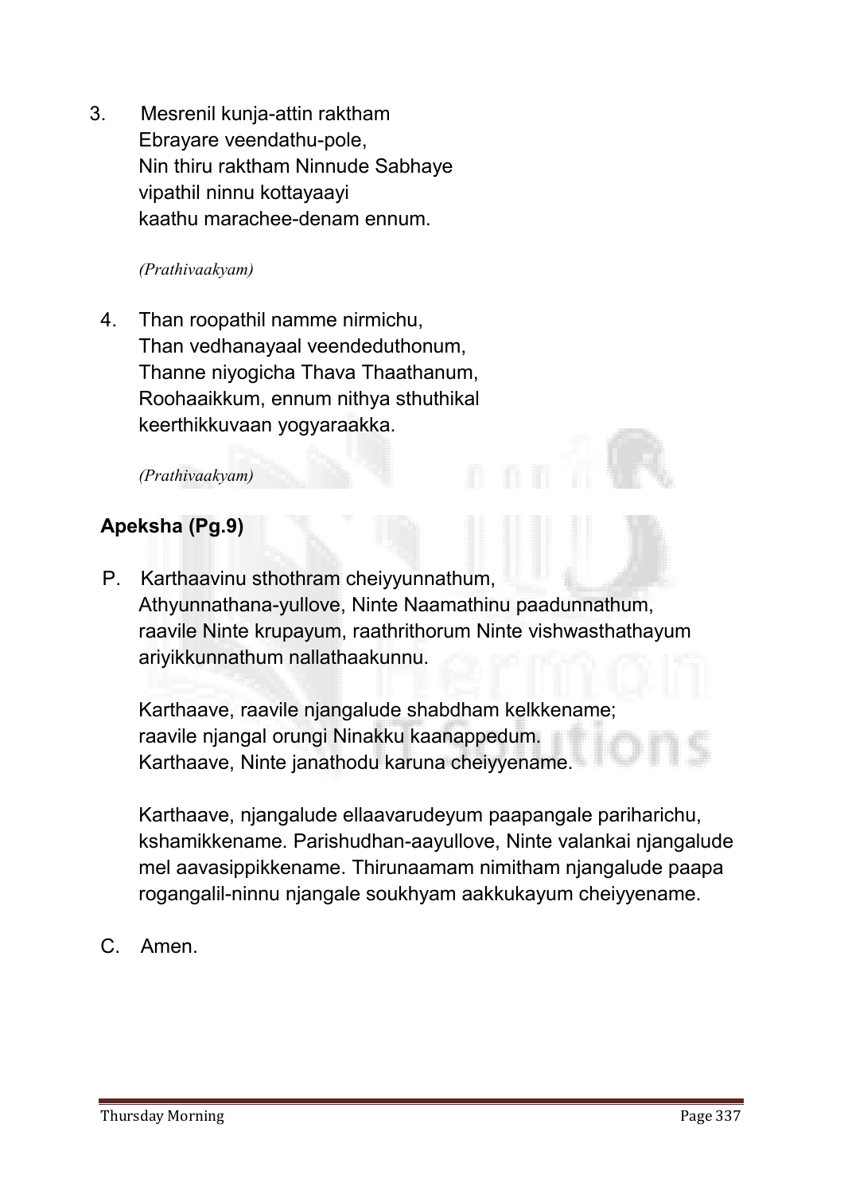3. Mesrenil kunja-attin raktham
   Ebrayare veendathu-pole,
   Nin thiru raktham Ninnude Sabhaye
   vipathil ninnu kottayaayi
   kaathu marachee-denam ennum.

   *(Prathivaakyam)*

4. Than roopathil namme nirmichu,
   Than vedhanayaal veendeduthonum,
   Thanne niyogicha Thava Thaathanum,
   Roohaaikkum, ennum nithya sthuthikal
   keerthikkuvaan yogyaraakka.

   *(Prathivaakyam)*

**Apeksha (Pg.9)**

P. Karthaavinu sthothram cheiyyunnathum, Athyunnathana-yullove, Ninte Naamathinu paadunnathum, raavile Ninte krupayum, raathrithorum Ninte vishwasthathayum ariyikkunnathum nallathaakunnu.

Karthaave, raavile njangalude shabdham kelkkename; raavile njangal orungi Ninakku kaanappedum. Karthaave, Ninte janathodu karuna cheiyyename.

Karthaave, njangalude ellaavarudeyum paapangale pariharichu, kshamikkename. Parishudhan-aayullove, Ninte valankai njangalude mel aavasippikkename. Thirunaamam nimitham njangalude paapa rogangalil-ninnu njangale soukhyam aakkukayum cheiyyename.

C. Amen.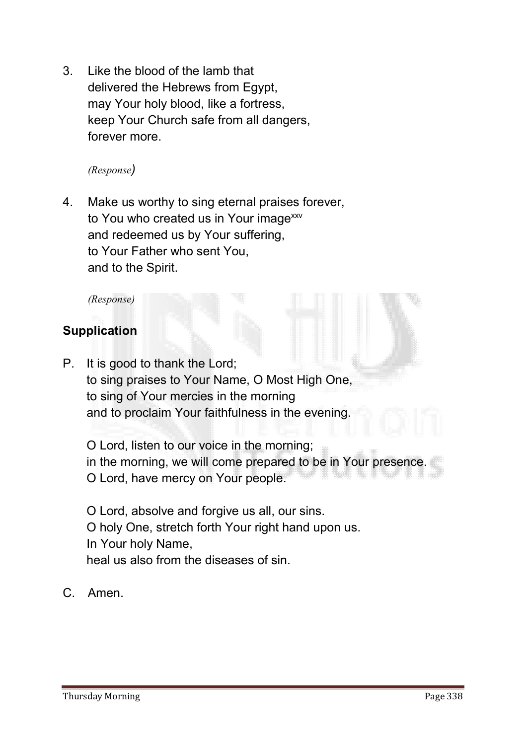3. Like the blood of the lamb that
   delivered the Hebrews from Egypt,
   may Your holy blood, like a fortress,
   keep Your Church safe from all dangers,
   forever more.

   *(Response)*

4. Make us worthy to sing eternal praises forever,
   to You who created us in Your image[xxv]
   and redeemed us by Your suffering,
   to Your Father who sent You,
   and to the Spirit.

   *(Response)*

**Supplication**

P. It is good to thank the Lord;
   to sing praises to Your Name, O Most High One,
   to sing of Your mercies in the morning
   and to proclaim Your faithfulness in the evening.

   O Lord, listen to our voice in the morning;
   in the morning, we will come prepared to be in Your presence.
   O Lord, have mercy on Your people.

   O Lord, absolve and forgive us all, our sins.
   O holy One, stretch forth Your right hand upon us.
   In Your holy Name,
   heal us also from the diseases of sin.

C. Amen.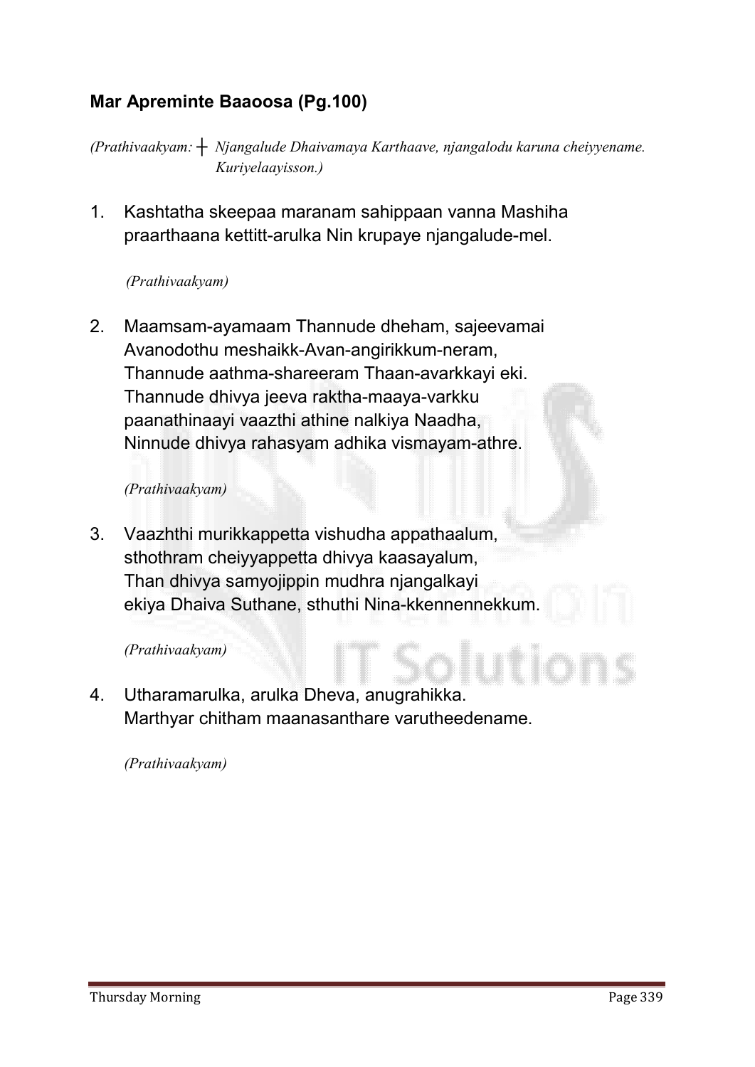## Mar Apreminte Baaosa (Pg.100)

*(Prathivaakyam: ┼ Njangalude Dhaivamaya Karthaave, njangalodu karuna cheiyyename. Kuriyelaayisson.)*

1. Kashtatha skeepaa maranam sahippaan vanna Mashiha
   praarthaana kettitt-arulka Nin krupaye njangalude-mel.

   *(Prathivaakyam)*

2. Maamsam-ayamaam Thannude dheham, sajeevamai
   Avanodothu meshaikk-Avan-angirikkum-neram,
   Thannude aathma-shareeram Thaan-avarkkayi eki.
   Thannude dhivya jeeva raktha-maaya-varkku
   paanathinaayi vaazthi athine nalkiya Naadha,
   Ninnude dhivya rahasyam adhika vismayam-athre.

   *(Prathivaakyam)*

3. Vaazhthi murikkappetta vishudha appathaalum,
   sthothram cheiyyappetta dhivya kaasayalum,
   Than dhivya samyojippin mudhra njangalkayi
   ekiya Dhaiva Suthane, sthuthi Nina-kkennennekkum.

   *(Prathivaakyam)*

4. Utharamarulka, arulka Dheva, anugrahikka.
   Marthyar chitham maanasanthare varutheedename.

   *(Prathivaakyam)*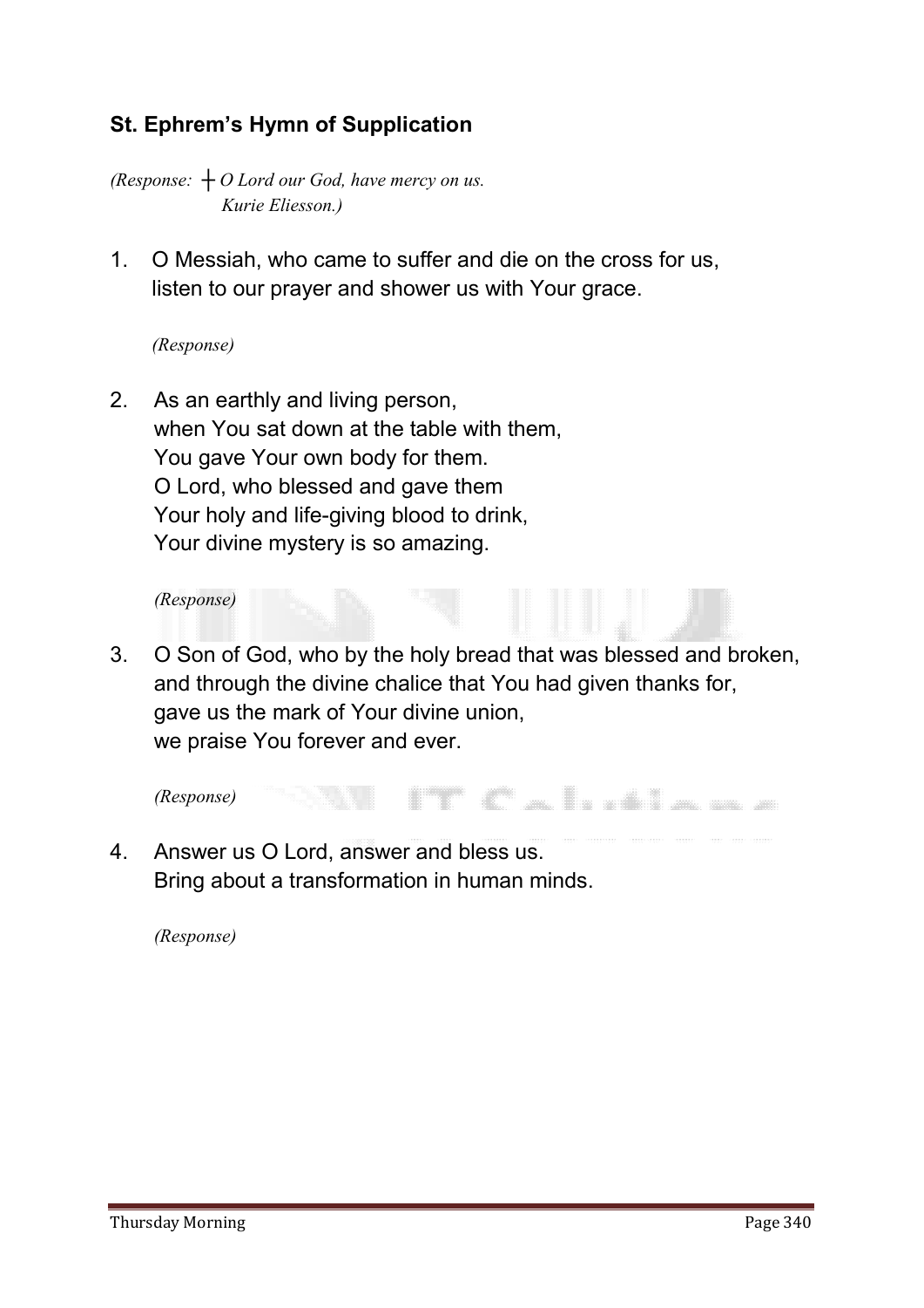## St. Ephrem's Hymn of Supplication

*(Response: ┼ O Lord our God, have mercy on us.*
*Kurie Eliesson.)*

1. O Messiah, who came to suffer and die on the cross for us,
   listen to our prayer and shower us with Your grace.

   *(Response)*

2. As an earthly and living person,
   when You sat down at the table with them,
   You gave Your own body for them.
   O Lord, who blessed and gave them
   Your holy and life-giving blood to drink,
   Your divine mystery is so amazing.

   *(Response)*

3. O Son of God, who by the holy bread that was blessed and broken,
   and through the divine chalice that You had given thanks for,
   gave us the mark of Your divine union,
   we praise You forever and ever.

   *(Response)*

4. Answer us O Lord, answer and bless us.
   Bring about a transformation in human minds.

   *(Response)*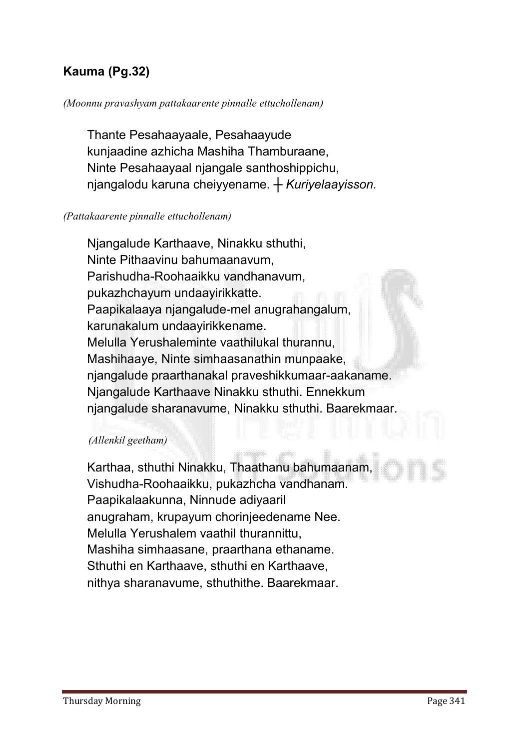## **Kauma (Pg.32)**

*(Moonnu pravashyam pattakaarente pinnalle ettuchollenam)*

Thante Pesahaayaale, Pesahaayude
kunjaadine azhicha Mashiha Thamburaane,
Ninte Pesahaayaal njangale santhoshippichu,
njangalodu karuna cheiyyename. ┼ *Kuriyelaayisson.*

*(Pattakaarente pinnalle ettuchollenam)*

Njangalude Karthaave, Ninakku sthuthi,
Ninte Pithaavinu bahumaanavum,
Parishudha-Roohaaikku vandhanavum,
pukazhchayum undaayirikkatte.
Paapikalaaya njangalude-mel anugrahangalum,
karunakalum undaayirikkename.
Melulla Yerushaleminte vaathilukal thurannu,
Mashihaaye, Ninte simhaasanathin munpaake,
njangalude praarthanakal praveshikkumaar-aakaname.
Njangalude Karthaave Ninakku sthuthi. Ennekkum
njangalude sharanavume, Ninakku sthuthi. Baarekmaar.

*(Allenkil geetham)*

Karthaa, sthuthi Ninakku, Thaathanu bahumaanam,
Vishudha-Roohaaikku, pukazhcha vandhanam.
Paapikalaakunna, Ninnude adiyaaril
anugraham, krupayum chorinjeedename Nee.
Melulla Yerushalem vaathil thurannittu,
Mashiha simhaasane, praarthana ethaname.
Sthuthi en Karthaave, sthuthi en Karthaave,
nithya sharanavume, sthuthithe. Baarekmaar.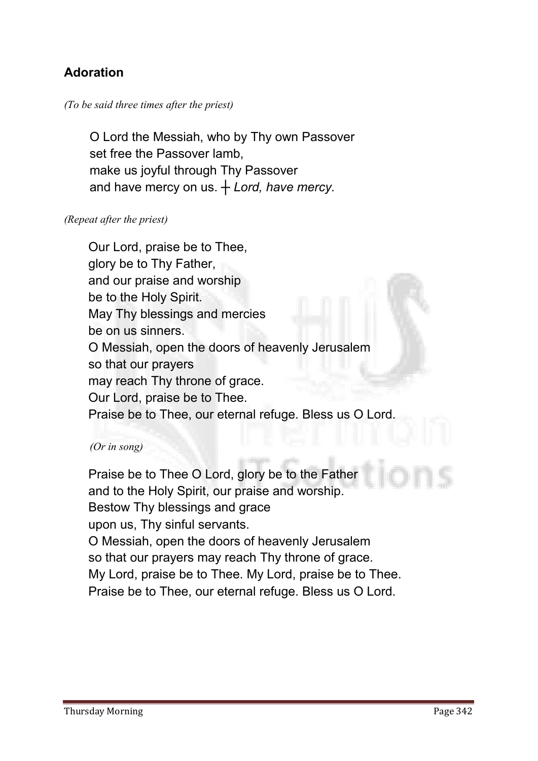## Adoration

*(To be said three times after the priest)*

O Lord the Messiah, who by Thy own Passover
set free the Passover lamb,
make us joyful through Thy Passover
and have mercy on us. ┼ *Lord, have mercy.*

*(Repeat after the priest)*

Our Lord, praise be to Thee,
glory be to Thy Father,
and our praise and worship
be to the Holy Spirit.
May Thy blessings and mercies
be on us sinners.
O Messiah, open the doors of heavenly Jerusalem
so that our prayers
may reach Thy throne of grace.
Our Lord, praise be to Thee.
Praise be to Thee, our eternal refuge. Bless us O Lord.

*(Or in song)*

Praise be to Thee O Lord, glory be to the Father
and to the Holy Spirit, our praise and worship.
Bestow Thy blessings and grace
upon us, Thy sinful servants.
O Messiah, open the doors of heavenly Jerusalem
so that our prayers may reach Thy throne of grace.
My Lord, praise be to Thee. My Lord, praise be to Thee.
Praise be to Thee, our eternal refuge. Bless us O Lord.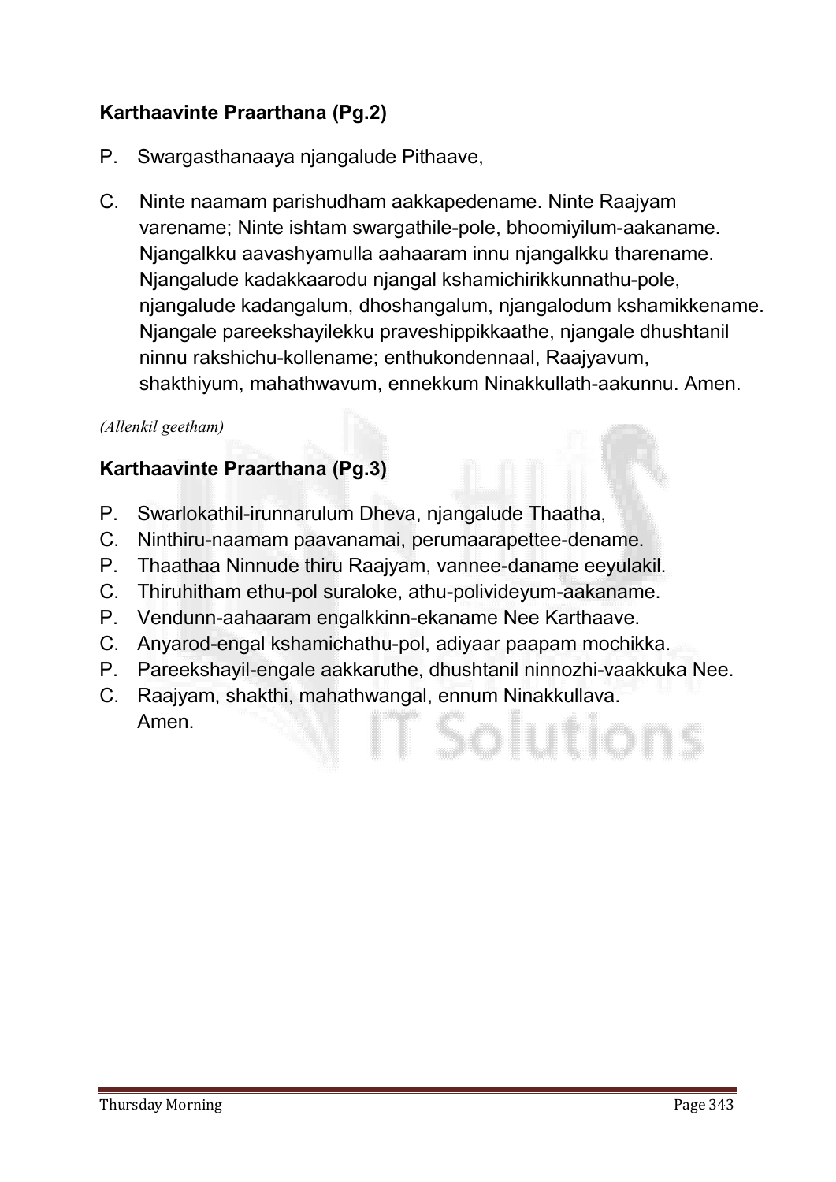### Karthaavinte Praarthana (Pg.2)

P. Swargasthanaaya njangalude Pithaave,

C. Ninte naamam parishudham aakkapedename. Ninte Raajyam varename; Ninte ishtam swargathile-pole, bhoomiyilum-aakaname. Njangalkku aavashyamulla aahaaram innu njangalkku tharename. Njangalude kadakkaarodu njangal kshamichirikkunnathu-pole, njangalude kadangalum, dhoshangalum, njangalodum kshamikkename. Njangale pareekshayilekku praveshippikkaathe, njangale dhushtanil ninnu rakshichu-kollename; enthukondennaal, Raajyavum, shakthiyum, mahathwavum, ennekkum Ninakkullath-aakunnu. Amen.

*(Allenkil geetham)*

### Karthaavinte Praarthana (Pg.3)

P. Swarlokathil-irunnarulum Dheva, njangalude Thaatha,
C. Ninthiru-naamam paavanamai, perumaarapettee-dename.
P. Thaathaa Ninnude thiru Raajyam, vannee-daname eeyulakil.
C. Thiruhitham ethu-pol suraloke, athu-polivideyum-aakaname.
P. Vendunn-aahaaram engalkkinn-ekaname Nee Karthaave.
C. Anyarod-engal kshamichathu-pol, adiyaar paapam mochikka.
P. Pareekshayil-engale aakkaruthe, dhushtanil ninnozhi-vaakkuka Nee.
C. Raajyam, shakthi, mahathwangal, ennum Ninakkullava.
Amen.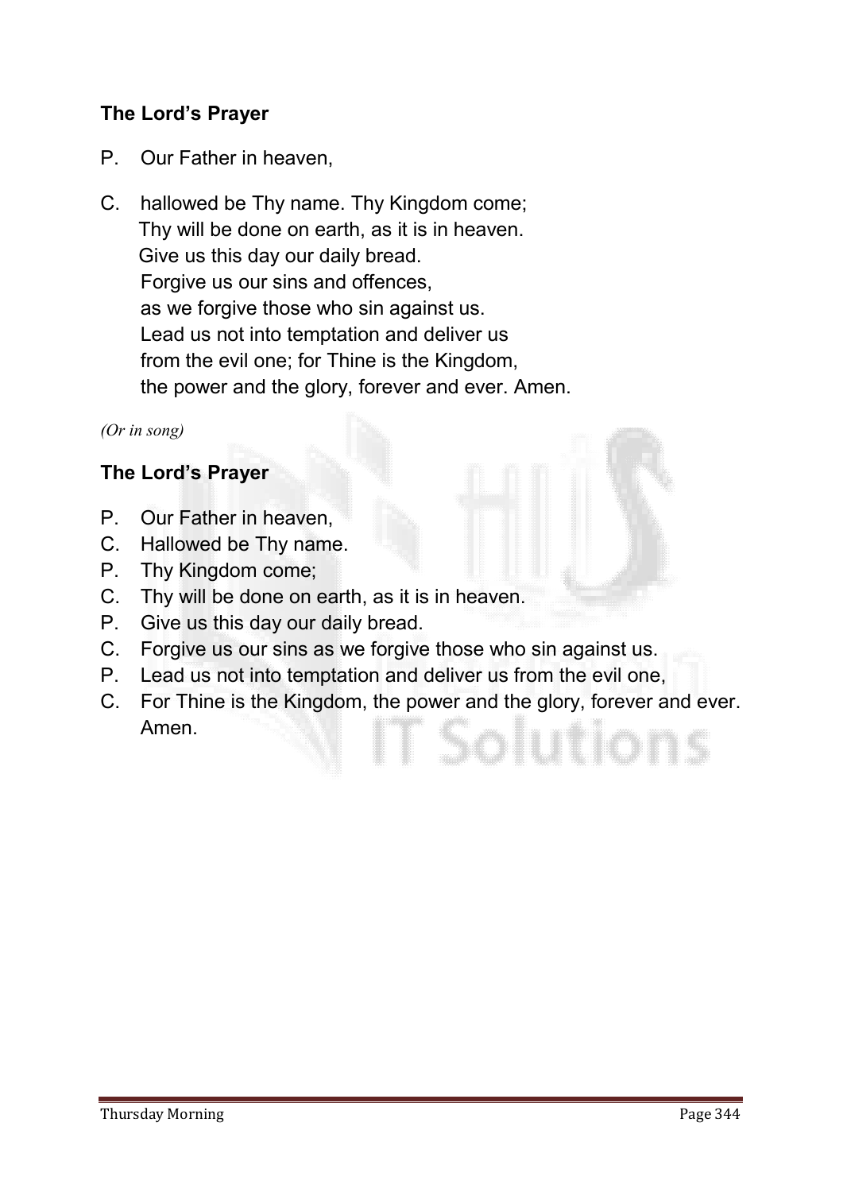### **The Lord's Prayer**

P. Our Father in heaven,

C. hallowed be Thy name. Thy Kingdom come;
Thy will be done on earth, as it is in heaven.
Give us this day our daily bread.
Forgive us our sins and offences,
as we forgive those who sin against us.
Lead us not into temptation and deliver us
from the evil one; for Thine is the Kingdom,
the power and the glory, forever and ever. Amen.

*(Or in song)*

### **The Lord's Prayer**

P. Our Father in heaven,
C. Hallowed be Thy name.
P. Thy Kingdom come;
C. Thy will be done on earth, as it is in heaven.
P. Give us this day our daily bread.
C. Forgive us our sins as we forgive those who sin against us.
P. Lead us not into temptation and deliver us from the evil one,
C. For Thine is the Kingdom, the power and the glory, forever and ever. Amen.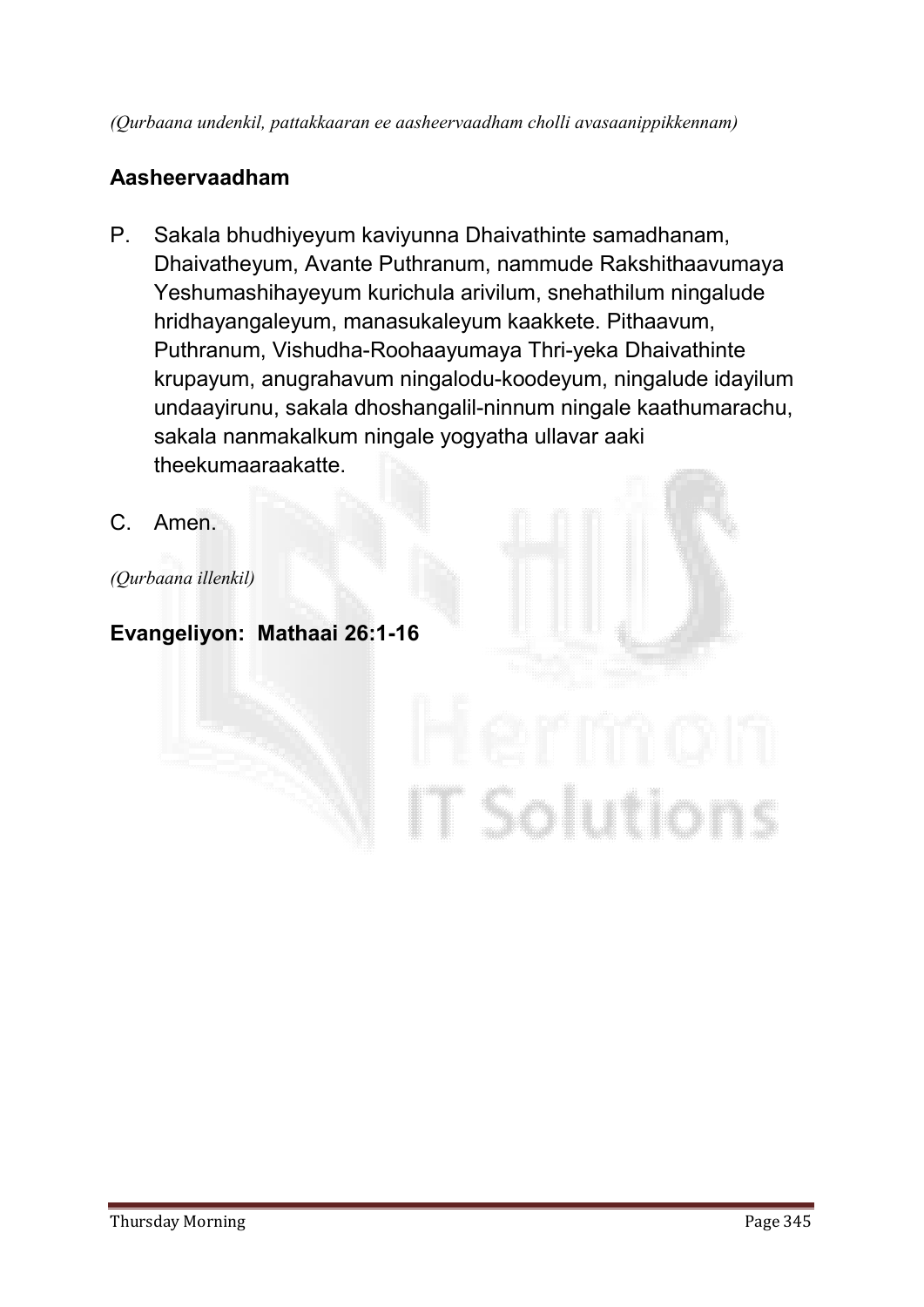*(Qurbaana undenkil, pattakkaaran ee aasheervaadham cholli avasaanippikkennam)*

## Aasheervaadham

P. Sakala bhudhiyeyum kaviyunna Dhaivathinte samadhanam, Dhaivatheyum, Avante Puthranum, nammude Rakshithaavumaya Yeshumashihayeyum kurichula arivilum, snehathilum ningalude hridhayangaleyum, manasukaleyum kaakkete. Pithaavum, Puthranum, Vishudha-Roohaayumaya Thri-yeka Dhaivathinte krupayum, anugrahavum ningalodu-koodeyum, ningalude idayilum undaayirunu, sakala dhoshangalil-ninnum ningale kaathumarachu, sakala nanmakalkum ningale yogyatha ullavar aaki theekumaaraakatte.

C. Amen.

*(Qurbaana illenkil)*

## Evangeliyon: Mathaai 26:1-16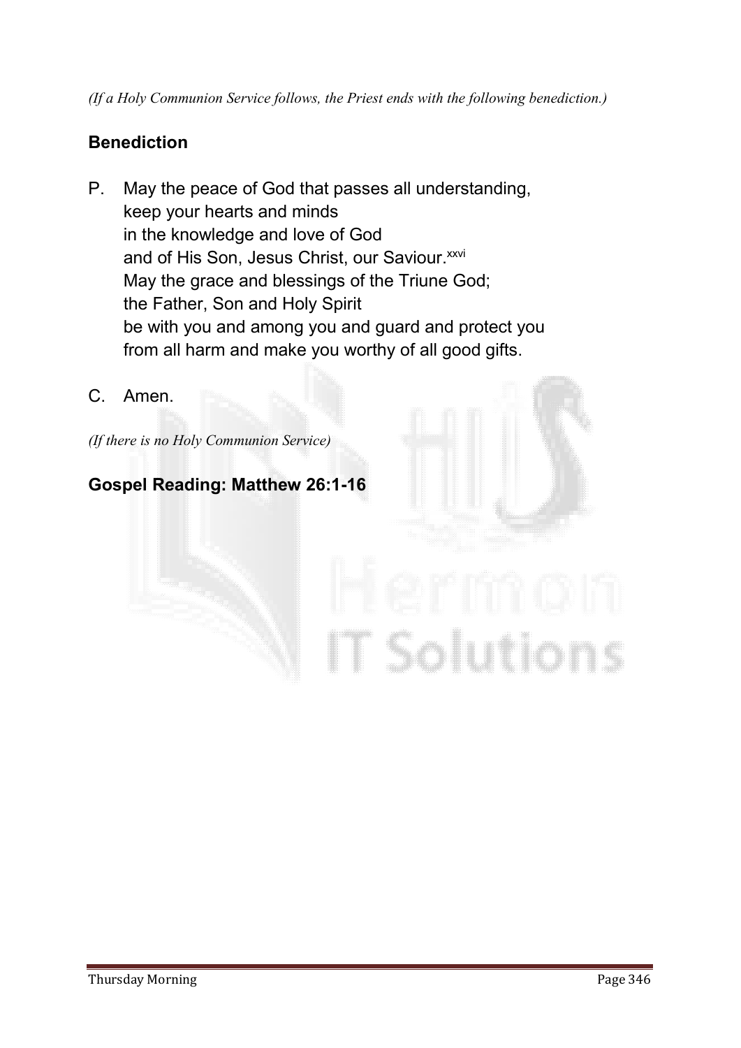*(If a Holy Communion Service follows, the Priest ends with the following benediction.)*

## Benediction

P. May the peace of God that passes all understanding,
keep your hearts and minds
in the knowledge and love of God
and of His Son, Jesus Christ, our Saviour.[xxvi]
May the grace and blessings of the Triune God;
the Father, Son and Holy Spirit
be with you and among you and guard and protect you
from all harm and make you worthy of all good gifts.

C. Amen.

*(If there is no Holy Communion Service)*

## Gospel Reading: Matthew 26:1-16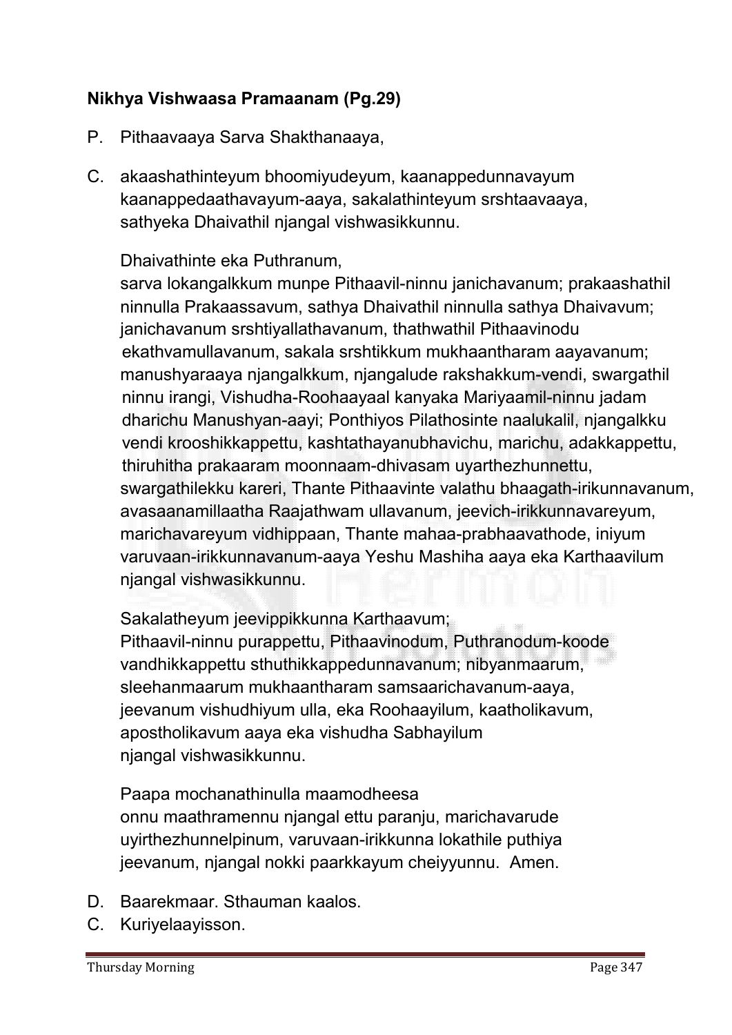**Nikhya Vishwaasa Pramaanam (Pg.29)**

P. Pithaavaaya Sarva Shakthanaaya,

C. akaashathinteyum bhoomiyudeyum, kaanappedunnavayum kaanappedaathavayum-aaya, sakalathinteyum srshtaavaaya, sathyeka Dhaivathil njangal vishwasikkunnu.

Dhaivathinte eka Puthranum,
sarva lokangalkkum munpe Pithaavil-ninnu janichavanum; prakaashathil ninnulla Prakaassavum, sathya Dhaivathil ninnulla sathya Dhaivavum; janichavanum srshtiyallathavanum, thathwathil Pithaavinodu ekathvamullavanum, sakala srshtikkum mukhaantharam aayavanum; manushyaraaya njangalkkum, njangalude rakshakkum-vendi, swargathil ninnu irangi, Vishudha-Roohaayaal kanyaka Mariyaamil-ninnu jadam dharichu Manushyan-aayi; Ponthiyos Pilathosinte naalukalil, njangalkku vendi krooshikkappettu, kashtathayanubhavichu, marichu, adakkappettu, thiruhitha prakaaram moonnaam-dhivasam uyarthezhunnettu, swargathilekku kareri, Thante Pithaavinte valathu bhaagath-irikunnavanum, avasaanamillaatha Raajathwam ullavanum, jeevich-irikkunnavareyum, marichavareyum vidhippaan, Thante mahaa-prabhaavathode, iniyum varuvaan-irikkunnavanum-aaya Yeshu Mashiha aaya eka Karthaavilum njangal vishwasikkunnu.

Sakalatheyum jeevippikkunna Karthaavum;
Pithaavil-ninnu purappettu, Pithaavinodum, Puthranodum-koode vandhikkappettu sthuthikkappedunnavanum; nibyanmaarum, sleehanmaarum mukhaantharam samsaarichavanum-aaya, jeevanum vishudhiyum ulla, eka Roohaayilum, kaatholikavum, apostholikavum aaya eka vishudha Sabhayilum njangal vishwasikkunnu.

Paapa mochanathinulla maamodheesa
onnu maathramennu njangal ettu paranju, marichavarude uyirthezhunnelpinum, varuvaan-irikkunna lokathile puthiya jeevanum, njangal nokki paarkkayum cheiyyunnu. Amen.

D. Baarekmaar. Sthauman kaalos.

C. Kuriyelaayisson.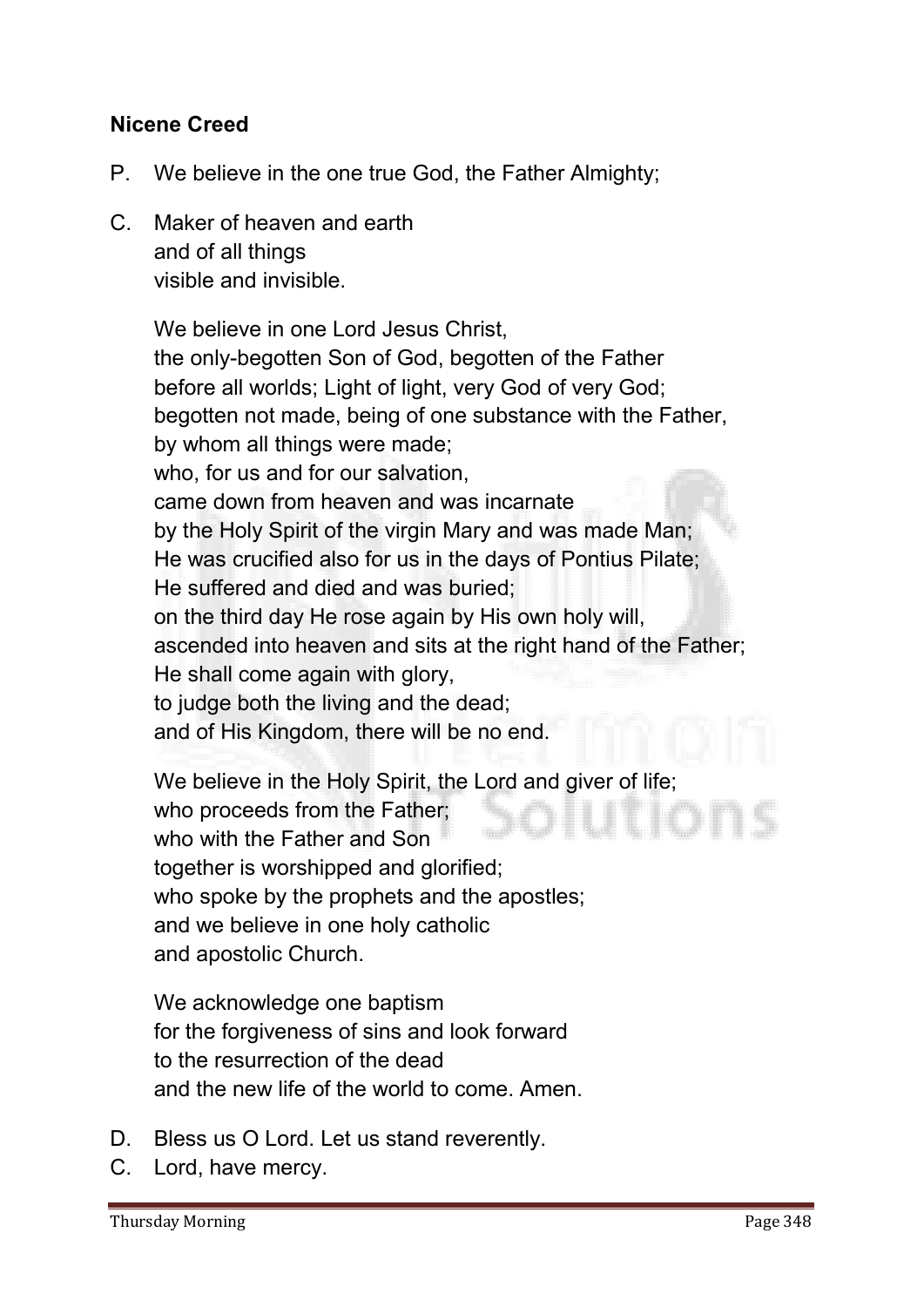**Nicene Creed**

P. We believe in the one true God, the Father Almighty;

C. Maker of heaven and earth
and of all things
visible and invisible.

We believe in one Lord Jesus Christ,
the only-begotten Son of God, begotten of the Father
before all worlds; Light of light, very God of very God;
begotten not made, being of one substance with the Father,
by whom all things were made;
who, for us and for our salvation,
came down from heaven and was incarnate
by the Holy Spirit of the virgin Mary and was made Man;
He was crucified also for us in the days of Pontius Pilate;
He suffered and died and was buried;
on the third day He rose again by His own holy will,
ascended into heaven and sits at the right hand of the Father;
He shall come again with glory,
to judge both the living and the dead;
and of His Kingdom, there will be no end.

We believe in the Holy Spirit, the Lord and giver of life;
who proceeds from the Father;
who with the Father and Son
together is worshipped and glorified;
who spoke by the prophets and the apostles;
and we believe in one holy catholic
and apostolic Church.

We acknowledge one baptism
for the forgiveness of sins and look forward
to the resurrection of the dead
and the new life of the world to come. Amen.

D. Bless us O Lord. Let us stand reverently.

C. Lord, have mercy.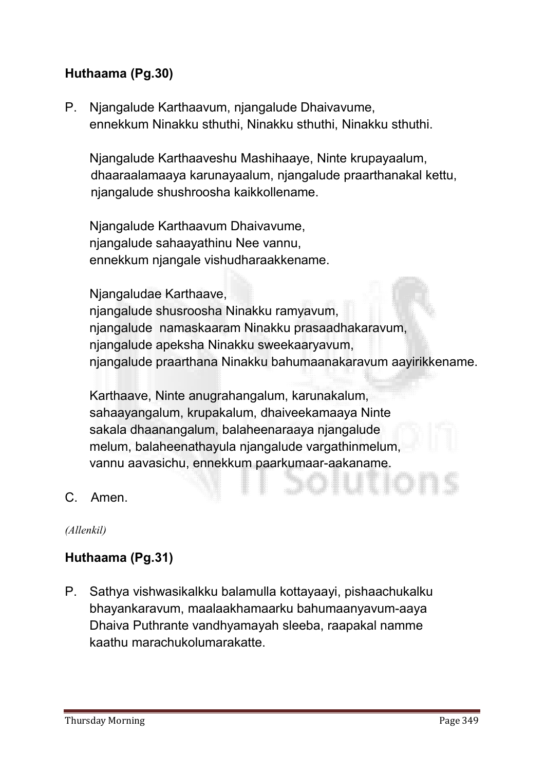**Huthaama (Pg.30)**

P. Njangalude Karthaavum, njangalude Dhaivavume,
ennekkum Ninakku sthuthi, Ninakku sthuthi, Ninakku sthuthi.

Njangalude Karthaaveshu Mashihaaye, Ninte krupayaalum,
dhaaraalamaaya karunayaalum, njangalude praarthanakal kettu,
njangalude shushroosha kaikkollename.

Njangalude Karthaavum Dhaivavume,
njangalude sahaayathinu Nee vannu,
ennekkum njangale vishudharaakkename.

Njangaludae Karthaave,
njangalude shusroosha Ninakku ramyavum,
njangalude namaskaaram Ninakku prasaadhakaravum,
njangalude apeksha Ninakku sweekaaryavum,
njangalude praarthana Ninakku bahumaanakaravum aayirikkename.

Karthaave, Ninte anugrahangalum, karunakalum,
sahaayangalum, krupakalum, dhaiveekamaaya Ninte
sakala dhaanangalum, balaheenaraaya njangalude
melum, balaheenathayula njangalude vargathinmelum,
vannu aavasichu, ennekkum paarkumaar-aakaname.

C. Amen.

*(Allenkil)*

**Huthaama (Pg.31)**

P. Sathya vishwasikalkku balamulla kottayaayi, pishaachukalku
bhayankaravum, maalaakhamaarku bahumaanyavum-aaya
Dhaiva Puthrante vandhyamayah sleeba, raapakal namme
kaathu marachukolumarakatte.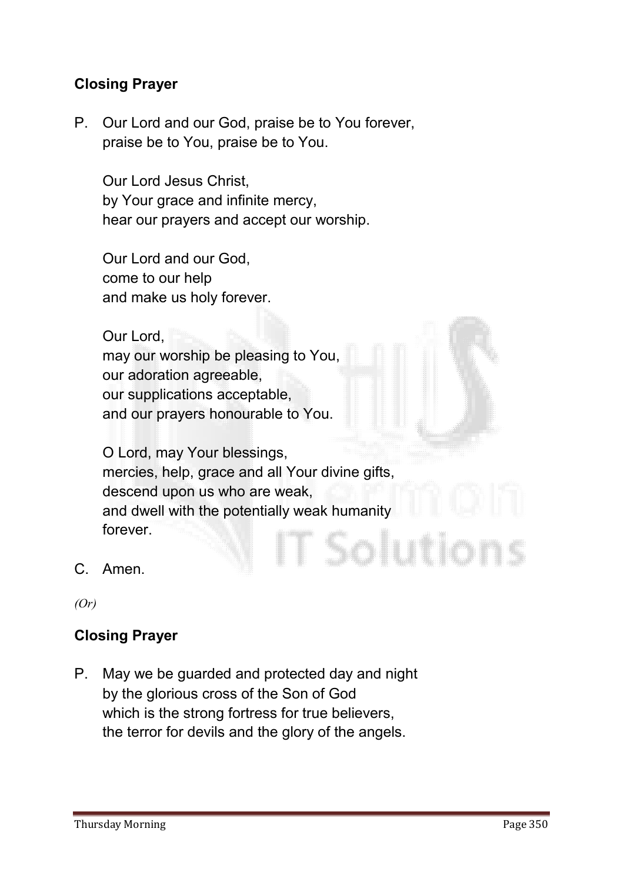**Closing Prayer**

P. Our Lord and our God, praise be to You forever,
praise be to You, praise be to You.

Our Lord Jesus Christ,
by Your grace and infinite mercy,
hear our prayers and accept our worship.

Our Lord and our God,
come to our help
and make us holy forever.

Our Lord,
may our worship be pleasing to You,
our adoration agreeable,
our supplications acceptable,
and our prayers honourable to You.

O Lord, may Your blessings,
mercies, help, grace and all Your divine gifts,
descend upon us who are weak,
and dwell with the potentially weak humanity
forever.

C. Amen.

*(Or)*

**Closing Prayer**

P. May we be guarded and protected day and night
by the glorious cross of the Son of God
which is the strong fortress for true believers,
the terror for devils and the glory of the angels.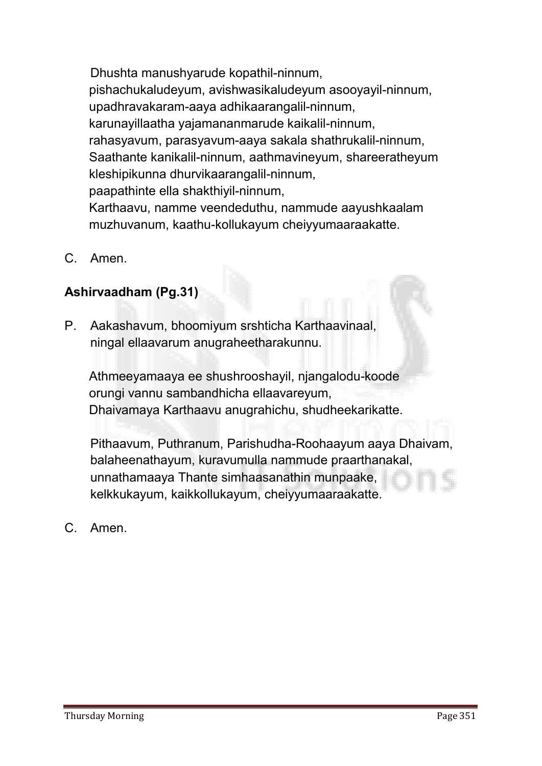Dhushta manushyarude kopathil-ninnum,
pishachukaludeyum, avishwasikaludeyum asooyayil-ninnum,
upadhravakaram-aaya adhikaarangalil-ninnum,
karunayillaatha yajamananmarude kaikalil-ninnum,
rahasyavum, parasyavum-aaya sakala shathrukalil-ninnum,
Saathante kanikalil-ninnum, aathmavineyum, shareeratheyum
kleshipikunna dhurvikaarangalil-ninnum,
paapathinte ella shakthiyil-ninnum,
Karthaavu, namme veendeduthu, nammude aayushkaalam
muzhuvanum, kaathu-kollukayum cheiyyumaaraakatte.

C. Amen.

**Ashirvaadham (Pg.31)**

P. Aakashavum, bhoomiyum srshticha Karthaavinaal,
ningal ellaavarum anugraheetharakunnu.

Athmeeyamaaya ee shushrooshayil, njangalodu-koode
orungi vannu sambandhicha ellaavareyum,
Dhaivamaya Karthaavu anugrahichu, shudheekarikatte.

Pithaavum, Puthranum, Parishudha-Roohaayum aaya Dhaivam,
balaheenathayum, kuravumulla nammude praarthanakal,
unnathamaaya Thante simhaasanathin munpaake,
kelkkukayum, kaikkollukayum, cheiyyumaaraakatte.

C. Amen.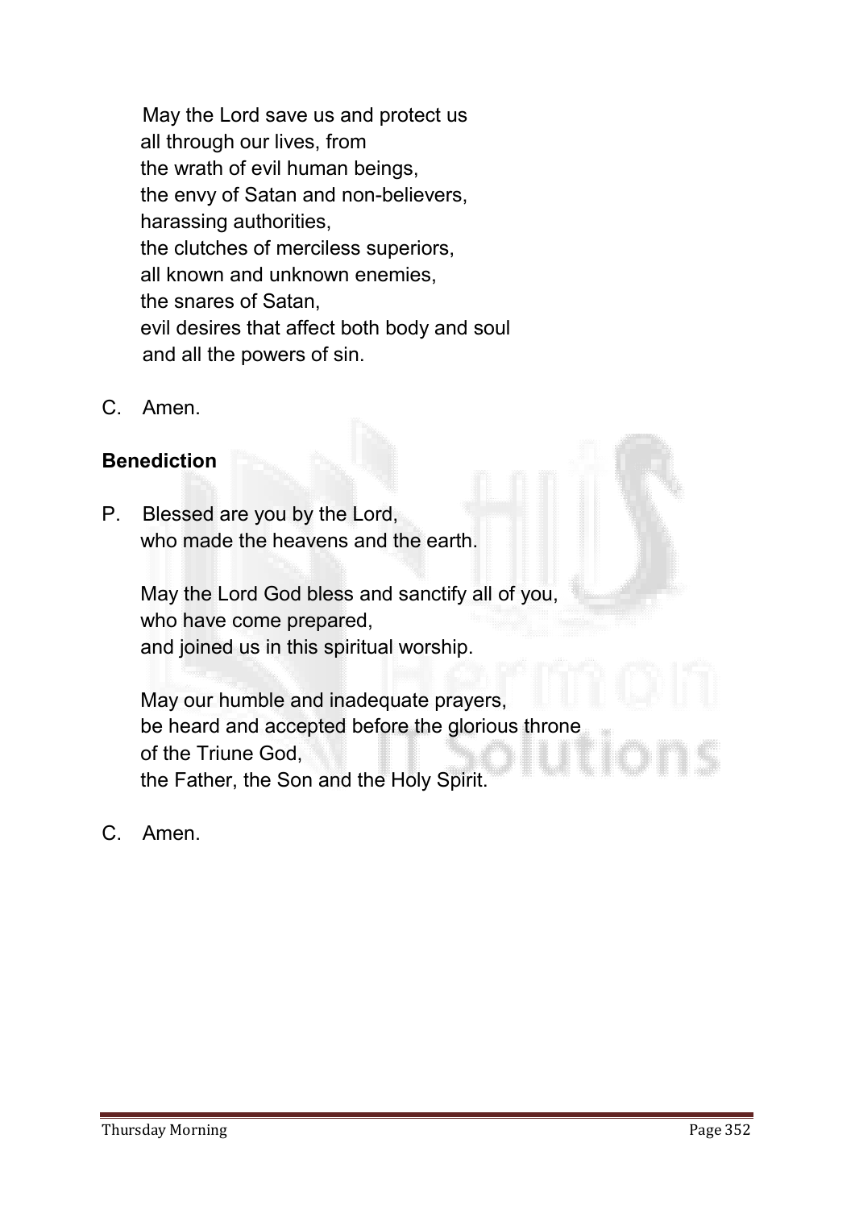May the Lord save us and protect us
all through our lives, from
the wrath of evil human beings,
the envy of Satan and non-believers,
harassing authorities,
the clutches of merciless superiors,
all known and unknown enemies,
the snares of Satan,
evil desires that affect both body and soul
and all the powers of sin.

C. Amen.

**Benediction**

P. Blessed are you by the Lord,
who made the heavens and the earth.

May the Lord God bless and sanctify all of you,
who have come prepared,
and joined us in this spiritual worship.

May our humble and inadequate prayers,
be heard and accepted before the glorious throne
of the Triune God,
the Father, the Son and the Holy Spirit.

C. Amen.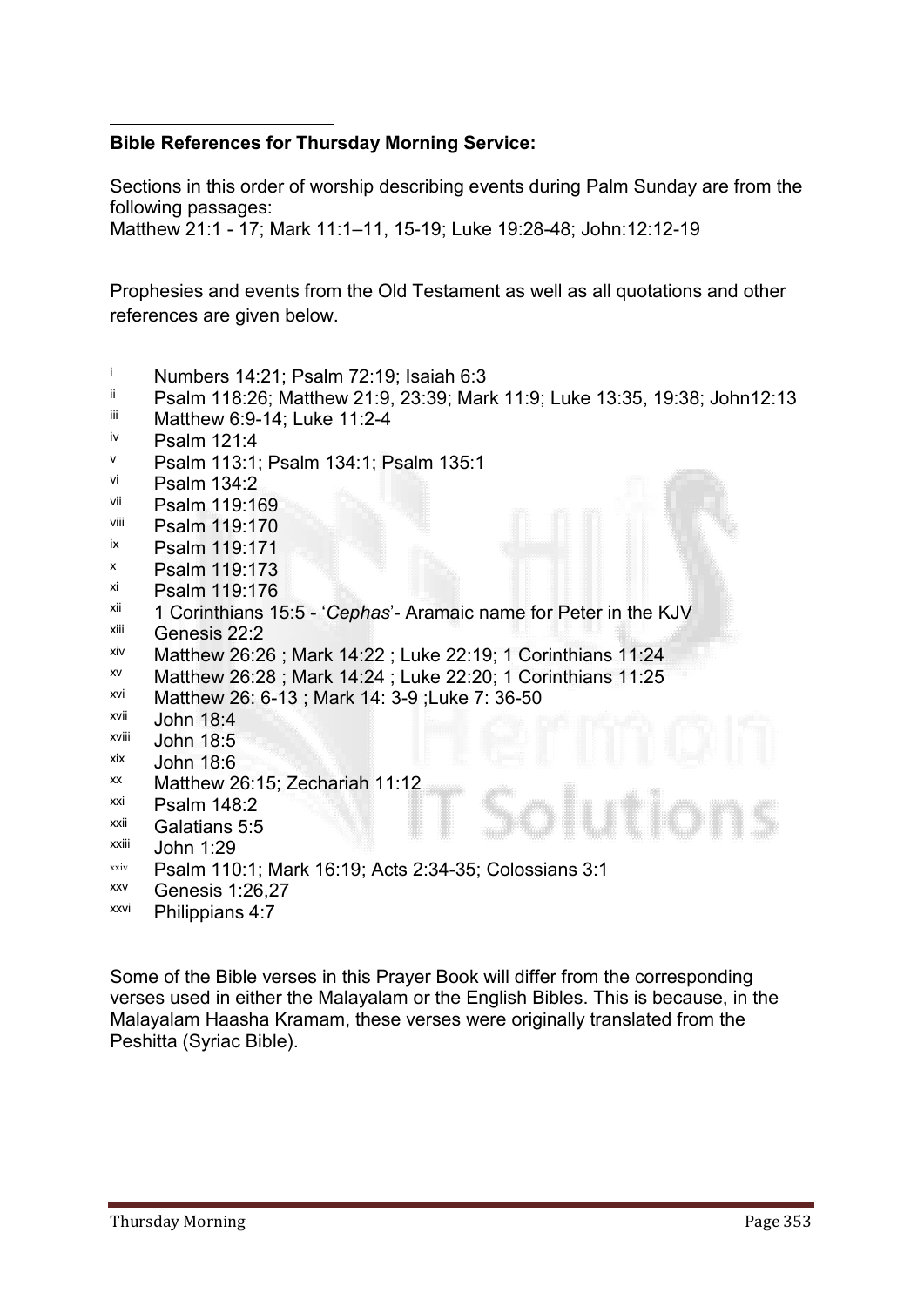**Bible References for Thursday Morning Service:**

Sections in this order of worship describing events during Palm Sunday are from the following passages:
Matthew 21:1 - 17; Mark 11:1–11, 15-19; Luke 19:28-48; John:12:12-19

Prophesies and events from the Old Testament as well as all quotations and other references are given below.

[i] Numbers 14:21; Psalm 72:19; Isaiah 6:3
[ii] Psalm 118:26; Matthew 21:9, 23:39; Mark 11:9; Luke 13:35, 19:38; John12:13
[iii] Matthew 6:9-14; Luke 11:2-4
[iv] Psalm 121:4
[v] Psalm 113:1; Psalm 134:1; Psalm 135:1
[vi] Psalm 134:2
[vii] Psalm 119:169
[viii] Psalm 119:170
[ix] Psalm 119:171
[x] Psalm 119:173
[xi] Psalm 119:176
[xii] 1 Corinthians 15:5 - '*Cephas*'- Aramaic name for Peter in the KJV
[xiii] Genesis 22:2
[xiv] Matthew 26:26 ; Mark 14:22 ; Luke 22:19; 1 Corinthians 11:24
[xv] Matthew 26:28 ; Mark 14:24 ; Luke 22:20; 1 Corinthians 11:25
[xvi] Matthew 26: 6-13 ; Mark 14: 3-9 ;Luke 7: 36-50
[xvii] John 18:4
[xviii] John 18:5
[xix] John 18:6
[xx] Matthew 26:15; Zechariah 11:12
[xxi] Psalm 148:2
[xxii] Galatians 5:5
[xxiii] John 1:29
[xxiv] Psalm 110:1; Mark 16:19; Acts 2:34-35; Colossians 3:1
[xxv] Genesis 1:26,27
[xxvi] Philippians 4:7

Some of the Bible verses in this Prayer Book will differ from the corresponding verses used in either the Malayalam or the English Bibles. This is because, in the Malayalam Haasha Kramam, these verses were originally translated from the Peshitta (Syriac Bible).